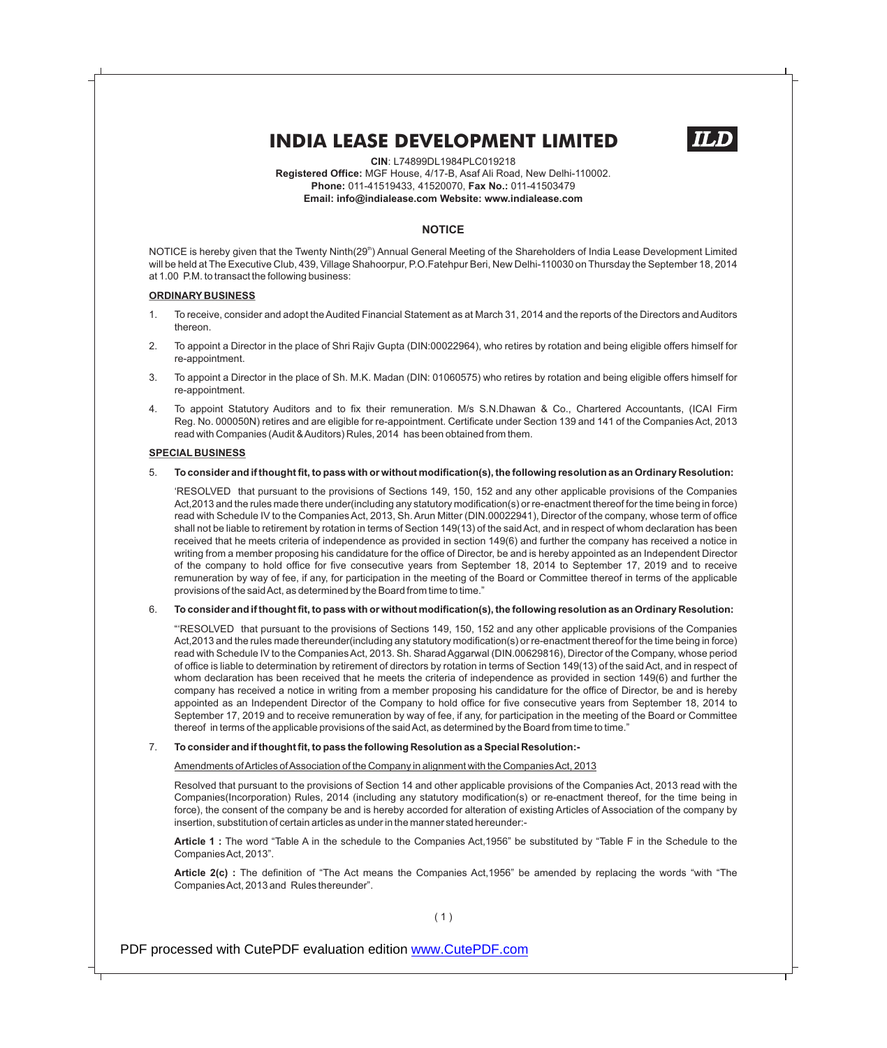# INDIA LEASE DEVELOPMENT LIMITED

**CIN**: L74899DL1984PLC019218
**Registered Office:** MGF House, 4/17-B, Asaf Ali Road, New Delhi-110002.
**Phone:** 011-41519433, 41520070, **Fax No.:** 011-41503479
**Email: info@indialease.com Website: www.indialease.com**

## NOTICE

NOTICE is hereby given that the Twenty Ninth(29th) Annual General Meeting of the Shareholders of India Lease Development Limited will be held at The Executive Club, 439, Village Shahoorpur, P.O.Fatehpur Beri, New Delhi-110030 on Thursday the September 18, 2014 at 1.00 P.M. to transact the following business:

### ORDINARY BUSINESS

1. To receive, consider and adopt the Audited Financial Statement as at March 31, 2014 and the reports of the Directors and Auditors thereon.
2. To appoint a Director in the place of Shri Rajiv Gupta (DIN:00022964), who retires by rotation and being eligible offers himself for re-appointment.
3. To appoint a Director in the place of Sh. M.K. Madan (DIN: 01060575) who retires by rotation and being eligible offers himself for re-appointment.
4. To appoint Statutory Auditors and to fix their remuneration. M/s S.N.Dhawan & Co., Chartered Accountants, (ICAI Firm Reg. No. 000050N) retires and are eligible for re-appointment. Certificate under Section 139 and 141 of the Companies Act, 2013 read with Companies (Audit & Auditors) Rules, 2014 has been obtained from them.

### SPECIAL BUSINESS

5. **To consider and if thought fit, to pass with or without modification(s), the following resolution as an Ordinary Resolution:**

   'RESOLVED that pursuant to the provisions of Sections 149, 150, 152 and any other applicable provisions of the Companies Act,2013 and the rules made there under(including any statutory modification(s) or re-enactment thereof for the time being in force) read with Schedule IV to the Companies Act, 2013, Sh. Arun Mitter (DIN.00022941), Director of the company, whose term of office shall not be liable to retirement by rotation in terms of Section 149(13) of the said Act, and in respect of whom declaration has been received that he meets criteria of independence as provided in section 149(6) and further the company has received a notice in writing from a member proposing his candidature for the office of Director, be and is hereby appointed as an Independent Director of the company to hold office for five consecutive years from September 18, 2014 to September 17, 2019 and to receive remuneration by way of fee, if any, for participation in the meeting of the Board or Committee thereof in terms of the applicable provisions of the said Act, as determined by the Board from time to time."

6. **To consider and if thought fit, to pass with or without modification(s), the following resolution as an Ordinary Resolution:**

   "'RESOLVED that pursuant to the provisions of Sections 149, 150, 152 and any other applicable provisions of the Companies Act,2013 and the rules made thereunder(including any statutory modification(s) or re-enactment thereof for the time being in force) read with Schedule IV to the Companies Act, 2013. Sh. Sharad Aggarwal (DIN.00629816), Director of the Company, whose period of office is liable to determination by retirement of directors by rotation in terms of Section 149(13) of the said Act, and in respect of whom declaration has been received that he meets the criteria of independence as provided in section 149(6) and further the company has received a notice in writing from a member proposing his candidature for the office of Director, be and is hereby appointed as an Independent Director of the Company to hold office for five consecutive years from September 18, 2014 to September 17, 2019 and to receive remuneration by way of fee, if any, for participation in the meeting of the Board or Committee thereof in terms of the applicable provisions of the said Act, as determined by the Board from time to time."

7. **To consider and if thought fit, to pass the following Resolution as a Special Resolution:-**

   Amendments of Articles of Association of the Company in alignment with the Companies Act, 2013

   Resolved that pursuant to the provisions of Section 14 and other applicable provisions of the Companies Act, 2013 read with the Companies(Incorporation) Rules, 2014 (including any statutory modification(s) or re-enactment thereof, for the time being in force), the consent of the company be and is hereby accorded for alteration of existing Articles of Association of the company by insertion, substitution of certain articles as under in the manner stated hereunder:-

   **Article 1 :** The word "Table A in the schedule to the Companies Act,1956" be substituted by "Table F in the Schedule to the Companies Act, 2013".

   **Article 2(c) :** The definition of "The Act means the Companies Act,1956" be amended by replacing the words "with "The Companies Act, 2013 and Rules thereunder".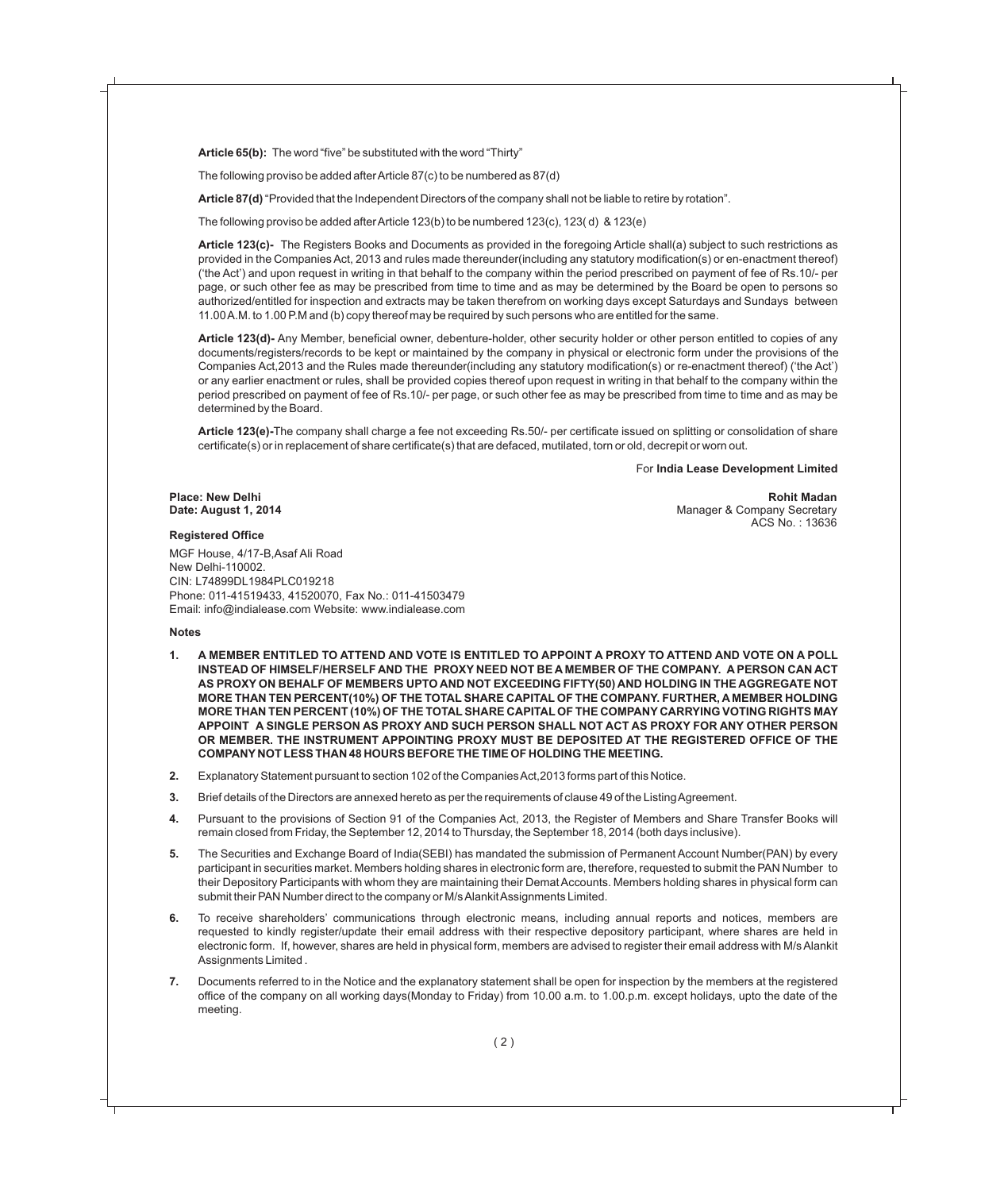**Article 65(b):** The word "five" be substituted with the word "Thirty"

The following proviso be added after Article 87(c) to be numbered as 87(d)

**Article 87(d)** "Provided that the Independent Directors of the company shall not be liable to retire by rotation".

The following proviso be added after Article 123(b) to be numbered 123(c), 123( d) & 123(e)

**Article 123(c)-** The Registers Books and Documents as provided in the foregoing Article shall(a) subject to such restrictions as provided in the Companies Act, 2013 and rules made thereunder(including any statutory modification(s) or en-enactment thereof) ('the Act') and upon request in writing in that behalf to the company within the period prescribed on payment of fee of Rs.10/- per page, or such other fee as may be prescribed from time to time and as may be determined by the Board be open to persons so authorized/entitled for inspection and extracts may be taken therefrom on working days except Saturdays and Sundays between 11.00 A.M. to 1.00 P.M and (b) copy thereof may be required by such persons who are entitled for the same.

**Article 123(d)-** Any Member, beneficial owner, debenture-holder, other security holder or other person entitled to copies of any documents/registers/records to be kept or maintained by the company in physical or electronic form under the provisions of the Companies Act,2013 and the Rules made thereunder(including any statutory modification(s) or re-enactment thereof) ('the Act') or any earlier enactment or rules, shall be provided copies thereof upon request in writing in that behalf to the company within the period prescribed on payment of fee of Rs.10/- per page, or such other fee as may be prescribed from time to time and as may be determined by the Board.

**Article 123(e)-**The company shall charge a fee not exceeding Rs.50/- per certificate issued on splitting or consolidation of share certificate(s) or in replacement of share certificate(s) that are defaced, mutilated, torn or old, decrepit or worn out.

For **India Lease Development Limited**

**Place: New Delhi**
**Date: August 1, 2014**

**Rohit Madan**
Manager & Company Secretary
ACS No. : 13636

**Registered Office**

MGF House, 4/17-B,Asaf Ali Road
New Delhi-110002.
CIN: L74899DL1984PLC019218
Phone: 011-41519433, 41520070, Fax No.: 011-41503479
Email: info@indialease.com Website: www.indialease.com

**Notes**

1. **A MEMBER ENTITLED TO ATTEND AND VOTE IS ENTITLED TO APPOINT A PROXY TO ATTEND AND VOTE ON A POLL INSTEAD OF HIMSELF/HERSELF AND THE PROXY NEED NOT BE A MEMBER OF THE COMPANY. A PERSON CAN ACT AS PROXY ON BEHALF OF MEMBERS UPTO AND NOT EXCEEDING FIFTY(50) AND HOLDING IN THE AGGREGATE NOT MORE THAN TEN PERCENT(10%) OF THE TOTAL SHARE CAPITAL OF THE COMPANY. FURTHER, A MEMBER HOLDING MORE THAN TEN PERCENT (10%) OF THE TOTAL SHARE CAPITAL OF THE COMPANY CARRYING VOTING RIGHTS MAY APPOINT A SINGLE PERSON AS PROXY AND SUCH PERSON SHALL NOT ACT AS PROXY FOR ANY OTHER PERSON OR MEMBER. THE INSTRUMENT APPOINTING PROXY MUST BE DEPOSITED AT THE REGISTERED OFFICE OF THE COMPANY NOT LESS THAN 48 HOURS BEFORE THE TIME OF HOLDING THE MEETING.**

2. Explanatory Statement pursuant to section 102 of the Companies Act,2013 forms part of this Notice.

3. Brief details of the Directors are annexed hereto as per the requirements of clause 49 of the Listing Agreement.

4. Pursuant to the provisions of Section 91 of the Companies Act, 2013, the Register of Members and Share Transfer Books will remain closed from Friday, the September 12, 2014 to Thursday, the September 18, 2014 (both days inclusive).

5. The Securities and Exchange Board of India(SEBI) has mandated the submission of Permanent Account Number(PAN) by every participant in securities market. Members holding shares in electronic form are, therefore, requested to submit the PAN Number to their Depository Participants with whom they are maintaining their Demat Accounts. Members holding shares in physical form can submit their PAN Number direct to the company or M/s Alankit Assignments Limited.

6. To receive shareholders' communications through electronic means, including annual reports and notices, members are requested to kindly register/update their email address with their respective depository participant, where shares are held in electronic form. If, however, shares are held in physical form, members are advised to register their email address with M/s Alankit Assignments Limited .

7. Documents referred to in the Notice and the explanatory statement shall be open for inspection by the members at the registered office of the company on all working days(Monday to Friday) from 10.00 a.m. to 1.00.p.m. except holidays, upto the date of the meeting.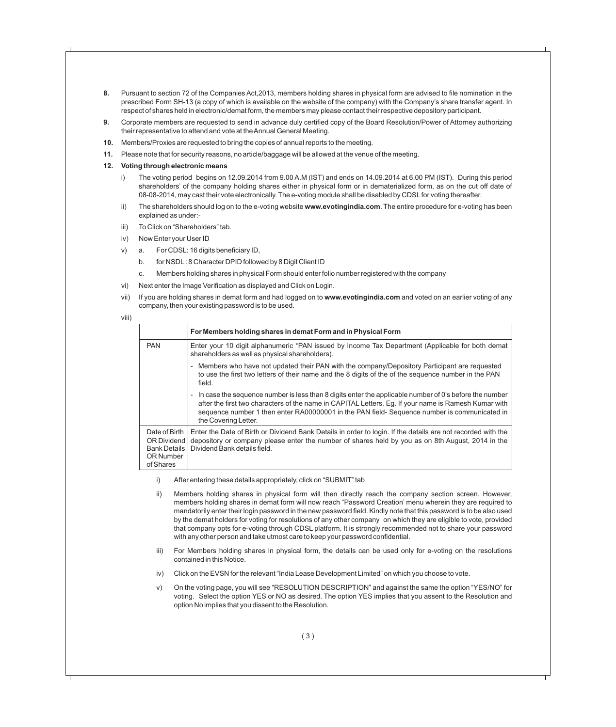**8.** Pursuant to section 72 of the Companies Act,2013, members holding shares in physical form are advised to file nomination in the prescribed Form SH-13 (a copy of which is available on the website of the company) with the Company's share transfer agent. In respect of shares held in electronic/demat form, the members may please contact their respective depository participant.

**9.** Corporate members are requested to send in advance duly certified copy of the Board Resolution/Power of Attorney authorizing their representative to attend and vote at the Annual General Meeting.

**10.** Members/Proxies are requested to bring the copies of annual reports to the meeting.

**11.** Please note that for security reasons, no article/baggage will be allowed at the venue of the meeting.

**12. Voting through electronic means**

i) The voting period begins on 12.09.2014 from 9.00 A.M (IST) and ends on 14.09.2014 at 6.00 PM (IST). During this period shareholders' of the company holding shares either in physical form or in dematerialized form, as on the cut off date of 08-08-2014, may cast their vote electronically. The e-voting module shall be disabled by CDSL for voting thereafter.

ii) The shareholders should log on to the e-voting website **www.evotingindia.com**. The entire procedure for e-voting has been explained as under:-

iii) To Click on "Shareholders" tab.

iv) Now Enter your User ID

v) a. For CDSL: 16 digits beneficiary ID,

b. for NSDL : 8 Character DPID followed by 8 Digit Client ID

c. Members holding shares in physical Form should enter folio number registered with the company

vi) Next enter the Image Verification as displayed and Click on Login.

vii) If you are holding shares in demat form and had logged on to **www.evotingindia.com** and voted on an earlier voting of any company, then your existing password is to be used.

viii)

| | **For Members holding shares in demat Form and in Physical Form** |
|---|---|
| PAN | Enter your 10 digit alphanumeric *PAN issued by Income Tax Department (Applicable for both demat shareholders as well as physical shareholders).<br>- Members who have not updated their PAN with the company/Depository Participant are requested to use the first two letters of their name and the 8 digits of the of the sequence number in the PAN field.<br>- In case the sequence number is less than 8 digits enter the applicable number of 0's before the number after the first two characters of the name in CAPITAL Letters. Eg. If your name is Ramesh Kumar with sequence number 1 then enter RA00000001 in the PAN field- Sequence number is communicated in the Covering Letter. |
| Date of Birth OR Dividend Bank Details OR Number of Shares | Enter the Date of Birth or Dividend Bank Details in order to login. If the details are not recorded with the depository or company please enter the number of shares held by you as on 8th August, 2014 in the Dividend Bank details field. |

i) After entering these details appropriately, click on "SUBMIT" tab

ii) Members holding shares in physical form will then directly reach the company section screen. However, members holding shares in demat form will now reach "Password Creation' menu wherein they are required to mandatorily enter their login password in the new password field. Kindly note that this password is to be also used by the demat holders for voting for resolutions of any other company on which they are eligible to vote, provided that company opts for e-voting through CDSL platform. It is strongly recommended not to share your password with any other person and take utmost care to keep your password confidential.

iii) For Members holding shares in physical form, the details can be used only for e-voting on the resolutions contained in this Notice.

iv) Click on the EVSN for the relevant "India Lease Development Limited" on which you choose to vote.

v) On the voting page, you will see "RESOLUTION DESCRIPTION" and against the same the option "YES/NO" for voting. Select the option YES or NO as desired. The option YES implies that you assent to the Resolution and option No implies that you dissent to the Resolution.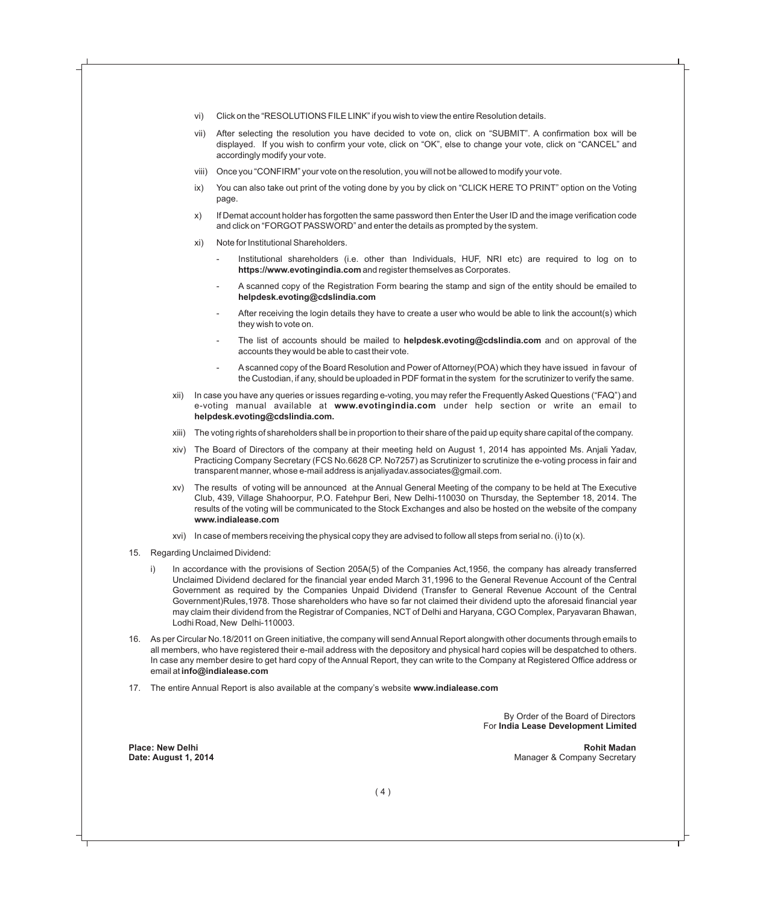vi) Click on the "RESOLUTIONS FILE LINK" if you wish to view the entire Resolution details.

vii) After selecting the resolution you have decided to vote on, click on "SUBMIT". A confirmation box will be displayed. If you wish to confirm your vote, click on "OK", else to change your vote, click on "CANCEL" and accordingly modify your vote.

viii) Once you "CONFIRM" your vote on the resolution, you will not be allowed to modify your vote.

ix) You can also take out print of the voting done by you by click on "CLICK HERE TO PRINT" option on the Voting page.

x) If Demat account holder has forgotten the same password then Enter the User ID and the image verification code and click on "FORGOT PASSWORD" and enter the details as prompted by the system.

xi) Note for Institutional Shareholders.

- Institutional shareholders (i.e. other than Individuals, HUF, NRI etc) are required to log on to **https://www.evotingindia.com** and register themselves as Corporates.
- A scanned copy of the Registration Form bearing the stamp and sign of the entity should be emailed to **helpdesk.evoting@cdslindia.com**
- After receiving the login details they have to create a user who would be able to link the account(s) which they wish to vote on.
- The list of accounts should be mailed to **helpdesk.evoting@cdslindia.com** and on approval of the accounts they would be able to cast their vote.
- A scanned copy of the Board Resolution and Power of Attorney(POA) which they have issued in favour of the Custodian, if any, should be uploaded in PDF format in the system for the scrutinizer to verify the same.

xii) In case you have any queries or issues regarding e-voting, you may refer the Frequently Asked Questions ("FAQ") and e-voting manual available at **www.evotingindia.com** under help section or write an email to **helpdesk.evoting@cdslindia.com.**

xiii) The voting rights of shareholders shall be in proportion to their share of the paid up equity share capital of the company.

xiv) The Board of Directors of the company at their meeting held on August 1, 2014 has appointed Ms. Anjali Yadav, Practicing Company Secretary (FCS No.6628 CP. No7257) as Scrutinizer to scrutinize the e-voting process in fair and transparent manner, whose e-mail address is anjaliyadav.associates@gmail.com.

xv) The results of voting will be announced at the Annual General Meeting of the company to be held at The Executive Club, 439, Village Shahoorpur, P.O. Fatehpur Beri, New Delhi-110030 on Thursday, the September 18, 2014. The results of the voting will be communicated to the Stock Exchanges and also be hosted on the website of the company **www.indialease.com**

xvi) In case of members receiving the physical copy they are advised to follow all steps from serial no. (i) to (x).

15. Regarding Unclaimed Dividend:

    i) In accordance with the provisions of Section 205A(5) of the Companies Act,1956, the company has already transferred Unclaimed Dividend declared for the financial year ended March 31,1996 to the General Revenue Account of the Central Government as required by the Companies Unpaid Dividend (Transfer to General Revenue Account of the Central Government)Rules,1978. Those shareholders who have so far not claimed their dividend upto the aforesaid financial year may claim their dividend from the Registrar of Companies, NCT of Delhi and Haryana, CGO Complex, Paryavaran Bhawan, Lodhi Road, New Delhi-110003.

16. As per Circular No.18/2011 on Green initiative, the company will send Annual Report alongwith other documents through emails to all members, who have registered their e-mail address with the depository and physical hard copies will be despatched to others. In case any member desire to get hard copy of the Annual Report, they can write to the Company at Registered Office address or email at **info@indialease.com**

17. The entire Annual Report is also available at the company's website **www.indialease.com**

By Order of the Board of Directors
For **India Lease Development Limited**

**Place: New Delhi**
**Date: August 1, 2014**

**Rohit Madan**
Manager & Company Secretary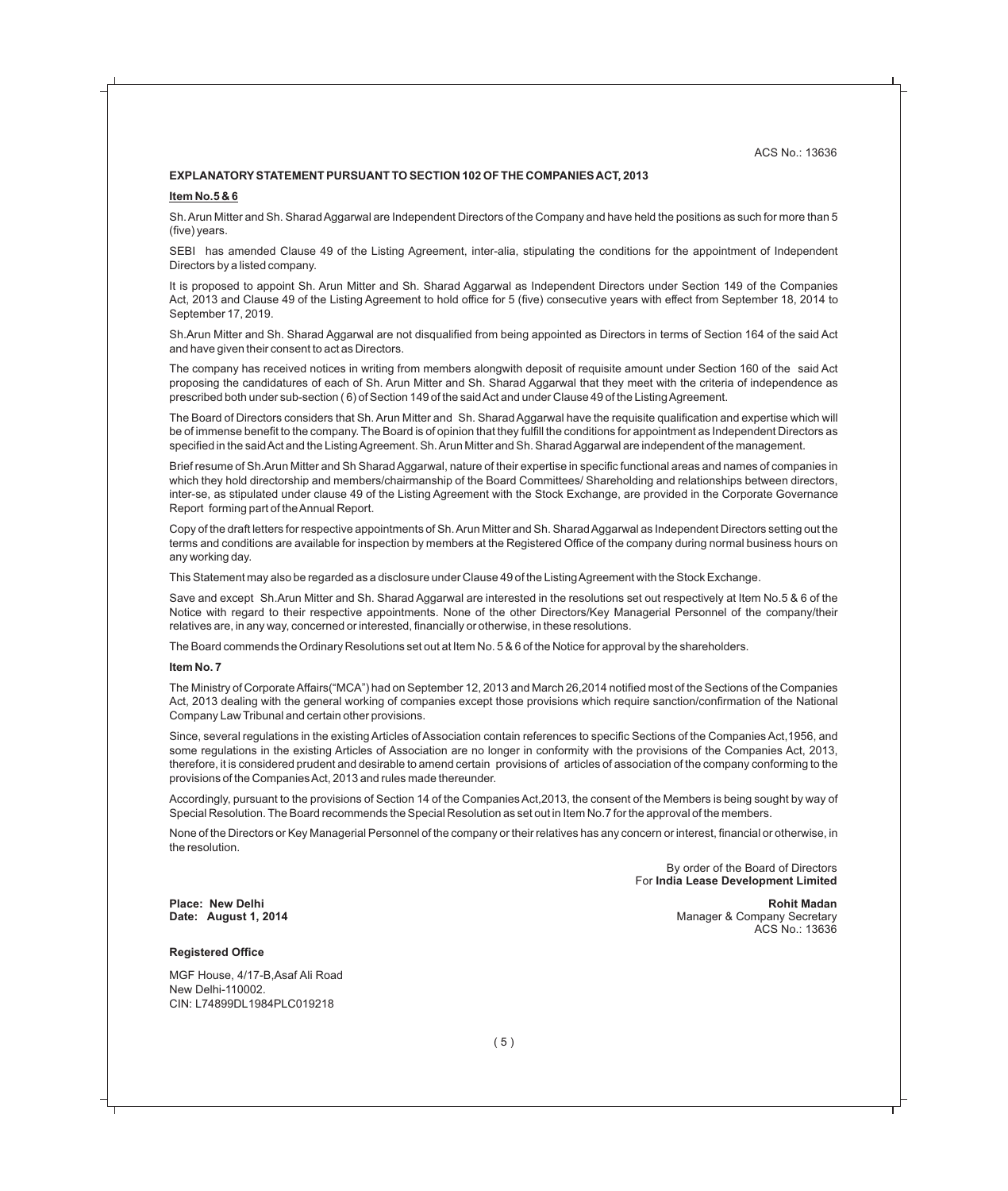ACS No.: 13636

**EXPLANATORY STATEMENT PURSUANT TO SECTION 102 OF THE COMPANIES ACT, 2013**

**Item No.5 & 6**

Sh. Arun Mitter and Sh. Sharad Aggarwal are Independent Directors of the Company and have held the positions as such for more than 5 (five) years.

SEBI has amended Clause 49 of the Listing Agreement, inter-alia, stipulating the conditions for the appointment of Independent Directors by a listed company.

It is proposed to appoint Sh. Arun Mitter and Sh. Sharad Aggarwal as Independent Directors under Section 149 of the Companies Act, 2013 and Clause 49 of the Listing Agreement to hold office for 5 (five) consecutive years with effect from September 18, 2014 to September 17, 2019.

Sh.Arun Mitter and Sh. Sharad Aggarwal are not disqualified from being appointed as Directors in terms of Section 164 of the said Act and have given their consent to act as Directors.

The company has received notices in writing from members alongwith deposit of requisite amount under Section 160 of the said Act proposing the candidatures of each of Sh. Arun Mitter and Sh. Sharad Aggarwal that they meet with the criteria of independence as prescribed both under sub-section ( 6) of Section 149 of the said Act and under Clause 49 of the Listing Agreement.

The Board of Directors considers that Sh. Arun Mitter and Sh. Sharad Aggarwal have the requisite qualification and expertise which will be of immense benefit to the company. The Board is of opinion that they fulfill the conditions for appointment as Independent Directors as specified in the said Act and the Listing Agreement. Sh. Arun Mitter and Sh. Sharad Aggarwal are independent of the management.

Brief resume of Sh.Arun Mitter and Sh Sharad Aggarwal, nature of their expertise in specific functional areas and names of companies in which they hold directorship and members/chairmanship of the Board Committees/ Shareholding and relationships between directors, inter-se, as stipulated under clause 49 of the Listing Agreement with the Stock Exchange, are provided in the Corporate Governance Report forming part of the Annual Report.

Copy of the draft letters for respective appointments of Sh. Arun Mitter and Sh. Sharad Aggarwal as Independent Directors setting out the terms and conditions are available for inspection by members at the Registered Office of the company during normal business hours on any working day.

This Statement may also be regarded as a disclosure under Clause 49 of the Listing Agreement with the Stock Exchange.

Save and except Sh.Arun Mitter and Sh. Sharad Aggarwal are interested in the resolutions set out respectively at Item No.5 & 6 of the Notice with regard to their respective appointments. None of the other Directors/Key Managerial Personnel of the company/their relatives are, in any way, concerned or interested, financially or otherwise, in these resolutions.

The Board commends the Ordinary Resolutions set out at Item No. 5 & 6 of the Notice for approval by the shareholders.

**Item No. 7**

The Ministry of Corporate Affairs("MCA") had on September 12, 2013 and March 26,2014 notified most of the Sections of the Companies Act, 2013 dealing with the general working of companies except those provisions which require sanction/confirmation of the National Company Law Tribunal and certain other provisions.

Since, several regulations in the existing Articles of Association contain references to specific Sections of the Companies Act,1956, and some regulations in the existing Articles of Association are no longer in conformity with the provisions of the Companies Act, 2013, therefore, it is considered prudent and desirable to amend certain provisions of articles of association of the company conforming to the provisions of the Companies Act, 2013 and rules made thereunder.

Accordingly, pursuant to the provisions of Section 14 of the Companies Act,2013, the consent of the Members is being sought by way of Special Resolution. The Board recommends the Special Resolution as set out in Item No.7 for the approval of the members.

None of the Directors or Key Managerial Personnel of the company or their relatives has any concern or interest, financial or otherwise, in the resolution.

By order of the Board of Directors
For **India Lease Development Limited**

**Place: New Delhi**
**Date: August 1, 2014**

**Rohit Madan**
Manager & Company Secretary
ACS No.: 13636

**Registered Office**

MGF House, 4/17-B,Asaf Ali Road
New Delhi-110002.
CIN: L74899DL1984PLC019218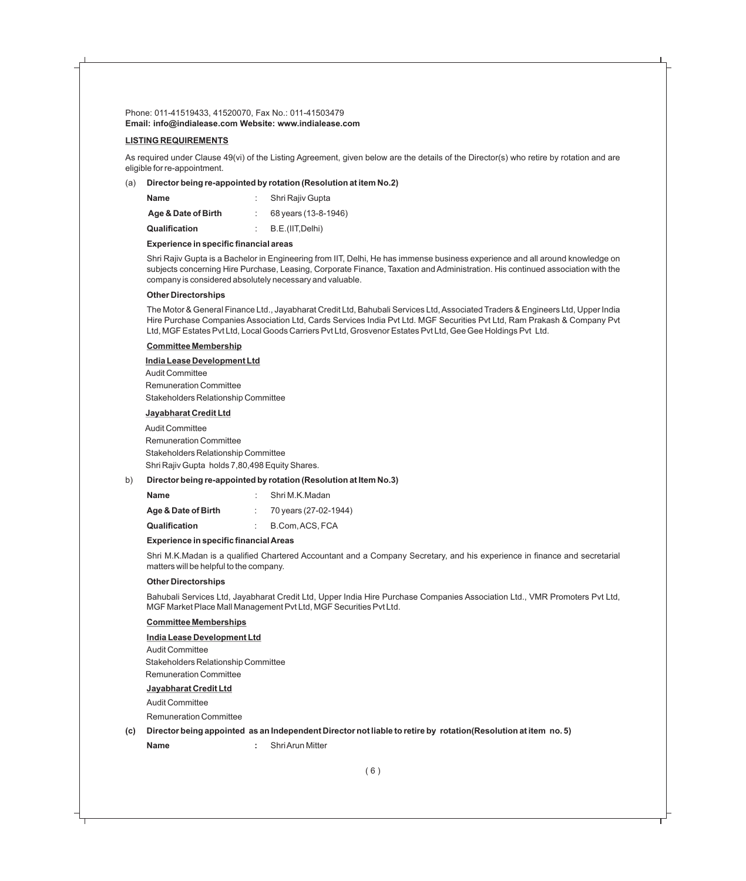Phone: 011-41519433, 41520070, Fax No.: 011-41503479
**Email: info@indialease.com Website: www.indialease.com**

## LISTING REQUIREMENTS

As required under Clause 49(vi) of the Listing Agreement, given below are the details of the Director(s) who retire by rotation and are eligible for re-appointment.

(a) **Director being re-appointed by rotation (Resolution at item No.2)**

**Name** : Shri Rajiv Gupta

**Age & Date of Birth** : 68 years (13-8-1946)

**Qualification** : B.E.(IIT,Delhi)

**Experience in specific financial areas**

Shri Rajiv Gupta is a Bachelor in Engineering from IIT, Delhi, He has immense business experience and all around knowledge on subjects concerning Hire Purchase, Leasing, Corporate Finance, Taxation and Administration. His continued association with the company is considered absolutely necessary and valuable.

**Other Directorships**

The Motor & General Finance Ltd., Jayabharat Credit Ltd, Bahubali Services Ltd, Associated Traders & Engineers Ltd, Upper India Hire Purchase Companies Association Ltd, Cards Services India Pvt Ltd. MGF Securities Pvt Ltd, Ram Prakash & Company Pvt Ltd, MGF Estates Pvt Ltd, Local Goods Carriers Pvt Ltd, Grosvenor Estates Pvt Ltd, Gee Gee Holdings Pvt Ltd.

**Committee Membership**

**India Lease Development Ltd**

Audit Committee
Remuneration Committee
Stakeholders Relationship Committee

**Jayabharat Credit Ltd**

Audit Committee
Remuneration Committee
Stakeholders Relationship Committee
Shri Rajiv Gupta holds 7,80,498 Equity Shares.

b) **Director being re-appointed by rotation (Resolution at Item No.3)**

**Name** : Shri M.K.Madan

**Age & Date of Birth** : 70 years (27-02-1944)

**Qualification** : B.Com, ACS, FCA

**Experience in specific financial Areas**

Shri M.K.Madan is a qualified Chartered Accountant and a Company Secretary, and his experience in finance and secretarial matters will be helpful to the company.

**Other Directorships**

Bahubali Services Ltd, Jayabharat Credit Ltd, Upper India Hire Purchase Companies Association Ltd., VMR Promoters Pvt Ltd, MGF Market Place Mall Management Pvt Ltd, MGF Securities Pvt Ltd.

**Committee Memberships**

**India Lease Development Ltd**

Audit Committee
Stakeholders Relationship Committee
Remuneration Committee

**Jayabharat Credit Ltd**

Audit Committee
Remuneration Committee

**(c) Director being appointed as an Independent Director not liable to retire by rotation(Resolution at item no. 5)**

**Name** **:** Shri Arun Mitter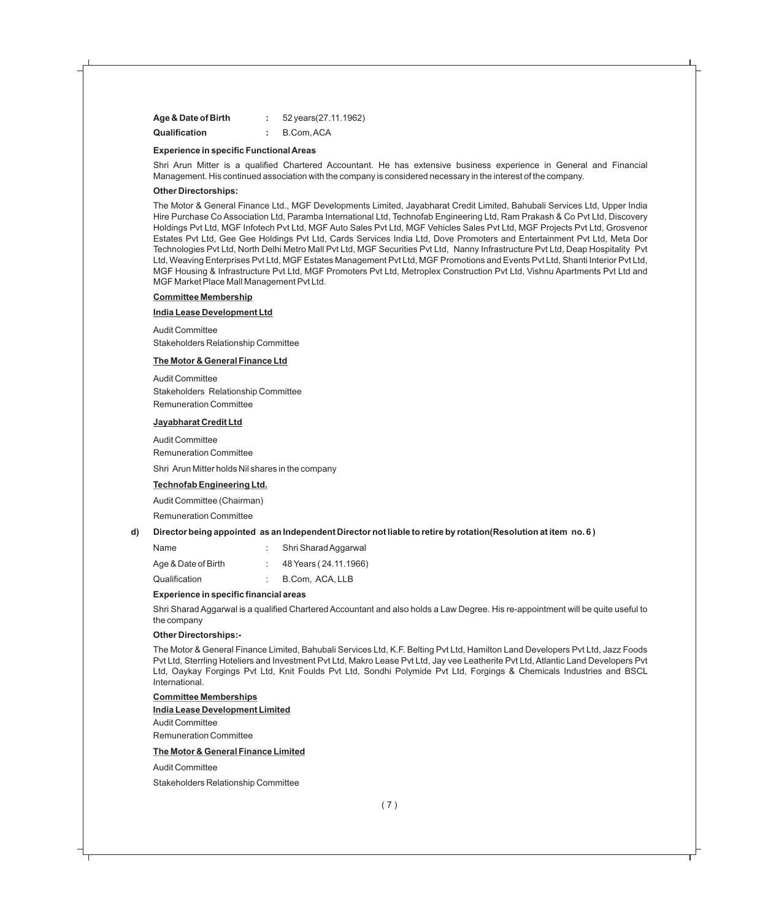**Age & Date of Birth** : 52 years(27.11.1962)

**Qualification** : B.Com, ACA

**Experience in specific Functional Areas**

Shri Arun Mitter is a qualified Chartered Accountant. He has extensive business experience in General and Financial Management. His continued association with the company is considered necessary in the interest of the company.

**Other Directorships:**

The Motor & General Finance Ltd., MGF Developments Limited, Jayabharat Credit Limited, Bahubali Services Ltd, Upper India Hire Purchase Co Association Ltd, Paramba International Ltd, Technofab Engineering Ltd, Ram Prakash & Co Pvt Ltd, Discovery Holdings Pvt Ltd, MGF Infotech Pvt Ltd, MGF Auto Sales Pvt Ltd, MGF Vehicles Sales Pvt Ltd, MGF Projects Pvt Ltd, Grosvenor Estates Pvt Ltd, Gee Gee Holdings Pvt Ltd, Cards Services India Ltd, Dove Promoters and Entertainment Pvt Ltd, Meta Dor Technologies Pvt Ltd, North Delhi Metro Mall Pvt Ltd, MGF Securities Pvt Ltd, Nanny Infrastructure Pvt Ltd, Deap Hospitality Pvt Ltd, Weaving Enterprises Pvt Ltd, MGF Estates Management Pvt Ltd, MGF Promotions and Events Pvt Ltd, Shanti Interior Pvt Ltd, MGF Housing & Infrastructure Pvt Ltd, MGF Promoters Pvt Ltd, Metroplex Construction Pvt Ltd, Vishnu Apartments Pvt Ltd and MGF Market Place Mall Management Pvt Ltd.

**Committee Membership**

**India Lease Development Ltd**

Audit Committee
Stakeholders Relationship Committee

**The Motor & General Finance Ltd**

Audit Committee
Stakeholders Relationship Committee
Remuneration Committee

**Jayabharat Credit Ltd**

Audit Committee
Remuneration Committee

Shri Arun Mitter holds Nil shares in the company

**Technofab Engineering Ltd.**

Audit Committee (Chairman)

Remuneration Committee

**d) Director being appointed as an Independent Director not liable to retire by rotation(Resolution at item no. 6 )**

Name : Shri Sharad Aggarwal

Age & Date of Birth : 48 Years ( 24.11.1966)

Qualification : B.Com, ACA, LLB

**Experience in specific financial areas**

Shri Sharad Aggarwal is a qualified Chartered Accountant and also holds a Law Degree. His re-appointment will be quite useful to the company

**Other Directorships:-**

The Motor & General Finance Limited, Bahubali Services Ltd, K.F. Belting Pvt Ltd, Hamilton Land Developers Pvt Ltd, Jazz Foods Pvt Ltd, Sterrling Hoteliers and Investment Pvt Ltd, Makro Lease Pvt Ltd, Jay vee Leatherite Pvt Ltd, Atlantic Land Developers Pvt Ltd, Oaykay Forgings Pvt Ltd, Knit Foulds Pvt Ltd, Sondhi Polymide Pvt Ltd, Forgings & Chemicals Industries and BSCL International.

**Committee Memberships**

**India Lease Development Limited**

Audit Committee
Remuneration Committee

**The Motor & General Finance Limited**

Audit Committee

Stakeholders Relationship Committee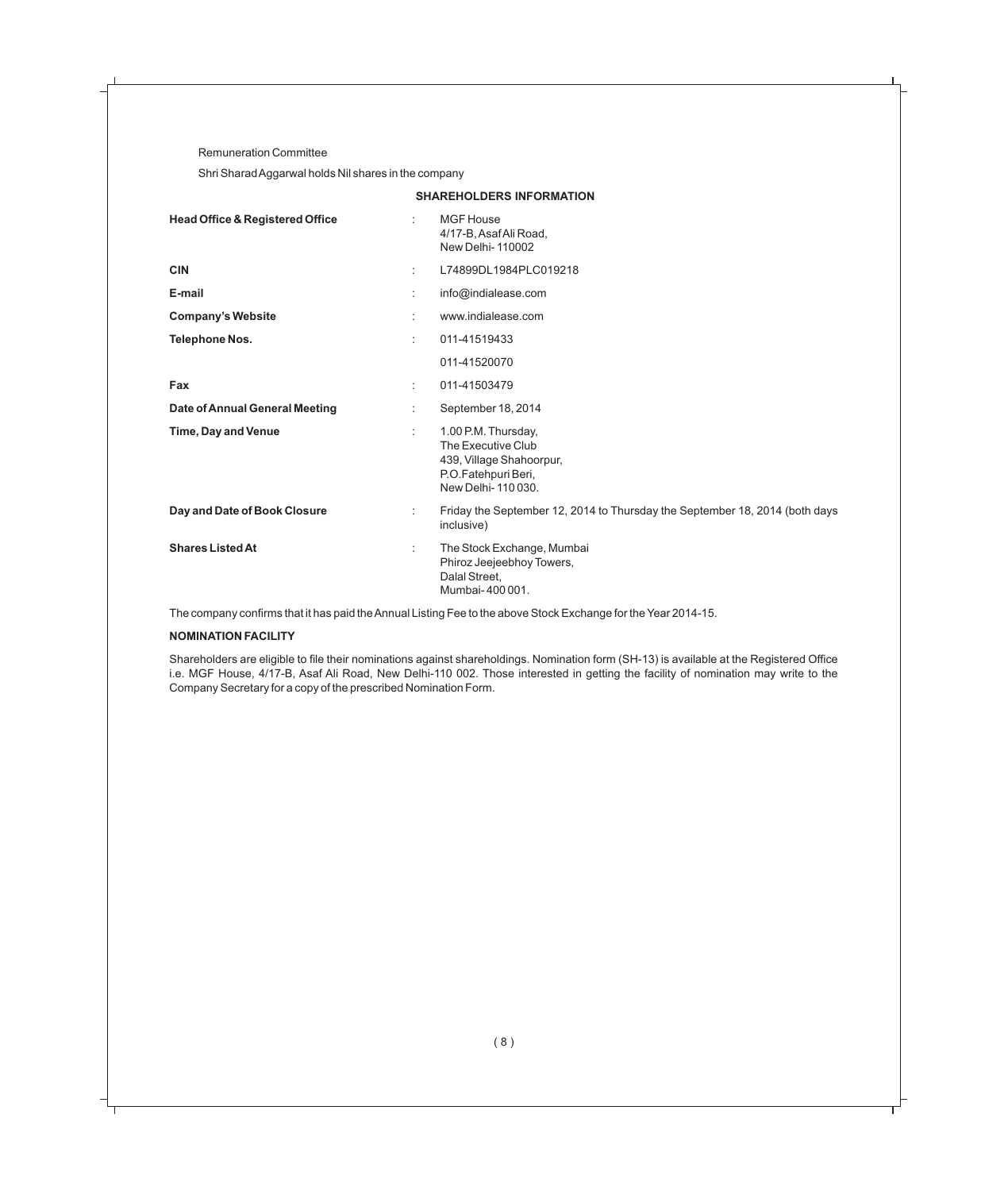Remuneration Committee

Shri Sharad Aggarwal holds Nil shares in the company

## SHAREHOLDERS INFORMATION

| | | |
|---|---|---|
| **Head Office & Registered Office** | : | MGF House<br>4/17-B, Asaf Ali Road,<br>New Delhi- 110002 |
| **CIN** | : | L74899DL1984PLC019218 |
| **E-mail** | : | info@indialease.com |
| **Company's Website** | : | www.indialease.com |
| **Telephone Nos.** | : | 011-41519433 |
| | | 011-41520070 |
| **Fax** | : | 011-41503479 |
| **Date of Annual General Meeting** | : | September 18, 2014 |
| **Time, Day and Venue** | : | 1.00 P.M. Thursday,<br>The Executive Club<br>439, Village Shahoorpur,<br>P.O.Fatehpuri Beri,<br>New Delhi- 110 030. |
| **Day and Date of Book Closure** | : | Friday the September 12, 2014 to Thursday the September 18, 2014 (both days inclusive) |
| **Shares Listed At** | : | The Stock Exchange, Mumbai<br>Phiroz Jeejeebhoy Towers,<br>Dalal Street,<br>Mumbai- 400 001. |

The company confirms that it has paid the Annual Listing Fee to the above Stock Exchange for the Year 2014-15.

### NOMINATION FACILITY

Shareholders are eligible to file their nominations against shareholdings. Nomination form (SH-13) is available at the Registered Office i.e. MGF House, 4/17-B, Asaf Ali Road, New Delhi-110 002. Those interested in getting the facility of nomination may write to the Company Secretary for a copy of the prescribed Nomination Form.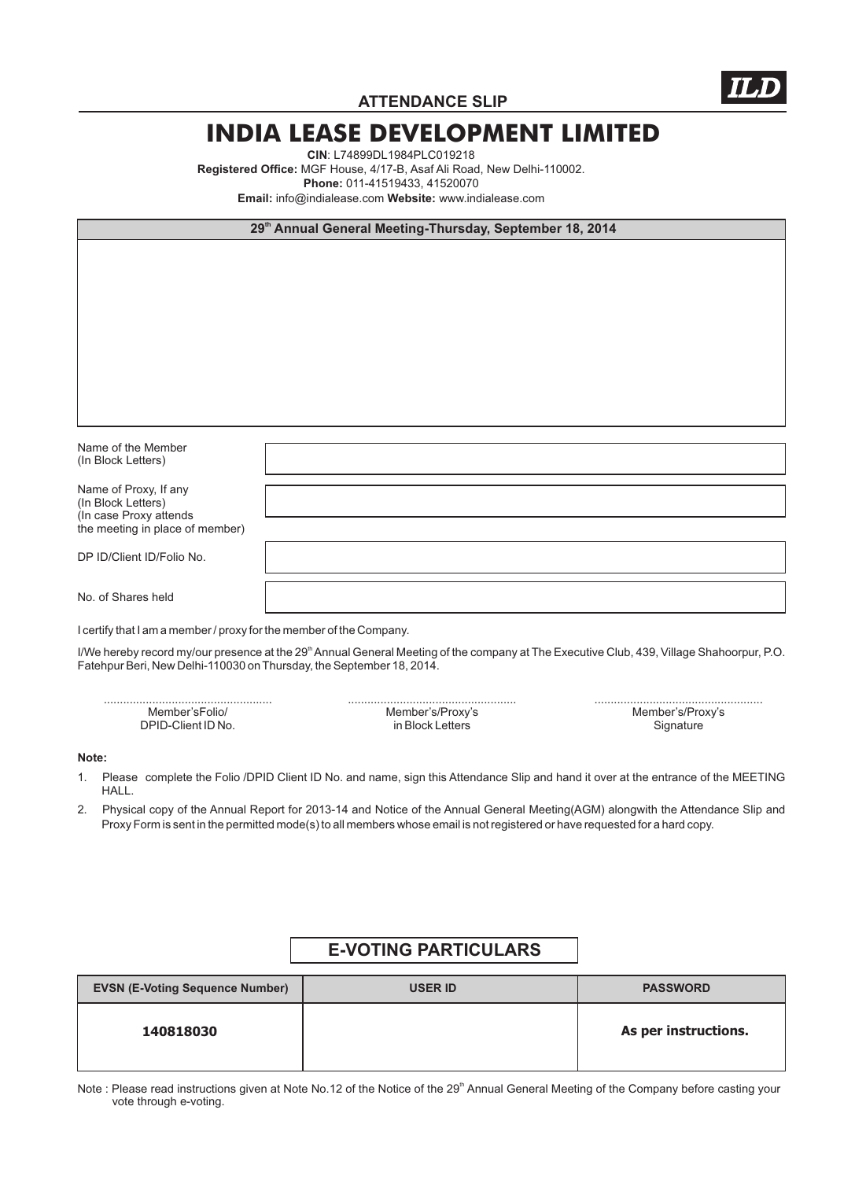ILD

**ATTENDANCE SLIP**

# INDIA LEASE DEVELOPMENT LIMITED

**CIN**: L74899DL1984PLC019218
**Registered Office:** MGF House, 4/17-B, Asaf Ali Road, New Delhi-110002.
**Phone:** 011-41519433, 41520070
**Email:** info@indialease.com **Website:** www.indialease.com

**29th Annual General Meeting-Thursday, September 18, 2014**

| | |
|---|---|
| Name of the Member (In Block Letters) | |
| Name of Proxy, If any (In Block Letters) (In case Proxy attends the meeting in place of member) | |
| DP ID/Client ID/Folio No. | |
| No. of Shares held | |

I certify that I am a member / proxy for the member of the Company.

I/We hereby record my/our presence at the 29th Annual General Meeting of the company at The Executive Club, 439, Village Shahoorpur, P.O. Fatehpur Beri, New Delhi-110030 on Thursday, the September 18, 2014.

| ................................................... | ................................................... | ................................................... |
|---|---|---|
| Member'sFolio/ DPID-Client ID No. | Member's/Proxy's in Block Letters | Member's/Proxy's Signature |

**Note:**

1. Please complete the Folio /DPID Client ID No. and name, sign this Attendance Slip and hand it over at the entrance of the MEETING HALL.
2. Physical copy of the Annual Report for 2013-14 and Notice of the Annual General Meeting(AGM) alongwith the Attendance Slip and Proxy Form is sent in the permitted mode(s) to all members whose email is not registered or have requested for a hard copy.

## E-VOTING PARTICULARS

| EVSN (E-Voting Sequence Number) | USER ID | PASSWORD |
|---|---|---|
| **140818030** | | **As per instructions.** |

Note : Please read instructions given at Note No.12 of the Notice of the 29th Annual General Meeting of the Company before casting your vote through e-voting.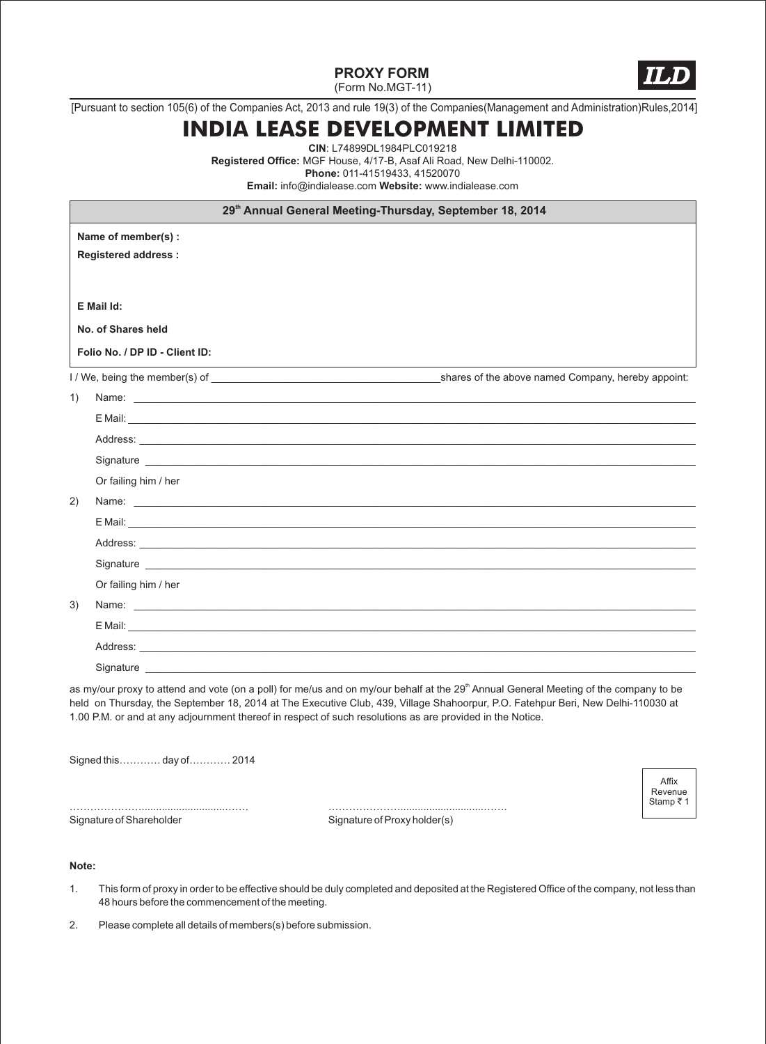**PROXY FORM**
(Form No.MGT-11)

ILD

[Pursuant to section 105(6) of the Companies Act, 2013 and rule 19(3) of the Companies(Management and Administration)Rules,2014]

# INDIA LEASE DEVELOPMENT LIMITED

**CIN**: L74899DL1984PLC019218
**Registered Office:** MGF House, 4/17-B, Asaf Ali Road, New Delhi-110002.
**Phone:** 011-41519433, 41520070
**Email:** info@indialease.com **Website:** www.indialease.com

**29th Annual General Meeting-Thursday, September 18, 2014**

**Name of member(s) :**

**Registered address :**

**E Mail Id:**

**No. of Shares held**

**Folio No. / DP ID - Client ID:**

I / We, being the member(s) of ______________________ shares of the above named Company, hereby appoint:

1) Name: ______________________

E Mail: ______________________

Address: ______________________

Signature ______________________

Or failing him / her

2) Name: ______________________

E Mail: ______________________

Address: ______________________

Signature ______________________

Or failing him / her

3) Name: ______________________

E Mail: ______________________

Address: ______________________

Signature ______________________

as my/our proxy to attend and vote (on a poll) for me/us and on my/our behalf at the 29th Annual General Meeting of the company to be held on Thursday, the September 18, 2014 at The Executive Club, 439, Village Shahoorpur, P.O. Fatehpur Beri, New Delhi-110030 at 1.00 P.M. or and at any adjournment thereof in respect of such resolutions as are provided in the Notice.

Signed this………… day of………… 2014

Affix Revenue Stamp ₹ 1

………………….................................……
Signature of Shareholder

………………….................................……
Signature of Proxy holder(s)

**Note:**

1. This form of proxy in order to be effective should be duly completed and deposited at the Registered Office of the company, not less than 48 hours before the commencement of the meeting.
2. Please complete all details of members(s) before submission.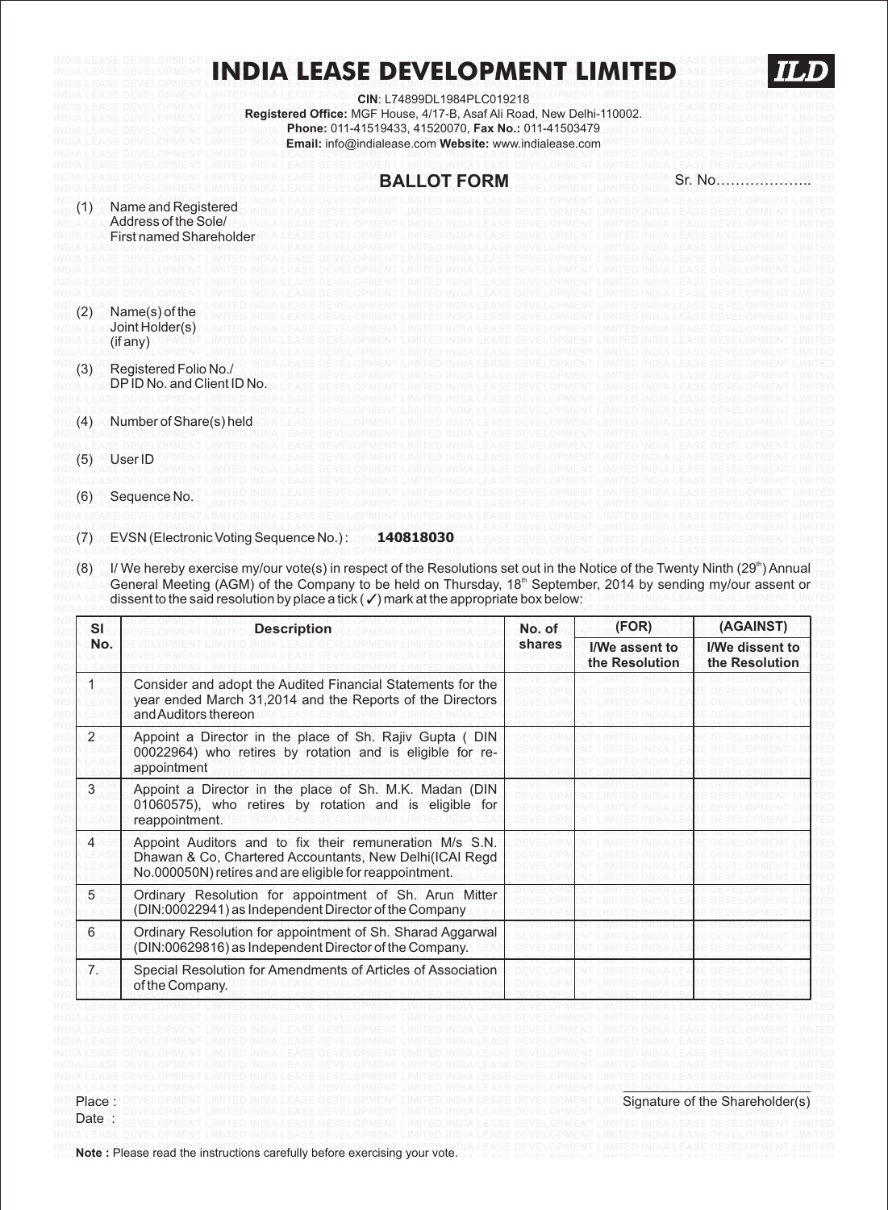# INDIA LEASE DEVELOPMENT LIMITED

**ILD**

**CIN**: L74899DL1984PLC019218

**Registered Office:** MGF House, 4/17-B, Asaf Ali Road, New Delhi-110002.

**Phone:** 011-41519433, 41520070, **Fax No.:** 011-41503479

**Email:** info@indialease.com **Website:** www.indialease.com

## BALLOT FORM

Sr. No………………..

(1) Name and Registered Address of the Sole/ First named Shareholder

(2) Name(s) of the Joint Holder(s) (if any)

(3) Registered Folio No./ DP ID No. and Client ID No.

(4) Number of Share(s) held

(5) User ID

(6) Sequence No.

(7) EVSN (Electronic Voting Sequence No.) : **140818030**

(8) I/ We hereby exercise my/our vote(s) in respect of the Resolutions set out in the Notice of the Twenty Ninth (29th) Annual General Meeting (AGM) of the Company to be held on Thursday, 18th September, 2014 by sending my/our assent or dissent to the said resolution by place a tick (✓) mark at the appropriate box below:

| Sl No. | Description | No. of shares | (FOR) I/We assent to the Resolution | (AGAINST) I/We dissent to the Resolution |
|---|---|---|---|---|
| 1 | Consider and adopt the Audited Financial Statements for the year ended March 31,2014 and the Reports of the Directors and Auditors thereon | | | |
| 2 | Appoint a Director in the place of Sh. Rajiv Gupta ( DIN 00022964) who retires by rotation and is eligible for re-appointment | | | |
| 3 | Appoint a Director in the place of Sh. M.K. Madan (DIN 01060575), who retires by rotation and is eligible for reappointment. | | | |
| 4 | Appoint Auditors and to fix their remuneration M/s S.N. Dhawan & Co, Chartered Accountants, New Delhi(ICAI Regd No.000050N) retires and are eligible for reappointment. | | | |
| 5 | Ordinary Resolution for appointment of Sh. Arun Mitter (DIN:00022941) as Independent Director of the Company | | | |
| 6 | Ordinary Resolution for appointment of Sh. Sharad Aggarwal (DIN:00629816) as Independent Director of the Company. | | | |
| 7. | Special Resolution for Amendments of Articles of Association of the Company. | | | |

Place :

Date :

Signature of the Shareholder(s)

**Note :** Please read the instructions carefully before exercising your vote.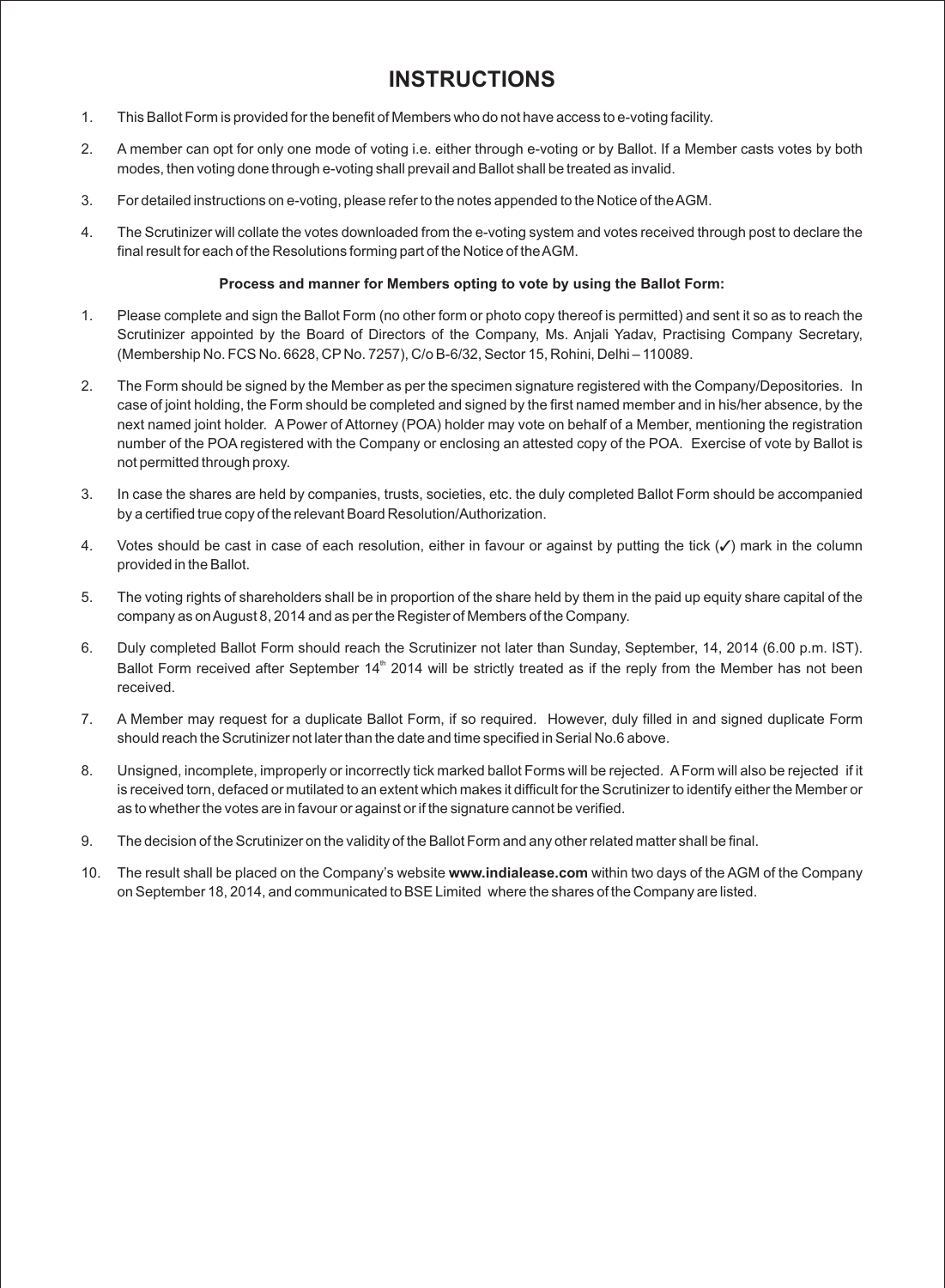# INSTRUCTIONS

1. This Ballot Form is provided for the benefit of Members who do not have access to e-voting facility.
2. A member can opt for only one mode of voting i.e. either through e-voting or by Ballot. If a Member casts votes by both modes, then voting done through e-voting shall prevail and Ballot shall be treated as invalid.
3. For detailed instructions on e-voting, please refer to the notes appended to the Notice of the AGM.
4. The Scrutinizer will collate the votes downloaded from the e-voting system and votes received through post to declare the final result for each of the Resolutions forming part of the Notice of the AGM.

**Process and manner for Members opting to vote by using the Ballot Form:**

1. Please complete and sign the Ballot Form (no other form or photo copy thereof is permitted) and sent it so as to reach the Scrutinizer appointed by the Board of Directors of the Company, Ms. Anjali Yadav, Practising Company Secretary, (Membership No. FCS No. 6628, CP No. 7257), C/o B-6/32, Sector 15, Rohini, Delhi – 110089.
2. The Form should be signed by the Member as per the specimen signature registered with the Company/Depositories. In case of joint holding, the Form should be completed and signed by the first named member and in his/her absence, by the next named joint holder. A Power of Attorney (POA) holder may vote on behalf of a Member, mentioning the registration number of the POA registered with the Company or enclosing an attested copy of the POA. Exercise of vote by Ballot is not permitted through proxy.
3. In case the shares are held by companies, trusts, societies, etc. the duly completed Ballot Form should be accompanied by a certified true copy of the relevant Board Resolution/Authorization.
4. Votes should be cast in case of each resolution, either in favour or against by putting the tick (✓) mark in the column provided in the Ballot.
5. The voting rights of shareholders shall be in proportion of the share held by them in the paid up equity share capital of the company as on August 8, 2014 and as per the Register of Members of the Company.
6. Duly completed Ballot Form should reach the Scrutinizer not later than Sunday, September, 14, 2014 (6.00 p.m. IST). Ballot Form received after September 14th 2014 will be strictly treated as if the reply from the Member has not been received.
7. A Member may request for a duplicate Ballot Form, if so required. However, duly filled in and signed duplicate Form should reach the Scrutinizer not later than the date and time specified in Serial No.6 above.
8. Unsigned, incomplete, improperly or incorrectly tick marked ballot Forms will be rejected. A Form will also be rejected if it is received torn, defaced or mutilated to an extent which makes it difficult for the Scrutinizer to identify either the Member or as to whether the votes are in favour or against or if the signature cannot be verified.
9. The decision of the Scrutinizer on the validity of the Ballot Form and any other related matter shall be final.
10. The result shall be placed on the Company's website **www.indialease.com** within two days of the AGM of the Company on September 18, 2014, and communicated to BSE Limited where the shares of the Company are listed.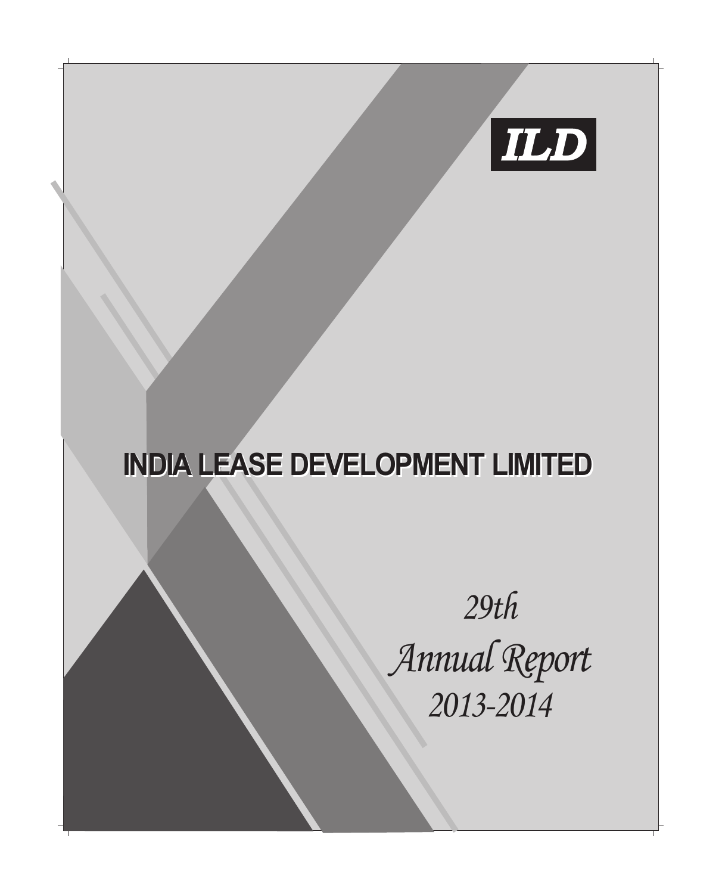ILD

# INDIA LEASE DEVELOPMENT LIMITED

*29th*

*Annual Report*

*2013-2014*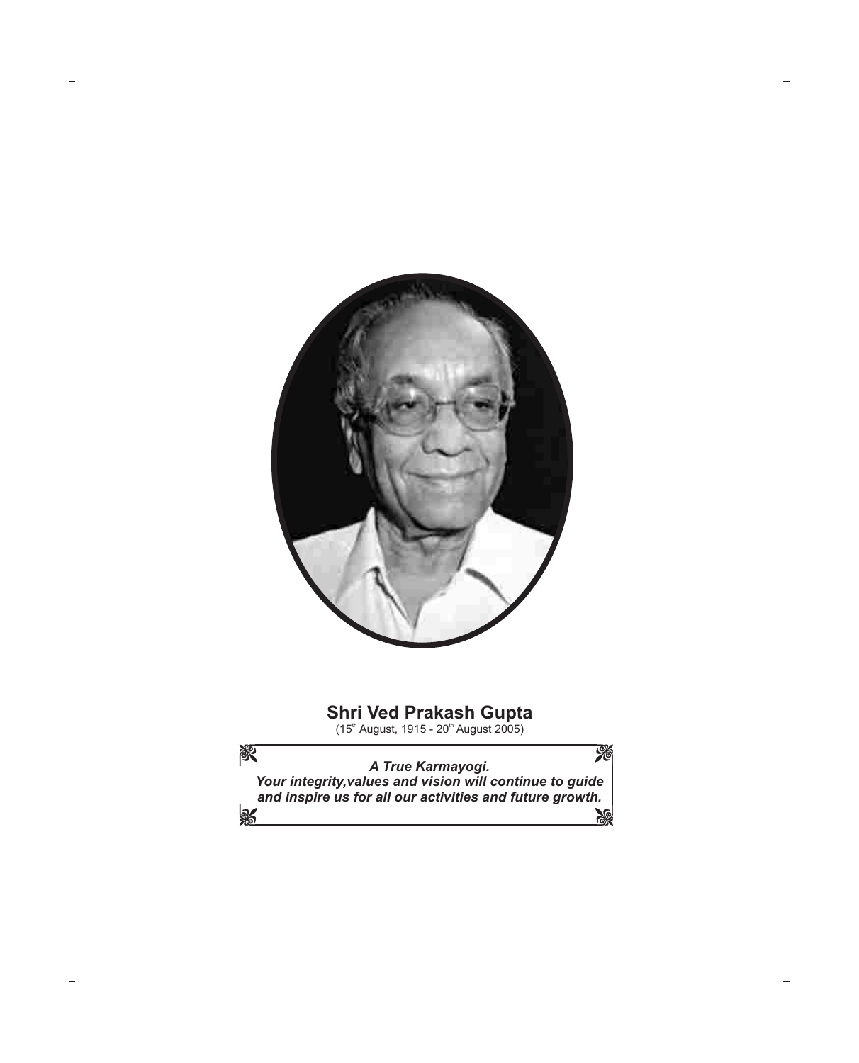**Shri Ved Prakash Gupta**

(15th August, 1915 - 20th August 2005)

***A True Karmayogi.***
***Your integrity,values and vision will continue to guide and inspire us for all our activities and future growth.***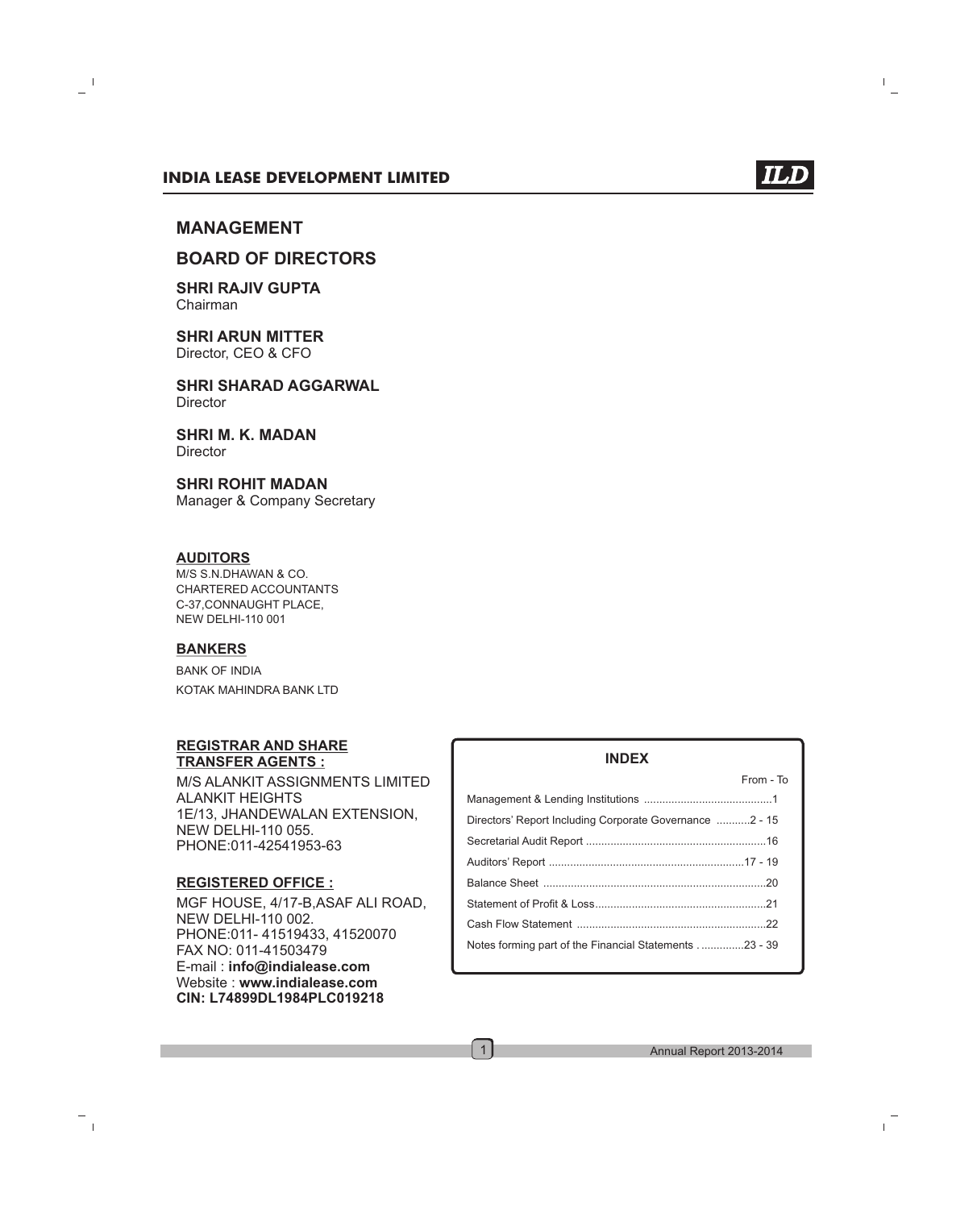# MANAGEMENT

## BOARD OF DIRECTORS

**SHRI RAJIV GUPTA**
Chairman

**SHRI ARUN MITTER**
Director, CEO & CFO

**SHRI SHARAD AGGARWAL**
Director

**SHRI M. K. MADAN**
Director

**SHRI ROHIT MADAN**
Manager & Company Secretary

**AUDITORS**

M/S S.N.DHAWAN & CO.
CHARTERED ACCOUNTANTS
C-37,CONNAUGHT PLACE,
NEW DELHI-110 001

**BANKERS**

BANK OF INDIA
KOTAK MAHINDRA BANK LTD

**REGISTRAR AND SHARE TRANSFER AGENTS :**

M/S ALANKIT ASSIGNMENTS LIMITED
ALANKIT HEIGHTS
1E/13, JHANDEWALAN EXTENSION,
NEW DELHI-110 055.
PHONE:011-42541953-63

**REGISTERED OFFICE :**

MGF HOUSE, 4/17-B,ASAF ALI ROAD,
NEW DELHI-110 002.
PHONE:011- 41519433, 41520070
FAX NO: 011-41503479
E-mail : **info@indialease.com**
Website : **www.indialease.com**
**CIN: L74899DL1984PLC019218**

**INDEX**

| | From - To |
|---|---|
| Management & Lending Institutions | 1 |
| Directors' Report Including Corporate Governance | 2 - 15 |
| Secretarial Audit Report | 16 |
| Auditors' Report | 17 - 19 |
| Balance Sheet | 20 |
| Statement of Profit & Loss | 21 |
| Cash Flow Statement | 22 |
| Notes forming part of the Financial Statements | 23 - 39 |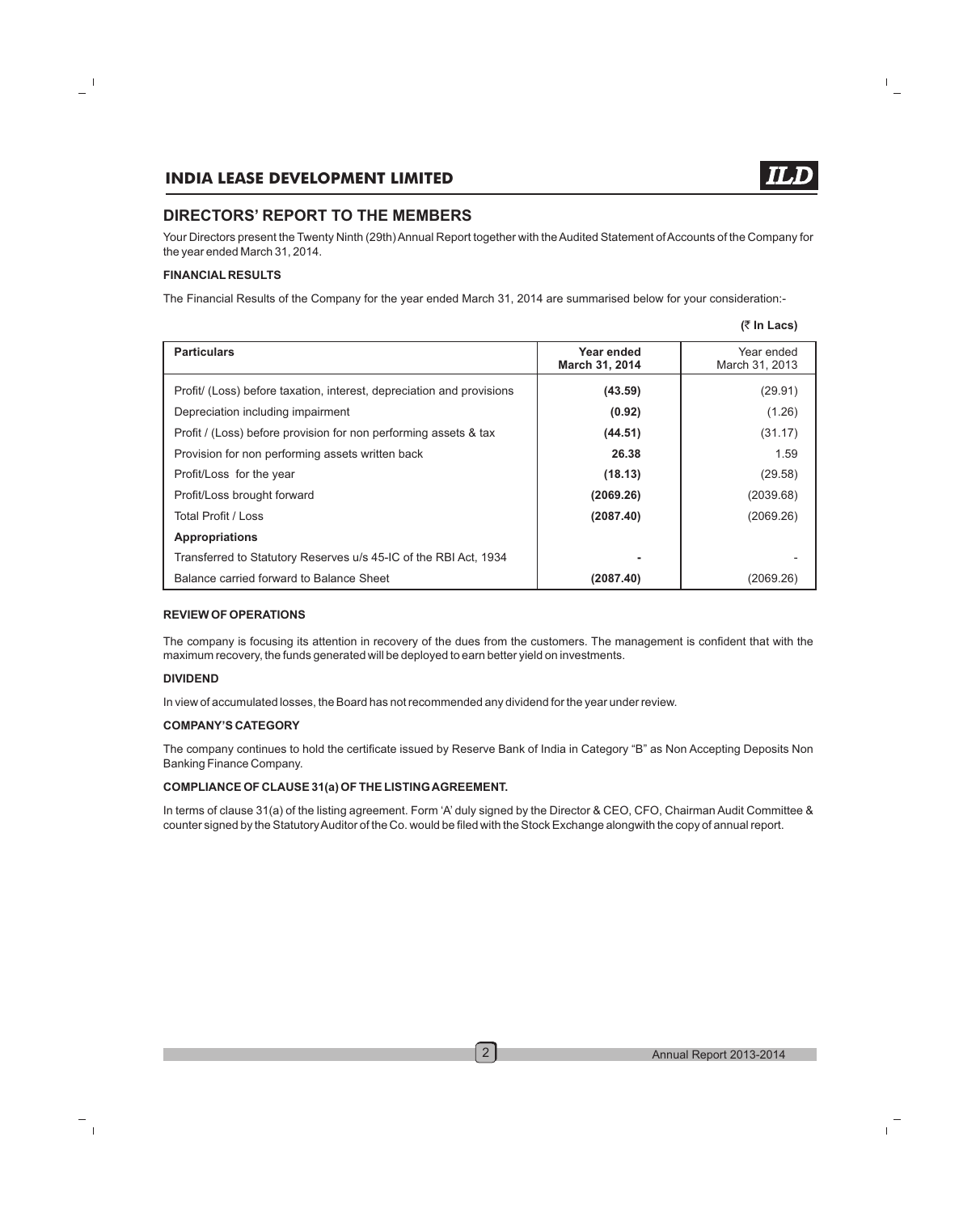# DIRECTORS' REPORT TO THE MEMBERS

Your Directors present the Twenty Ninth (29th) Annual Report together with the Audited Statement of Accounts of the Company for the year ended March 31, 2014.

**FINANCIAL RESULTS**

The Financial Results of the Company for the year ended March 31, 2014 are summarised below for your consideration:-

**(₹ In Lacs)**

| Particulars | Year ended March 31, 2014 | Year ended March 31, 2013 |
|---|---|---|
| Profit/ (Loss) before taxation, interest, depreciation and provisions | **(43.59)** | (29.91) |
| Depreciation including impairment | **(0.92)** | (1.26) |
| Profit / (Loss) before provision for non performing assets & tax | **(44.51)** | (31.17) |
| Provision for non performing assets written back | **26.38** | 1.59 |
| Profit/Loss for the year | **(18.13)** | (29.58) |
| Profit/Loss brought forward | **(2069.26)** | (2039.68) |
| Total Profit / Loss | **(2087.40)** | (2069.26) |
| **Appropriations** | | |
| Transferred to Statutory Reserves u/s 45-IC of the RBI Act, 1934 | **-** | - |
| Balance carried forward to Balance Sheet | **(2087.40)** | (2069.26) |

**REVIEW OF OPERATIONS**

The company is focusing its attention in recovery of the dues from the customers. The management is confident that with the maximum recovery, the funds generated will be deployed to earn better yield on investments.

**DIVIDEND**

In view of accumulated losses, the Board has not recommended any dividend for the year under review.

**COMPANY'S CATEGORY**

The company continues to hold the certificate issued by Reserve Bank of India in Category "B" as Non Accepting Deposits Non Banking Finance Company.

**COMPLIANCE OF CLAUSE 31(a) OF THE LISTING AGREEMENT.**

In terms of clause 31(a) of the listing agreement. Form 'A' duly signed by the Director & CEO, CFO, Chairman Audit Committee & counter signed by the Statutory Auditor of the Co. would be filed with the Stock Exchange alongwith the copy of annual report.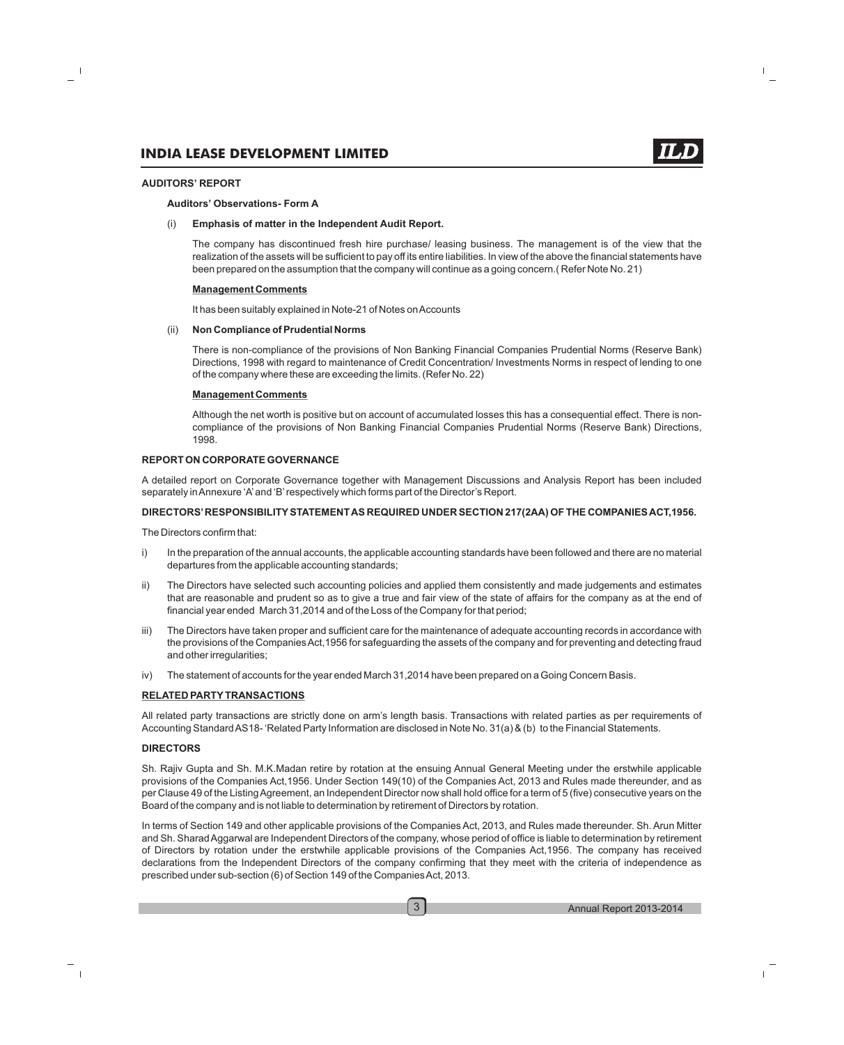### AUDITORS' REPORT

**Auditors' Observations- Form A**

(i) **Emphasis of matter in the Independent Audit Report.**

The company has discontinued fresh hire purchase/ leasing business. The management is of the view that the realization of the assets will be sufficient to pay off its entire liabilities. In view of the above the financial statements have been prepared on the assumption that the company will continue as a going concern.( Refer Note No. 21)

**Management Comments**

It has been suitably explained in Note-21 of Notes on Accounts

(ii) **Non Compliance of Prudential Norms**

There is non-compliance of the provisions of Non Banking Financial Companies Prudential Norms (Reserve Bank) Directions, 1998 with regard to maintenance of Credit Concentration/ Investments Norms in respect of lending to one of the company where these are exceeding the limits. (Refer No. 22)

**Management Comments**

Although the net worth is positive but on account of accumulated losses this has a consequential effect. There is non-compliance of the provisions of Non Banking Financial Companies Prudential Norms (Reserve Bank) Directions, 1998.

### REPORT ON CORPORATE GOVERNANCE

A detailed report on Corporate Governance together with Management Discussions and Analysis Report has been included separately in Annexure 'A' and 'B' respectively which forms part of the Director's Report.

### DIRECTORS' RESPONSIBILITY STATEMENT AS REQUIRED UNDER SECTION 217(2AA) OF THE COMPANIES ACT,1956.

The Directors confirm that:

i) In the preparation of the annual accounts, the applicable accounting standards have been followed and there are no material departures from the applicable accounting standards;

ii) The Directors have selected such accounting policies and applied them consistently and made judgements and estimates that are reasonable and prudent so as to give a true and fair view of the state of affairs for the company as at the end of financial year ended March 31,2014 and of the Loss of the Company for that period;

iii) The Directors have taken proper and sufficient care for the maintenance of adequate accounting records in accordance with the provisions of the Companies Act,1956 for safeguarding the assets of the company and for preventing and detecting fraud and other irregularities;

iv) The statement of accounts for the year ended March 31,2014 have been prepared on a Going Concern Basis.

### RELATED PARTY TRANSACTIONS

All related party transactions are strictly done on arm's length basis. Transactions with related parties as per requirements of Accounting Standard AS18- 'Related Party Information are disclosed in Note No. 31(a) & (b) to the Financial Statements.

### DIRECTORS

Sh. Rajiv Gupta and Sh. M.K.Madan retire by rotation at the ensuing Annual General Meeting under the erstwhile applicable provisions of the Companies Act,1956. Under Section 149(10) of the Companies Act, 2013 and Rules made thereunder, and as per Clause 49 of the Listing Agreement, an Independent Director now shall hold office for a term of 5 (five) consecutive years on the Board of the company and is not liable to determination by retirement of Directors by rotation.

In terms of Section 149 and other applicable provisions of the Companies Act, 2013, and Rules made thereunder. Sh. Arun Mitter and Sh. Sharad Aggarwal are Independent Directors of the company, whose period of office is liable to determination by retirement of Directors by rotation under the erstwhile applicable provisions of the Companies Act,1956. The company has received declarations from the Independent Directors of the company confirming that they meet with the criteria of independence as prescribed under sub-section (6) of Section 149 of the Companies Act, 2013.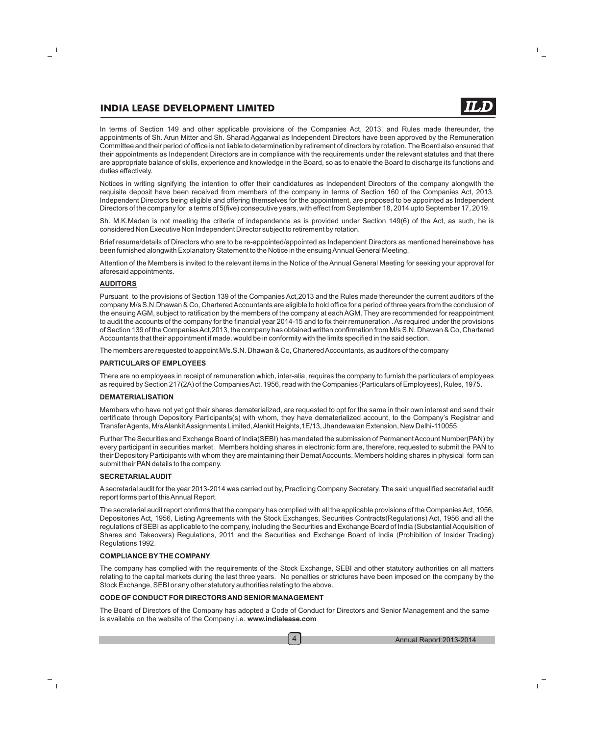In terms of Section 149 and other applicable provisions of the Companies Act, 2013, and Rules made thereunder, the appointments of Sh. Arun Mitter and Sh. Sharad Aggarwal as Independent Directors have been approved by the Remuneration Committee and their period of office is not liable to determination by retirement of directors by rotation. The Board also ensured that their appointments as Independent Directors are in compliance with the requirements under the relevant statutes and that there are appropriate balance of skills, experience and knowledge in the Board, so as to enable the Board to discharge its functions and duties effectively.

Notices in writing signifying the intention to offer their candidatures as Independent Directors of the company alongwith the requisite deposit have been received from members of the company in terms of Section 160 of the Companies Act, 2013. Independent Directors being eligible and offering themselves for the appointment, are proposed to be appointed as Independent Directors of the company for a terms of 5(five) consecutive years, with effect from September 18, 2014 upto September 17, 2019.

Sh. M.K.Madan is not meeting the criteria of independence as is provided under Section 149(6) of the Act, as such, he is considered Non Executive Non Independent Director subject to retirement by rotation.

Brief resume/details of Directors who are to be re-appointed/appointed as Independent Directors as mentioned hereinabove has been furnished alongwith Explanatory Statement to the Notice in the ensuing Annual General Meeting.

Attention of the Members is invited to the relevant items in the Notice of the Annual General Meeting for seeking your approval for aforesaid appointments.

**AUDITORS**

Pursuant to the provisions of Section 139 of the Companies Act,2013 and the Rules made thereunder the current auditors of the company M/s S.N.Dhawan & Co, Chartered Accountants are eligible to hold office for a period of three years from the conclusion of the ensuing AGM, subject to ratification by the members of the company at each AGM. They are recommended for reappointment to audit the accounts of the company for the financial year 2014-15 and to fix their remuneration . As required under the provisions of Section 139 of the Companies Act,2013, the company has obtained written confirmation from M/s S.N. Dhawan & Co, Chartered Accountants that their appointment if made, would be in conformity with the limits specified in the said section.

The members are requested to appoint M/s.S.N. Dhawan & Co, Chartered Accountants, as auditors of the company

**PARTICULARS OF EMPLOYEES**

There are no employees in receipt of remuneration which, inter-alia, requires the company to furnish the particulars of employees as required by Section 217(2A) of the Companies Act, 1956, read with the Companies (Particulars of Employees), Rules, 1975.

**DEMATERIALISATION**

Members who have not yet got their shares dematerialized, are requested to opt for the same in their own interest and send their certificate through Depository Participants(s) with whom, they have dematerialized account, to the Company's Registrar and Transfer Agents, M/s Alankit Assignments Limited, Alankit Heights,1E/13, Jhandewalan Extension, New Delhi-110055.

Further The Securities and Exchange Board of India(SEBI) has mandated the submission of Permanent Account Number(PAN) by every participant in securities market. Members holding shares in electronic form are, therefore, requested to submit the PAN to their Depository Participants with whom they are maintaining their Demat Accounts. Members holding shares in physical form can submit their PAN details to the company.

**SECRETARIAL AUDIT**

A secretarial audit for the year 2013-2014 was carried out by, Practicing Company Secretary. The said unqualified secretarial audit report forms part of this Annual Report.

The secretarial audit report confirms that the company has complied with all the applicable provisions of the Companies Act, 1956, Depositories Act, 1956, Listing Agreements with the Stock Exchanges, Securities Contracts(Regulations) Act, 1956 and all the regulations of SEBI as applicable to the company, including the Securities and Exchange Board of India (Substantial Acquisition of Shares and Takeovers) Regulations, 2011 and the Securities and Exchange Board of India (Prohibition of Insider Trading) Regulations 1992.

**COMPLIANCE BY THE COMPANY**

The company has complied with the requirements of the Stock Exchange, SEBI and other statutory authorities on all matters relating to the capital markets during the last three years. No penalties or strictures have been imposed on the company by the Stock Exchange, SEBI or any other statutory authorities relating to the above.

**CODE OF CONDUCT FOR DIRECTORS AND SENIOR MANAGEMENT**

The Board of Directors of the Company has adopted a Code of Conduct for Directors and Senior Management and the same is available on the website of the Company i.e. **www.indialease.com**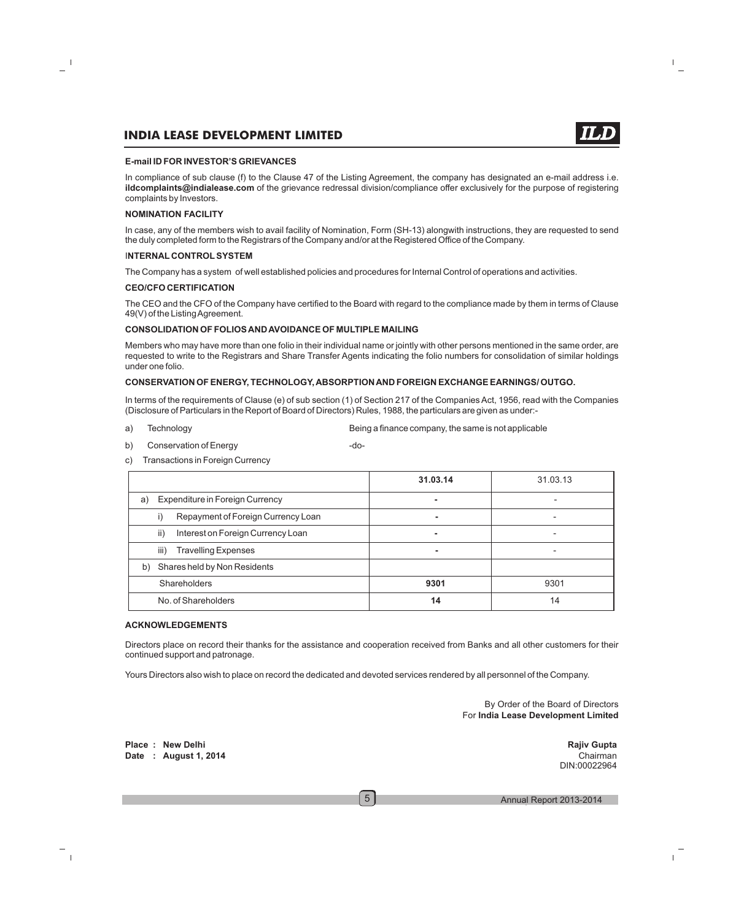#### E-mail ID FOR INVESTOR'S GRIEVANCES

In compliance of sub clause (f) to the Clause 47 of the Listing Agreement, the company has designated an e-mail address i.e. **ildcomplaints@indialease.com** of the grievance redressal division/compliance offer exclusively for the purpose of registering complaints by Investors.

#### NOMINATION FACILITY

In case, any of the members wish to avail facility of Nomination, Form (SH-13) alongwith instructions, they are requested to send the duly completed form to the Registrars of the Company and/or at the Registered Office of the Company.

#### INTERNAL CONTROL SYSTEM

The Company has a system of well established policies and procedures for Internal Control of operations and activities.

#### CEO/CFO CERTIFICATION

The CEO and the CFO of the Company have certified to the Board with regard to the compliance made by them in terms of Clause 49(V) of the Listing Agreement.

#### CONSOLIDATION OF FOLIOS AND AVOIDANCE OF MULTIPLE MAILING

Members who may have more than one folio in their individual name or jointly with other persons mentioned in the same order, are requested to write to the Registrars and Share Transfer Agents indicating the folio numbers for consolidation of similar holdings under one folio.

#### CONSERVATION OF ENERGY, TECHNOLOGY, ABSORPTION AND FOREIGN EXCHANGE EARNINGS/ OUTGO.

In terms of the requirements of Clause (e) of sub section (1) of Section 217 of the Companies Act, 1956, read with the Companies (Disclosure of Particulars in the Report of Board of Directors) Rules, 1988, the particulars are given as under:-

a) Technology — Being a finance company, the same is not applicable

b) Conservation of Energy — -do-

c) Transactions in Foreign Currency

| | **31.03.14** | 31.03.13 |
|---|---|---|
| a) Expenditure in Foreign Currency | **-** | - |
| i) Repayment of Foreign Currency Loan | **-** | - |
| ii) Interest on Foreign Currency Loan | **-** | - |
| iii) Travelling Expenses | **-** | - |
| b) Shares held by Non Residents | | |
| Shareholders | **9301** | 9301 |
| No. of Shareholders | **14** | 14 |

#### ACKNOWLEDGEMENTS

Directors place on record their thanks for the assistance and cooperation received from Banks and all other customers for their continued support and patronage.

Yours Directors also wish to place on record the dedicated and devoted services rendered by all personnel of the Company.

By Order of the Board of Directors
For **India Lease Development Limited**

**Place : New Delhi**
**Date : August 1, 2014**

**Rajiv Gupta**
Chairman
DIN:00022964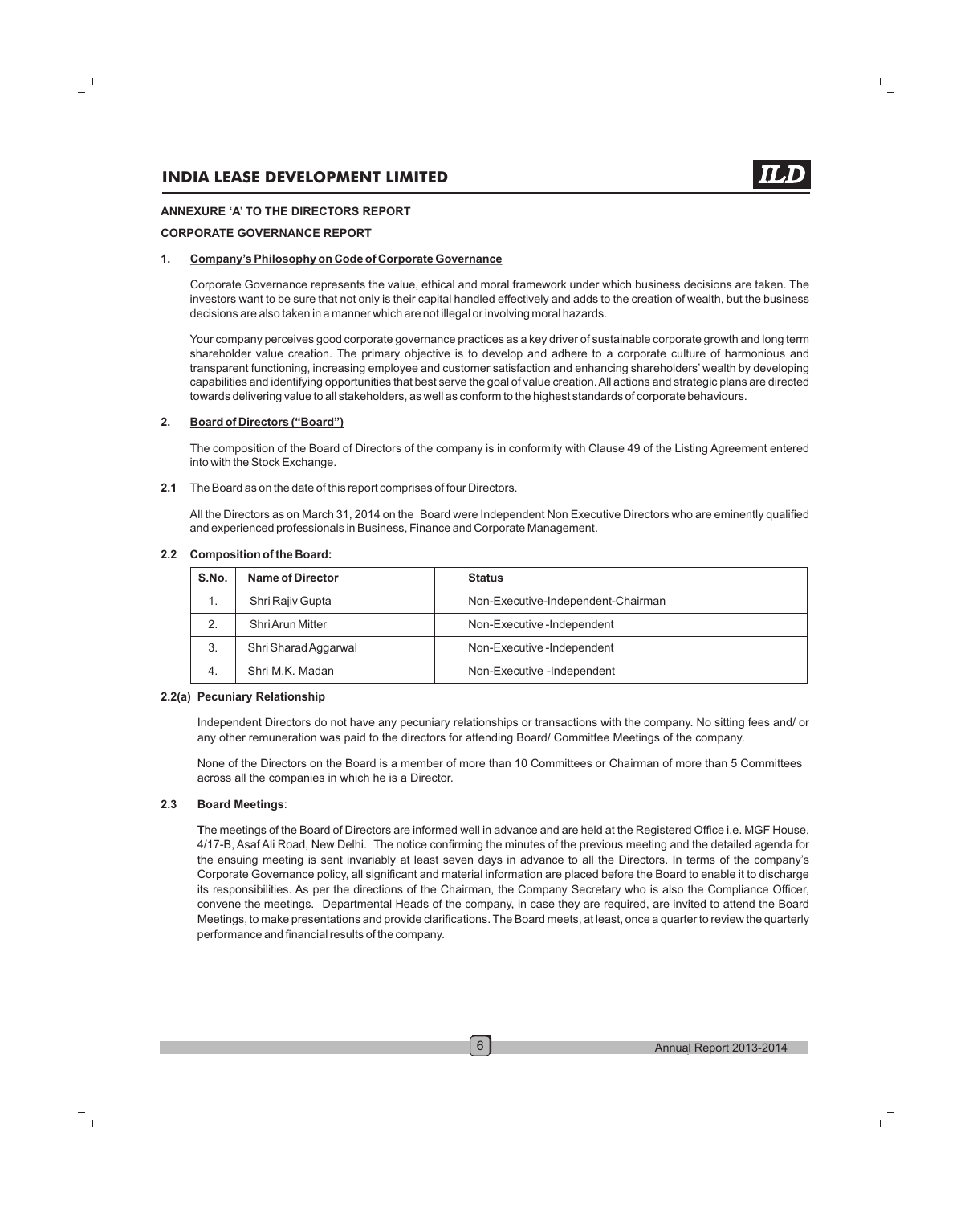## ANNEXURE 'A' TO THE DIRECTORS REPORT

## CORPORATE GOVERNANCE REPORT

### 1. Company's Philosophy on Code of Corporate Governance

Corporate Governance represents the value, ethical and moral framework under which business decisions are taken. The investors want to be sure that not only is their capital handled effectively and adds to the creation of wealth, but the business decisions are also taken in a manner which are not illegal or involving moral hazards.

Your company perceives good corporate governance practices as a key driver of sustainable corporate growth and long term shareholder value creation. The primary objective is to develop and adhere to a corporate culture of harmonious and transparent functioning, increasing employee and customer satisfaction and enhancing shareholders' wealth by developing capabilities and identifying opportunities that best serve the goal of value creation. All actions and strategic plans are directed towards delivering value to all stakeholders, as well as conform to the highest standards of corporate behaviours.

### 2. Board of Directors ("Board")

The composition of the Board of Directors of the company is in conformity with Clause 49 of the Listing Agreement entered into with the Stock Exchange.

**2.1** The Board as on the date of this report comprises of four Directors.

All the Directors as on March 31, 2014 on the Board were Independent Non Executive Directors who are eminently qualified and experienced professionals in Business, Finance and Corporate Management.

**2.2 Composition of the Board:**

| S.No. | Name of Director | Status |
|---|---|---|
| 1. | Shri Rajiv Gupta | Non-Executive-Independent-Chairman |
| 2. | Shri Arun Mitter | Non-Executive -Independent |
| 3. | Shri Sharad Aggarwal | Non-Executive -Independent |
| 4. | Shri M.K. Madan | Non-Executive -Independent |

**2.2(a) Pecuniary Relationship**

Independent Directors do not have any pecuniary relationships or transactions with the company. No sitting fees and/ or any other remuneration was paid to the directors for attending Board/ Committee Meetings of the company.

None of the Directors on the Board is a member of more than 10 Committees or Chairman of more than 5 Committees across all the companies in which he is a Director.

**2.3 Board Meetings**:

The meetings of the Board of Directors are informed well in advance and are held at the Registered Office i.e. MGF House, 4/17-B, Asaf Ali Road, New Delhi. The notice confirming the minutes of the previous meeting and the detailed agenda for the ensuing meeting is sent invariably at least seven days in advance to all the Directors. In terms of the company's Corporate Governance policy, all significant and material information are placed before the Board to enable it to discharge its responsibilities. As per the directions of the Chairman, the Company Secretary who is also the Compliance Officer, convene the meetings. Departmental Heads of the company, in case they are required, are invited to attend the Board Meetings, to make presentations and provide clarifications. The Board meets, at least, once a quarter to review the quarterly performance and financial results of the company.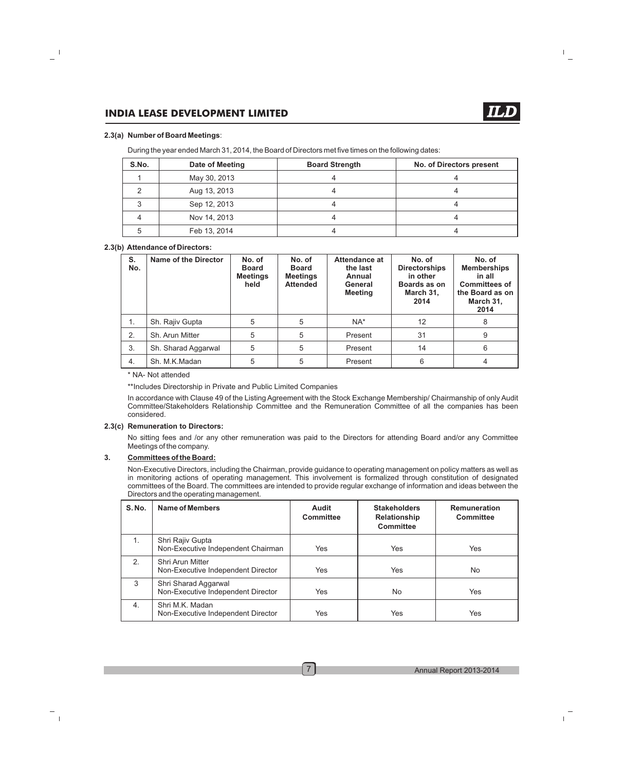#### 2.3(a) Number of Board Meetings:

During the year ended March 31, 2014, the Board of Directors met five times on the following dates:

| S.No. | Date of Meeting | Board Strength | No. of Directors present |
|---|---|---|---|
| 1 | May 30, 2013 | 4 | 4 |
| 2 | Aug 13, 2013 | 4 | 4 |
| 3 | Sep 12, 2013 | 4 | 4 |
| 4 | Nov 14, 2013 | 4 | 4 |
| 5 | Feb 13, 2014 | 4 | 4 |

#### 2.3(b) Attendance of Directors:

| S. No. | Name of the Director | No. of Board Meetings held | No. of Board Meetings Attended | Attendance at the last Annual General Meeting | No. of Directorships in other Boards as on March 31, 2014 | No. of Memberships in all Committees of the Board as on March 31, 2014 |
|---|---|---|---|---|---|---|
| 1. | Sh. Rajiv Gupta | 5 | 5 | NA* | 12 | 8 |
| 2. | Sh. Arun Mitter | 5 | 5 | Present | 31 | 9 |
| 3. | Sh. Sharad Aggarwal | 5 | 5 | Present | 14 | 6 |
| 4. | Sh. M.K.Madan | 5 | 5 | Present | 6 | 4 |

* NA- Not attended

**Includes Directorship in Private and Public Limited Companies

In accordance with Clause 49 of the Listing Agreement with the Stock Exchange Membership/ Chairmanship of only Audit Committee/Stakeholders Relationship Committee and the Remuneration Committee of all the companies has been considered.

#### 2.3(c) Remuneration to Directors:

No sitting fees and /or any other remuneration was paid to the Directors for attending Board and/or any Committee Meetings of the company.

### 3. Committees of the Board:

Non-Executive Directors, including the Chairman, provide guidance to operating management on policy matters as well as in monitoring actions of operating management. This involvement is formalized through constitution of designated committees of the Board. The committees are intended to provide regular exchange of information and ideas between the Directors and the operating management.

| S. No. | Name of Members | Audit Committee | Stakeholders Relationship Committee | Remuneration Committee |
|---|---|---|---|---|
| 1. | Shri Rajiv Gupta<br>Non-Executive Independent Chairman | Yes | Yes | Yes |
| 2. | Shri Arun Mitter<br>Non-Executive Independent Director | Yes | Yes | No |
| 3 | Shri Sharad Aggarwal<br>Non-Executive Independent Director | Yes | No | Yes |
| 4. | Shri M.K. Madan<br>Non-Executive Independent Director | Yes | Yes | Yes |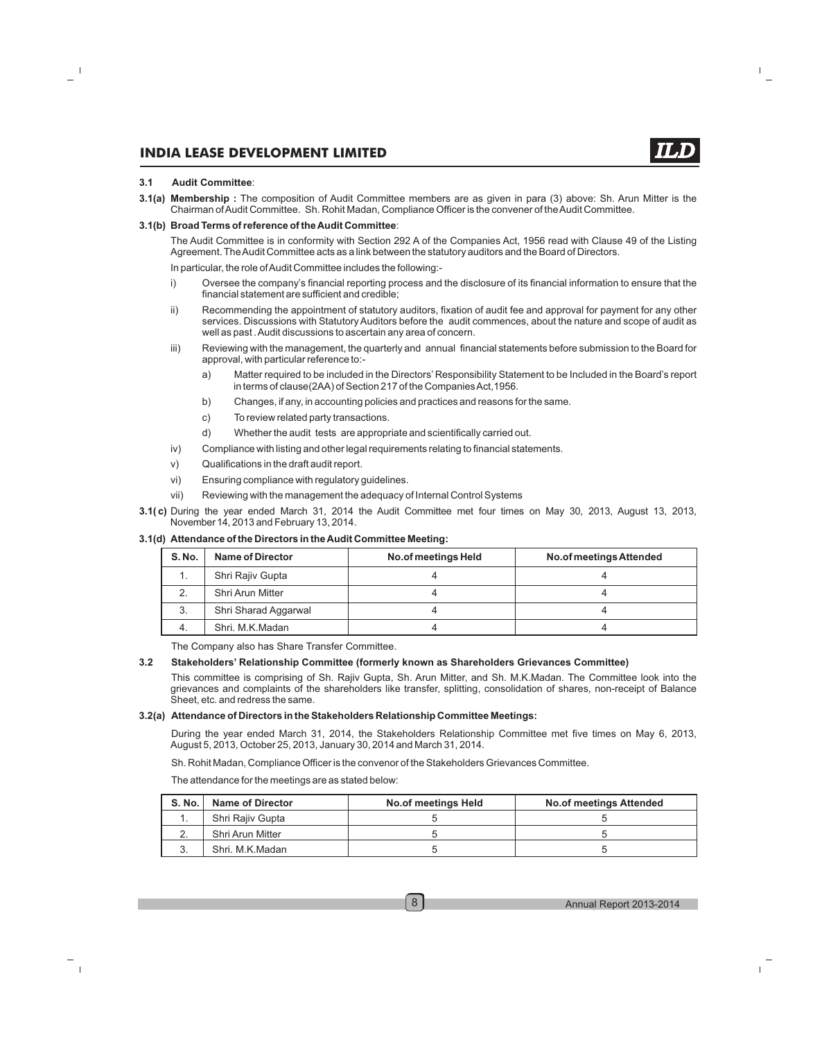#### 3.1 Audit Committee:

**3.1(a) Membership :** The composition of Audit Committee members are as given in para (3) above: Sh. Arun Mitter is the Chairman of Audit Committee. Sh. Rohit Madan, Compliance Officer is the convener of the Audit Committee.

**3.1(b) Broad Terms of reference of the Audit Committee**:

The Audit Committee is in conformity with Section 292 A of the Companies Act, 1956 read with Clause 49 of the Listing Agreement. The Audit Committee acts as a link between the statutory auditors and the Board of Directors.

In particular, the role of Audit Committee includes the following:-

i) Oversee the company's financial reporting process and the disclosure of its financial information to ensure that the financial statement are sufficient and credible;

ii) Recommending the appointment of statutory auditors, fixation of audit fee and approval for payment for any other services. Discussions with Statutory Auditors before the audit commences, about the nature and scope of audit as well as past . Audit discussions to ascertain any area of concern.

iii) Reviewing with the management, the quarterly and annual financial statements before submission to the Board for approval, with particular reference to:-

   a) Matter required to be included in the Directors' Responsibility Statement to be Included in the Board's report in terms of clause(2AA) of Section 217 of the Companies Act,1956.

   b) Changes, if any, in accounting policies and practices and reasons for the same.

   c) To review related party transactions.

   d) Whether the audit tests are appropriate and scientifically carried out.

iv) Compliance with listing and other legal requirements relating to financial statements.

v) Qualifications in the draft audit report.

vi) Ensuring compliance with regulatory guidelines.

vii) Reviewing with the management the adequacy of Internal Control Systems

**3.1( c)** During the year ended March 31, 2014 the Audit Committee met four times on May 30, 2013, August 13, 2013, November 14, 2013 and February 13, 2014.

**3.1(d) Attendance of the Directors in the Audit Committee Meeting:**

| S. No. | Name of Director | No.of meetings Held | No.of meetings Attended |
|---|---|---|---|
| 1. | Shri Rajiv Gupta | 4 | 4 |
| 2. | Shri Arun Mitter | 4 | 4 |
| 3. | Shri Sharad Aggarwal | 4 | 4 |
| 4. | Shri. M.K.Madan | 4 | 4 |

The Company also has Share Transfer Committee.

#### 3.2 Stakeholders' Relationship Committee (formerly known as Shareholders Grievances Committee)

This committee is comprising of Sh. Rajiv Gupta, Sh. Arun Mitter, and Sh. M.K.Madan. The Committee look into the grievances and complaints of the shareholders like transfer, splitting, consolidation of shares, non-receipt of Balance Sheet, etc. and redress the same.

**3.2(a) Attendance of Directors in the Stakeholders Relationship Committee Meetings:**

During the year ended March 31, 2014, the Stakeholders Relationship Committee met five times on May 6, 2013, August 5, 2013, October 25, 2013, January 30, 2014 and March 31, 2014.

Sh. Rohit Madan, Compliance Officer is the convenor of the Stakeholders Grievances Committee.

The attendance for the meetings are as stated below:

| S. No. | Name of Director | No.of meetings Held | No.of meetings Attended |
|---|---|---|---|
| 1. | Shri Rajiv Gupta | 5 | 5 |
| 2. | Shri Arun Mitter | 5 | 5 |
| 3. | Shri. M.K.Madan | 5 | 5 |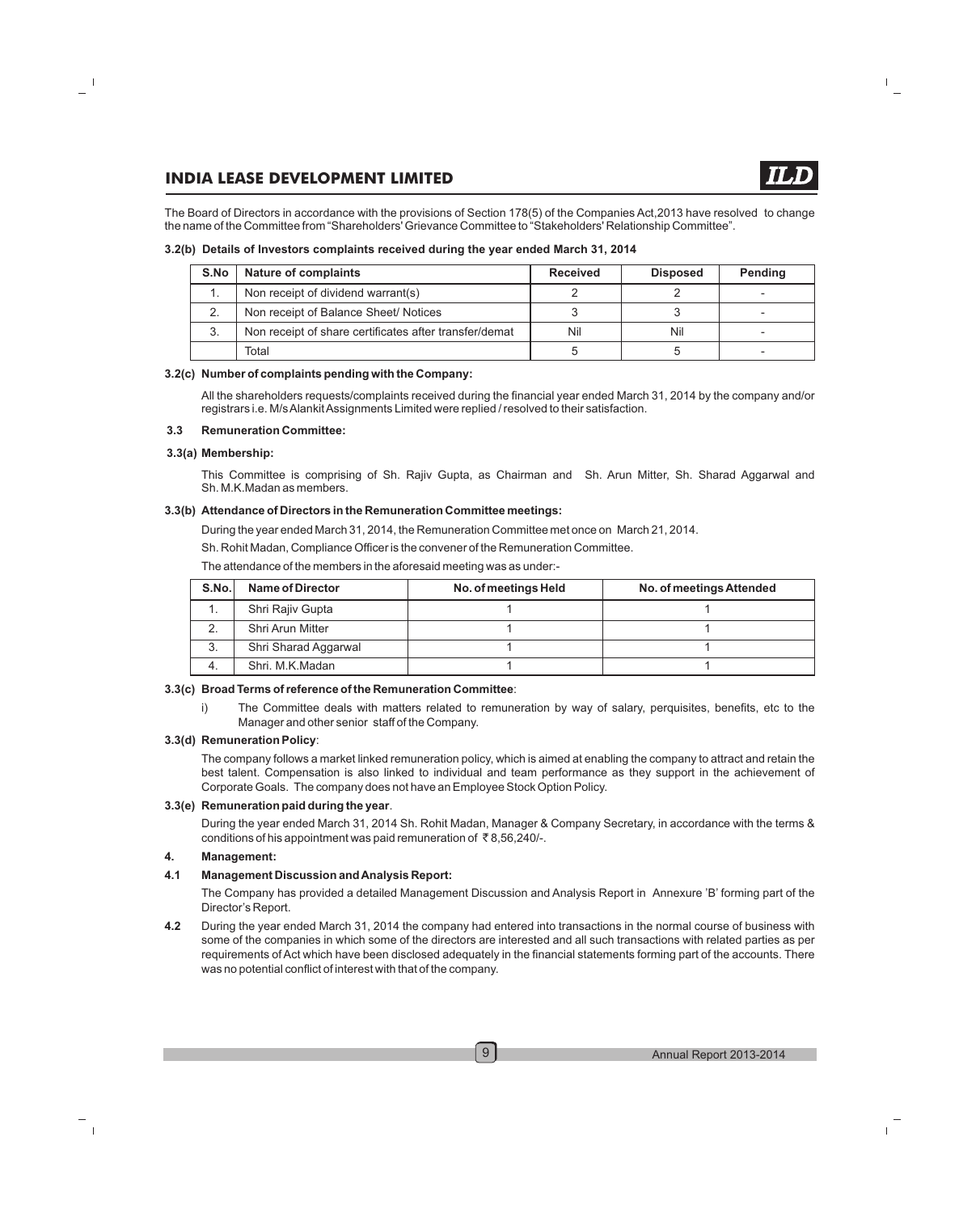The Board of Directors in accordance with the provisions of Section 178(5) of the Companies Act,2013 have resolved to change the name of the Committee from "Shareholders' Grievance Committee to "Stakeholders' Relationship Committee".

**3.2(b) Details of Investors complaints received during the year ended March 31, 2014**

| S.No | Nature of complaints | Received | Disposed | Pending |
|---|---|---|---|---|
| 1. | Non receipt of dividend warrant(s) | 2 | 2 | - |
| 2. | Non receipt of Balance Sheet/ Notices | 3 | 3 | - |
| 3. | Non receipt of share certificates after transfer/demat | Nil | Nil | - |
| | Total | 5 | 5 | - |

**3.2(c) Number of complaints pending with the Company:**

All the shareholders requests/complaints received during the financial year ended March 31, 2014 by the company and/or registrars i.e. M/s Alankit Assignments Limited were replied / resolved to their satisfaction.

**3.3 Remuneration Committee:**

**3.3(a) Membership:**

This Committee is comprising of Sh. Rajiv Gupta, as Chairman and Sh. Arun Mitter, Sh. Sharad Aggarwal and Sh. M.K.Madan as members.

**3.3(b) Attendance of Directors in the Remuneration Committee meetings:**

During the year ended March 31, 2014, the Remuneration Committee met once on March 21, 2014.

Sh. Rohit Madan, Compliance Officer is the convener of the Remuneration Committee.

The attendance of the members in the aforesaid meeting was as under:-

| S.No. | Name of Director | No. of meetings Held | No. of meetings Attended |
|---|---|---|---|
| 1. | Shri Rajiv Gupta | 1 | 1 |
| 2. | Shri Arun Mitter | 1 | 1 |
| 3. | Shri Sharad Aggarwal | 1 | 1 |
| 4. | Shri. M.K.Madan | 1 | 1 |

**3.3(c) Broad Terms of reference of the Remuneration Committee**:

i) The Committee deals with matters related to remuneration by way of salary, perquisites, benefits, etc to the Manager and other senior staff of the Company.

**3.3(d) Remuneration Policy**:

The company follows a market linked remuneration policy, which is aimed at enabling the company to attract and retain the best talent. Compensation is also linked to individual and team performance as they support in the achievement of Corporate Goals. The company does not have an Employee Stock Option Policy.

**3.3(e) Remuneration paid during the year**.

During the year ended March 31, 2014 Sh. Rohit Madan, Manager & Company Secretary, in accordance with the terms & conditions of his appointment was paid remuneration of ₹ 8,56,240/-.

**4. Management:**

**4.1 Management Discussion and Analysis Report:**

The Company has provided a detailed Management Discussion and Analysis Report in Annexure 'B' forming part of the Director's Report.

**4.2** During the year ended March 31, 2014 the company had entered into transactions in the normal course of business with some of the companies in which some of the directors are interested and all such transactions with related parties as per requirements of Act which have been disclosed adequately in the financial statements forming part of the accounts. There was no potential conflict of interest with that of the company.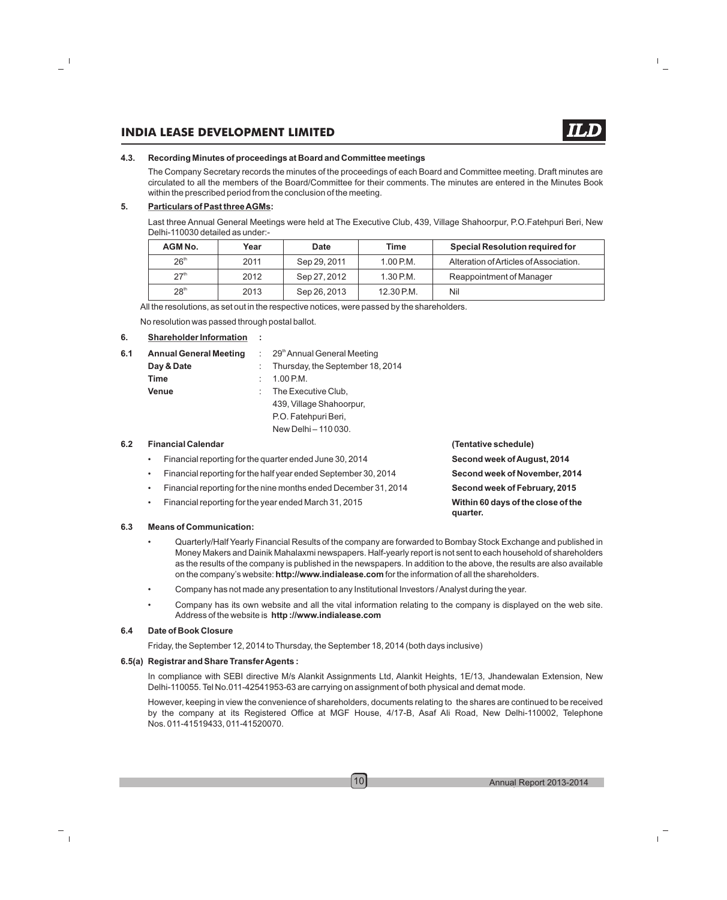#### 4.3. Recording Minutes of proceedings at Board and Committee meetings

The Company Secretary records the minutes of the proceedings of each Board and Committee meeting. Draft minutes are circulated to all the members of the Board/Committee for their comments. The minutes are entered in the Minutes Book within the prescribed period from the conclusion of the meeting.

#### 5. Particulars of Past three AGMs:

Last three Annual General Meetings were held at The Executive Club, 439, Village Shahoorpur, P.O.Fatehpuri Beri, New Delhi-110030 detailed as under:-

| AGM No. | Year | Date | Time | Special Resolution required for |
|---|---|---|---|---|
| 26th | 2011 | Sep 29, 2011 | 1.00 P.M. | Alteration of Articles of Association. |
| 27th | 2012 | Sep 27, 2012 | 1.30 P.M. | Reappointment of Manager |
| 28th | 2013 | Sep 26, 2013 | 12.30 P.M. | Nil |

All the resolutions, as set out in the respective notices, were passed by the shareholders.

No resolution was passed through postal ballot.

#### 6. Shareholder Information :

**6.1 Annual General Meeting** : 29th Annual General Meeting

**Day & Date** : Thursday, the September 18, 2014

**Time** : 1.00 P.M.

**Venue** : The Executive Club,
439, Village Shahoorpur,
P.O. Fatehpuri Beri,
New Delhi – 110 030.

#### 6.2 Financial Calendar

| | (Tentative schedule) |
|---|---|
| • Financial reporting for the quarter ended June 30, 2014 | **Second week of August, 2014** |
| • Financial reporting for the half year ended September 30, 2014 | **Second week of November, 2014** |
| • Financial reporting for the nine months ended December 31, 2014 | **Second week of February, 2015** |
| • Financial reporting for the year ended March 31, 2015 | **Within 60 days of the close of the quarter.** |

#### 6.3 Means of Communication:

- Quarterly/Half Yearly Financial Results of the company are forwarded to Bombay Stock Exchange and published in Money Makers and Dainik Mahalaxmi newspapers. Half-yearly report is not sent to each household of shareholders as the results of the company is published in the newspapers. In addition to the above, the results are also available on the company's website: **http://www.indialease.com** for the information of all the shareholders.
- Company has not made any presentation to any Institutional Investors / Analyst during the year.
- Company has its own website and all the vital information relating to the company is displayed on the web site. Address of the website is **http ://www.indialease.com**

#### 6.4 Date of Book Closure

Friday, the September 12, 2014 to Thursday, the September 18, 2014 (both days inclusive)

#### 6.5(a) Registrar and Share Transfer Agents :

In compliance with SEBI directive M/s Alankit Assignments Ltd, Alankit Heights, 1E/13, Jhandewalan Extension, New Delhi-110055. Tel No.011-42541953-63 are carrying on assignment of both physical and demat mode.

However, keeping in view the convenience of shareholders, documents relating to the shares are continued to be received by the company at its Registered Office at MGF House, 4/17-B, Asaf Ali Road, New Delhi-110002, Telephone Nos. 011-41519433, 011-41520070.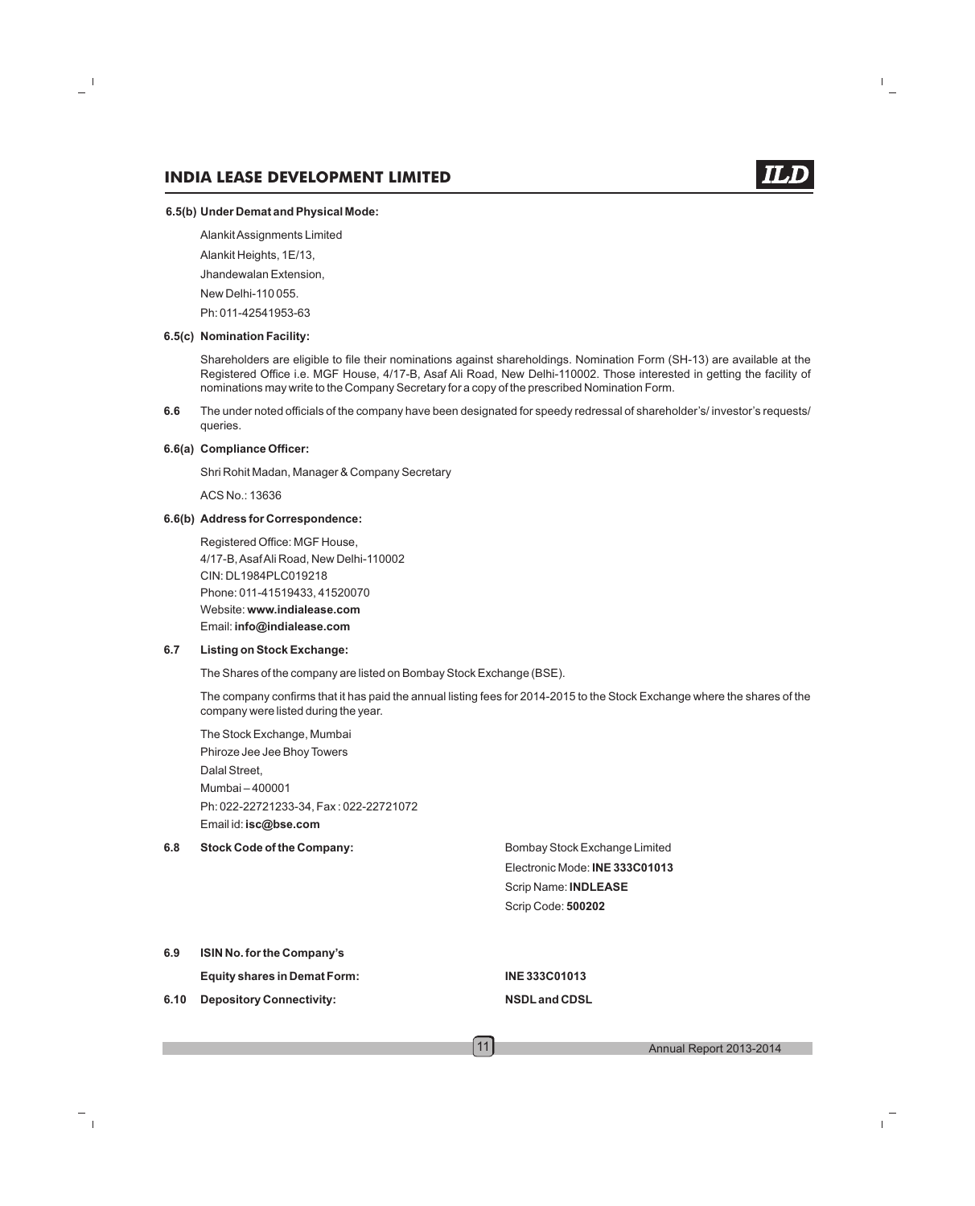**6.5(b) Under Demat and Physical Mode:**

Alankit Assignments Limited
Alankit Heights, 1E/13,
Jhandewalan Extension,
New Delhi-110 055.
Ph: 011-42541953-63

**6.5(c) Nomination Facility:**

Shareholders are eligible to file their nominations against shareholdings. Nomination Form (SH-13) are available at the Registered Office i.e. MGF House, 4/17-B, Asaf Ali Road, New Delhi-110002. Those interested in getting the facility of nominations may write to the Company Secretary for a copy of the prescribed Nomination Form.

**6.6** The under noted officials of the company have been designated for speedy redressal of shareholder's/ investor's requests/ queries.

**6.6(a) Compliance Officer:**

Shri Rohit Madan, Manager & Company Secretary

ACS No.: 13636

**6.6(b) Address for Correspondence:**

Registered Office: MGF House,
4/17-B, Asaf Ali Road, New Delhi-110002
CIN: DL1984PLC019218
Phone: 011-41519433, 41520070
Website: **www.indialease.com**
Email: **info@indialease.com**

**6.7 Listing on Stock Exchange:**

The Shares of the company are listed on Bombay Stock Exchange (BSE).

The company confirms that it has paid the annual listing fees for 2014-2015 to the Stock Exchange where the shares of the company were listed during the year.

The Stock Exchange, Mumbai
Phiroze Jee Jee Bhoy Towers
Dalal Street,
Mumbai – 400001
Ph: 022-22721233-34, Fax : 022-22721072
Email id: **isc@bse.com**

**6.8 Stock Code of the Company:**

Bombay Stock Exchange Limited
Electronic Mode: **INE 333C01013**
Scrip Name: **INDLEASE**
Scrip Code: **500202**

**6.9 ISIN No. for the Company's Equity shares in Demat Form:** **INE 333C01013**

**6.10 Depository Connectivity:** **NSDL and CDSL**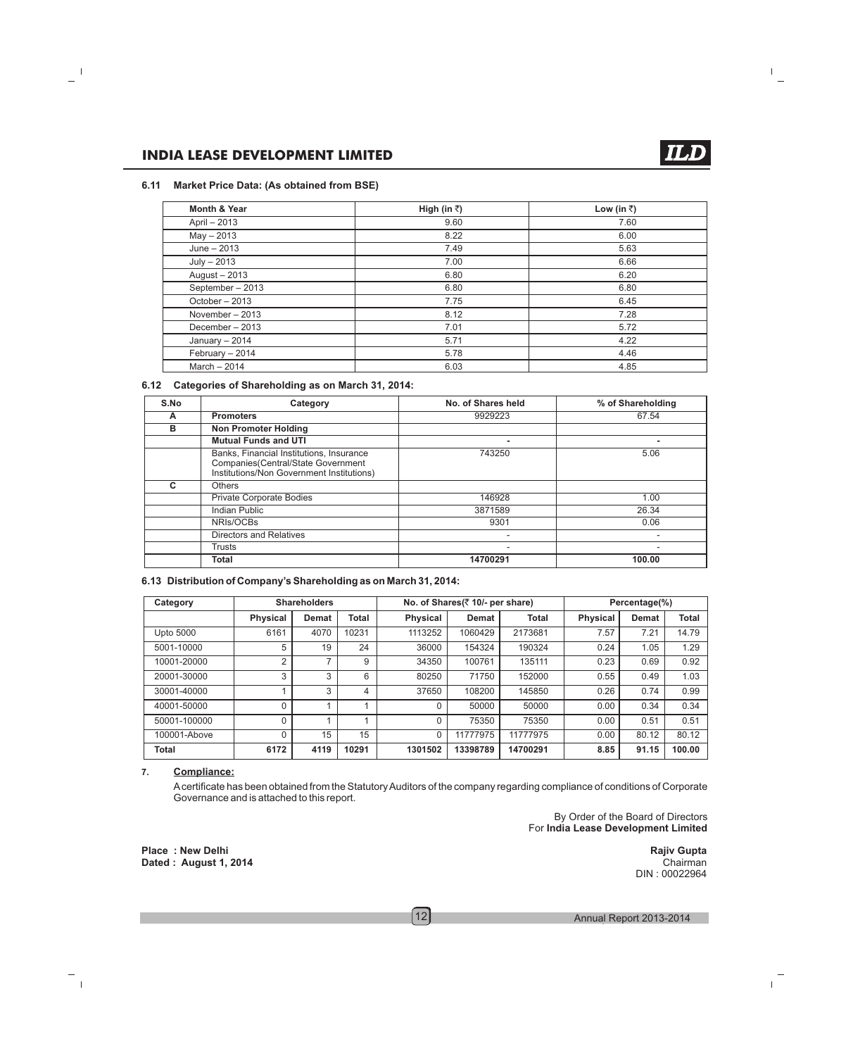#### 6.11 Market Price Data: (As obtained from BSE)

| Month & Year | High (in ₹) | Low (in ₹) |
|---|---|---|
| April – 2013 | 9.60 | 7.60 |
| May – 2013 | 8.22 | 6.00 |
| June – 2013 | 7.49 | 5.63 |
| July – 2013 | 7.00 | 6.66 |
| August – 2013 | 6.80 | 6.20 |
| September – 2013 | 6.80 | 6.80 |
| October – 2013 | 7.75 | 6.45 |
| November – 2013 | 8.12 | 7.28 |
| December – 2013 | 7.01 | 5.72 |
| January – 2014 | 5.71 | 4.22 |
| February – 2014 | 5.78 | 4.46 |
| March – 2014 | 6.03 | 4.85 |

#### 6.12 Categories of Shareholding as on March 31, 2014:

| S.No | Category | No. of Shares held | % of Shareholding |
|---|---|---|---|
| A | **Promoters** | 9929223 | 67.54 |
| B | **Non Promoter Holding** | | |
| | **Mutual Funds and UTI** | - | - |
| | Banks, Financial Institutions, Insurance Companies(Central/State Government Institutions/Non Government Institutions) | 743250 | 5.06 |
| C | Others | | |
| | Private Corporate Bodies | 146928 | 1.00 |
| | Indian Public | 3871589 | 26.34 |
| | NRIs/OCBs | 9301 | 0.06 |
| | Directors and Relatives | - | - |
| | Trusts | - | - |
| | **Total** | **14700291** | **100.00** |

#### 6.13 Distribution of Company's Shareholding as on March 31, 2014:

| Category | Shareholders | | | No. of Shares(₹ 10/- per share) | | | Percentage(%) | | |
|---|---|---|---|---|---|---|---|---|---|
| | Physical | Demat | Total | Physical | Demat | Total | Physical | Demat | Total |
| Upto 5000 | 6161 | 4070 | 10231 | 1113252 | 1060429 | 2173681 | 7.57 | 7.21 | 14.79 |
| 5001-10000 | 5 | 19 | 24 | 36000 | 154324 | 190324 | 0.24 | 1.05 | 1.29 |
| 10001-20000 | 2 | 7 | 9 | 34350 | 100761 | 135111 | 0.23 | 0.69 | 0.92 |
| 20001-30000 | 3 | 3 | 6 | 80250 | 71750 | 152000 | 0.55 | 0.49 | 1.03 |
| 30001-40000 | 1 | 3 | 4 | 37650 | 108200 | 145850 | 0.26 | 0.74 | 0.99 |
| 40001-50000 | 0 | 1 | 1 | 0 | 50000 | 50000 | 0.00 | 0.34 | 0.34 |
| 50001-100000 | 0 | 1 | 1 | 0 | 75350 | 75350 | 0.00 | 0.51 | 0.51 |
| 100001-Above | 0 | 15 | 15 | 0 | 11777975 | 11777975 | 0.00 | 80.12 | 80.12 |
| **Total** | **6172** | **4119** | **10291** | **1301502** | **13398789** | **14700291** | **8.85** | **91.15** | **100.00** |

#### 7. Compliance:

A certificate has been obtained from the Statutory Auditors of the company regarding compliance of conditions of Corporate Governance and is attached to this report.

By Order of the Board of Directors
For **India Lease Development Limited**

**Place : New Delhi**
**Dated : August 1, 2014**

**Rajiv Gupta**
Chairman
DIN : 00022964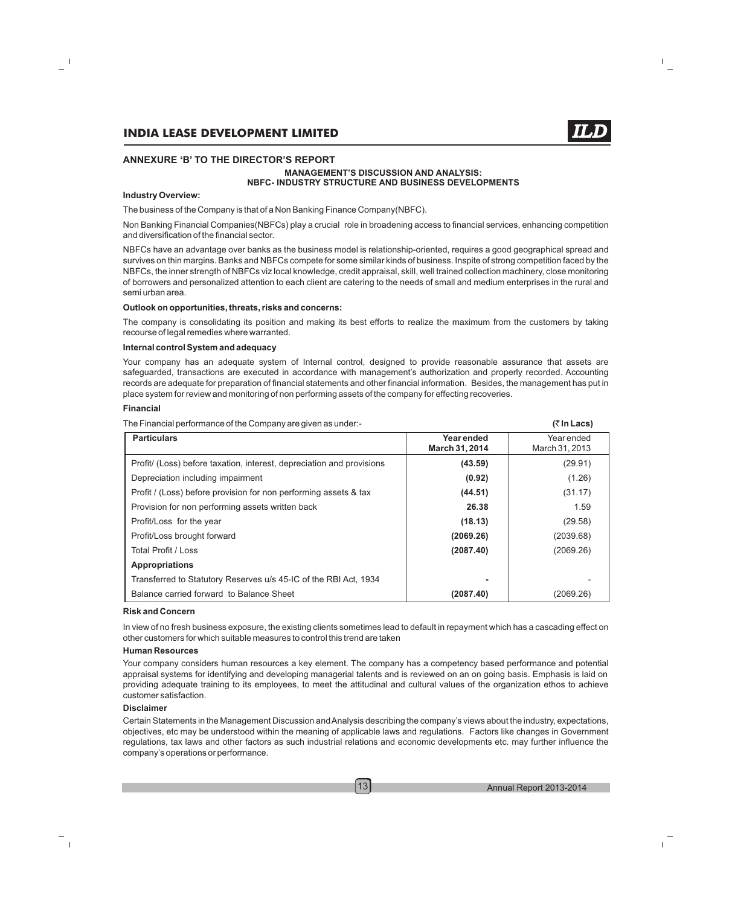## ANNEXURE 'B' TO THE DIRECTOR'S REPORT

### MANAGEMENT'S DISCUSSION AND ANALYSIS: NBFC- INDUSTRY STRUCTURE AND BUSINESS DEVELOPMENTS

**Industry Overview:**

The business of the Company is that of a Non Banking Finance Company(NBFC).

Non Banking Financial Companies(NBFCs) play a crucial role in broadening access to financial services, enhancing competition and diversification of the financial sector.

NBFCs have an advantage over banks as the business model is relationship-oriented, requires a good geographical spread and survives on thin margins. Banks and NBFCs compete for some similar kinds of business. Inspite of strong competition faced by the NBFCs, the inner strength of NBFCs viz local knowledge, credit appraisal, skill, well trained collection machinery, close monitoring of borrowers and personalized attention to each client are catering to the needs of small and medium enterprises in the rural and semi urban area.

**Outlook on opportunities, threats, risks and concerns:**

The company is consolidating its position and making its best efforts to realize the maximum from the customers by taking recourse of legal remedies where warranted.

**Internal control System and adequacy**

Your company has an adequate system of Internal control, designed to provide reasonable assurance that assets are safeguarded, transactions are executed in accordance with management's authorization and properly recorded. Accounting records are adequate for preparation of financial statements and other financial information. Besides, the management has put in place system for review and monitoring of non performing assets of the company for effecting recoveries.

**Financial**

The Financial performance of the Company are given as under:- **(₹ In Lacs)**

| Particulars | Year ended March 31, 2014 | Year ended March 31, 2013 |
|---|---|---|
| Profit/ (Loss) before taxation, interest, depreciation and provisions | **(43.59)** | (29.91) |
| Depreciation including impairment | **(0.92)** | (1.26) |
| Profit / (Loss) before provision for non performing assets & tax | **(44.51)** | (31.17) |
| Provision for non performing assets written back | **26.38** | 1.59 |
| Profit/Loss for the year | **(18.13)** | (29.58) |
| Profit/Loss brought forward | **(2069.26)** | (2039.68) |
| Total Profit / Loss | **(2087.40)** | (2069.26) |
| **Appropriations** | | |
| Transferred to Statutory Reserves u/s 45-IC of the RBI Act, 1934 | **-** | - |
| Balance carried forward to Balance Sheet | **(2087.40)** | (2069.26) |

**Risk and Concern**

In view of no fresh business exposure, the existing clients sometimes lead to default in repayment which has a cascading effect on other customers for which suitable measures to control this trend are taken

**Human Resources**

Your company considers human resources a key element. The company has a competency based performance and potential appraisal systems for identifying and developing managerial talents and is reviewed on an on going basis. Emphasis is laid on providing adequate training to its employees, to meet the attitudinal and cultural values of the organization ethos to achieve customer satisfaction.

**Disclaimer**

Certain Statements in the Management Discussion and Analysis describing the company's views about the industry, expectations, objectives, etc may be understood within the meaning of applicable laws and regulations. Factors like changes in Government regulations, tax laws and other factors as such industrial relations and economic developments etc. may further influence the company's operations or performance.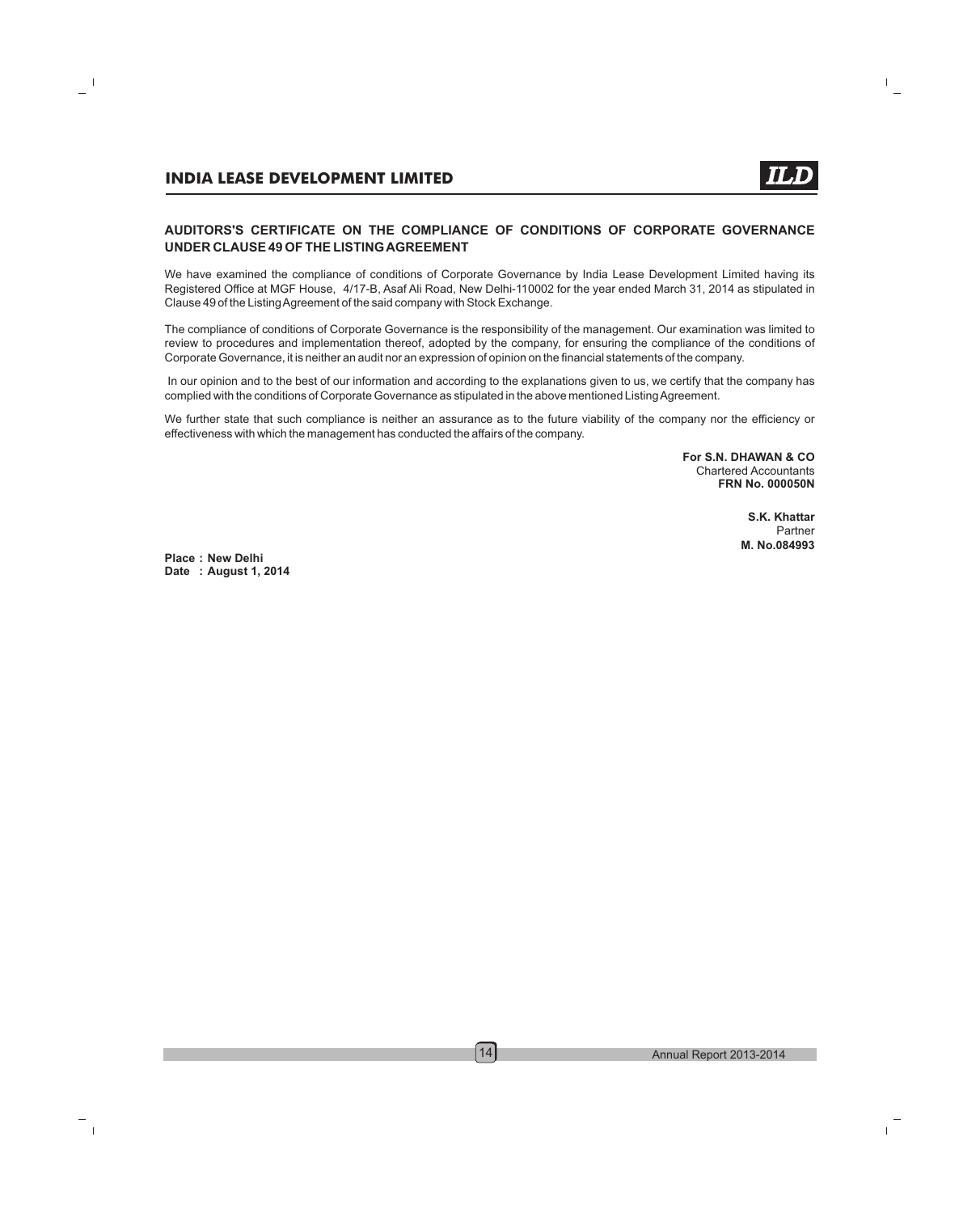## AUDITORS'S CERTIFICATE ON THE COMPLIANCE OF CONDITIONS OF CORPORATE GOVERNANCE UNDER CLAUSE 49 OF THE LISTING AGREEMENT

We have examined the compliance of conditions of Corporate Governance by India Lease Development Limited having its Registered Office at MGF House, 4/17-B, Asaf Ali Road, New Delhi-110002 for the year ended March 31, 2014 as stipulated in Clause 49 of the Listing Agreement of the said company with Stock Exchange.

The compliance of conditions of Corporate Governance is the responsibility of the management. Our examination was limited to review to procedures and implementation thereof, adopted by the company, for ensuring the compliance of the conditions of Corporate Governance, it is neither an audit nor an expression of opinion on the financial statements of the company.

In our opinion and to the best of our information and according to the explanations given to us, we certify that the company has complied with the conditions of Corporate Governance as stipulated in the above mentioned Listing Agreement.

We further state that such compliance is neither an assurance as to the future viability of the company nor the efficiency or effectiveness with which the management has conducted the affairs of the company.

**For S.N. DHAWAN & CO**
Chartered Accountants
**FRN No. 000050N**

**S.K. Khattar**
Partner
**M. No.084993**

**Place : New Delhi**
**Date : August 1, 2014**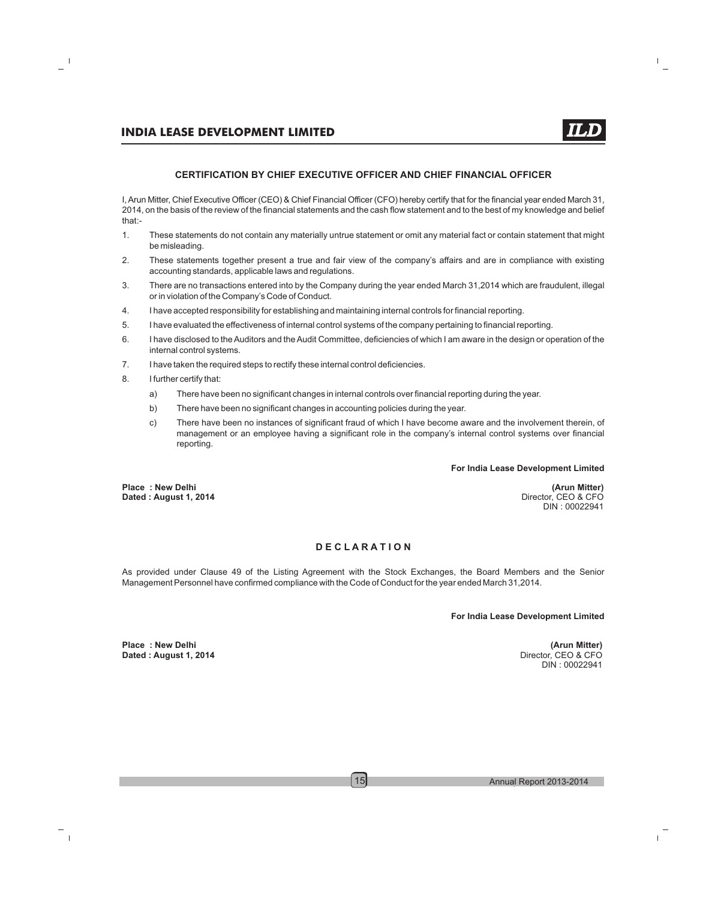## CERTIFICATION BY CHIEF EXECUTIVE OFFICER AND CHIEF FINANCIAL OFFICER

I, Arun Mitter, Chief Executive Officer (CEO) & Chief Financial Officer (CFO) hereby certify that for the financial year ended March 31, 2014, on the basis of the review of the financial statements and the cash flow statement and to the best of my knowledge and belief that:-

1. These statements do not contain any materially untrue statement or omit any material fact or contain statement that might be misleading.
2. These statements together present a true and fair view of the company's affairs and are in compliance with existing accounting standards, applicable laws and regulations.
3. There are no transactions entered into by the Company during the year ended March 31,2014 which are fraudulent, illegal or in violation of the Company's Code of Conduct.
4. I have accepted responsibility for establishing and maintaining internal controls for financial reporting.
5. I have evaluated the effectiveness of internal control systems of the company pertaining to financial reporting.
6. I have disclosed to the Auditors and the Audit Committee, deficiencies of which I am aware in the design or operation of the internal control systems.
7. I have taken the required steps to rectify these internal control deficiencies.
8. I further certify that:
   - a) There have been no significant changes in internal controls over financial reporting during the year.
   - b) There have been no significant changes in accounting policies during the year.
   - c) There have been no instances of significant fraud of which I have become aware and the involvement therein, of management or an employee having a significant role in the company's internal control systems over financial reporting.

**For India Lease Development Limited**

**Place : New Delhi**
**Dated : August 1, 2014**

**(Arun Mitter)**
Director, CEO & CFO
DIN : 00022941

## DECLARATION

As provided under Clause 49 of the Listing Agreement with the Stock Exchanges, the Board Members and the Senior Management Personnel have confirmed compliance with the Code of Conduct for the year ended March 31,2014.

**For India Lease Development Limited**

**Place : New Delhi**
**Dated : August 1, 2014**

**(Arun Mitter)**
Director, CEO & CFO
DIN : 00022941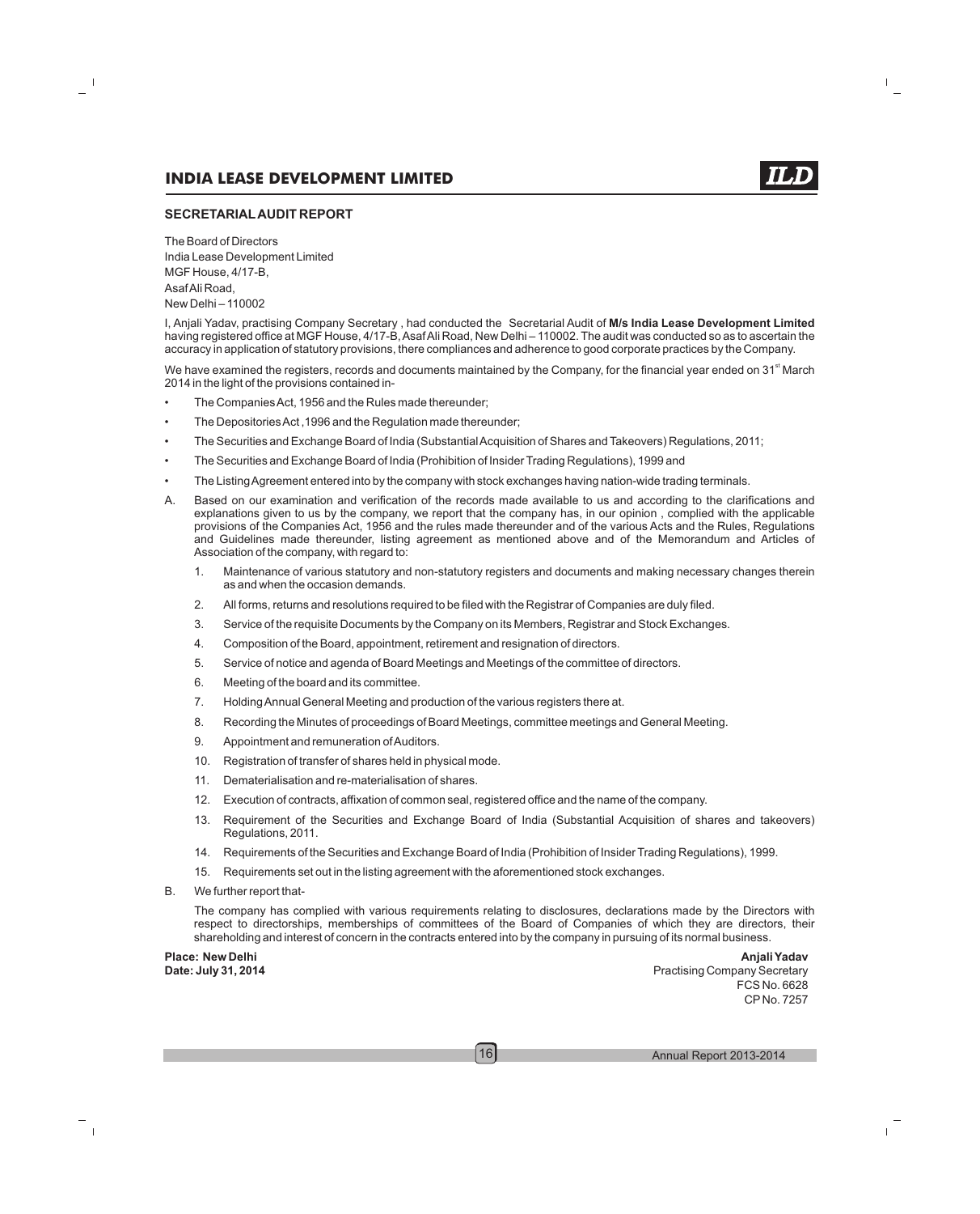## SECRETARIAL AUDIT REPORT

The Board of Directors
India Lease Development Limited
MGF House, 4/17-B,
Asaf Ali Road,
New Delhi – 110002

I, Anjali Yadav, practising Company Secretary , had conducted the Secretarial Audit of **M/s India Lease Development Limited** having registered office at MGF House, 4/17-B, Asaf Ali Road, New Delhi – 110002. The audit was conducted so as to ascertain the accuracy in application of statutory provisions, there compliances and adherence to good corporate practices by the Company.

We have examined the registers, records and documents maintained by the Company, for the financial year ended on 31st March 2014 in the light of the provisions contained in-

- The Companies Act, 1956 and the Rules made thereunder;
- The Depositories Act ,1996 and the Regulation made thereunder;
- The Securities and Exchange Board of India (Substantial Acquisition of Shares and Takeovers) Regulations, 2011;
- The Securities and Exchange Board of India (Prohibition of Insider Trading Regulations), 1999 and
- The Listing Agreement entered into by the company with stock exchanges having nation-wide trading terminals.

A. Based on our examination and verification of the records made available to us and according to the clarifications and explanations given to us by the company, we report that the company has, in our opinion , complied with the applicable provisions of the Companies Act, 1956 and the rules made thereunder and of the various Acts and the Rules, Regulations and Guidelines made thereunder, listing agreement as mentioned above and of the Memorandum and Articles of Association of the company, with regard to:

   1. Maintenance of various statutory and non-statutory registers and documents and making necessary changes therein as and when the occasion demands.
   2. All forms, returns and resolutions required to be filed with the Registrar of Companies are duly filed.
   3. Service of the requisite Documents by the Company on its Members, Registrar and Stock Exchanges.
   4. Composition of the Board, appointment, retirement and resignation of directors.
   5. Service of notice and agenda of Board Meetings and Meetings of the committee of directors.
   6. Meeting of the board and its committee.
   7. Holding Annual General Meeting and production of the various registers there at.
   8. Recording the Minutes of proceedings of Board Meetings, committee meetings and General Meeting.
   9. Appointment and remuneration of Auditors.
   10. Registration of transfer of shares held in physical mode.
   11. Dematerialisation and re-materialisation of shares.
   12. Execution of contracts, affixation of common seal, registered office and the name of the company.
   13. Requirement of the Securities and Exchange Board of India (Substantial Acquisition of shares and takeovers) Regulations, 2011.
   14. Requirements of the Securities and Exchange Board of India (Prohibition of Insider Trading Regulations), 1999.
   15. Requirements set out in the listing agreement with the aforementioned stock exchanges.

B. We further report that-

   The company has complied with various requirements relating to disclosures, declarations made by the Directors with respect to directorships, memberships of committees of the Board of Companies of which they are directors, their shareholding and interest of concern in the contracts entered into by the company in pursuing of its normal business.

**Place: New Delhi**
**Date: July 31, 2014**

**Anjali Yadav**
Practising Company Secretary
FCS No. 6628
CP No. 7257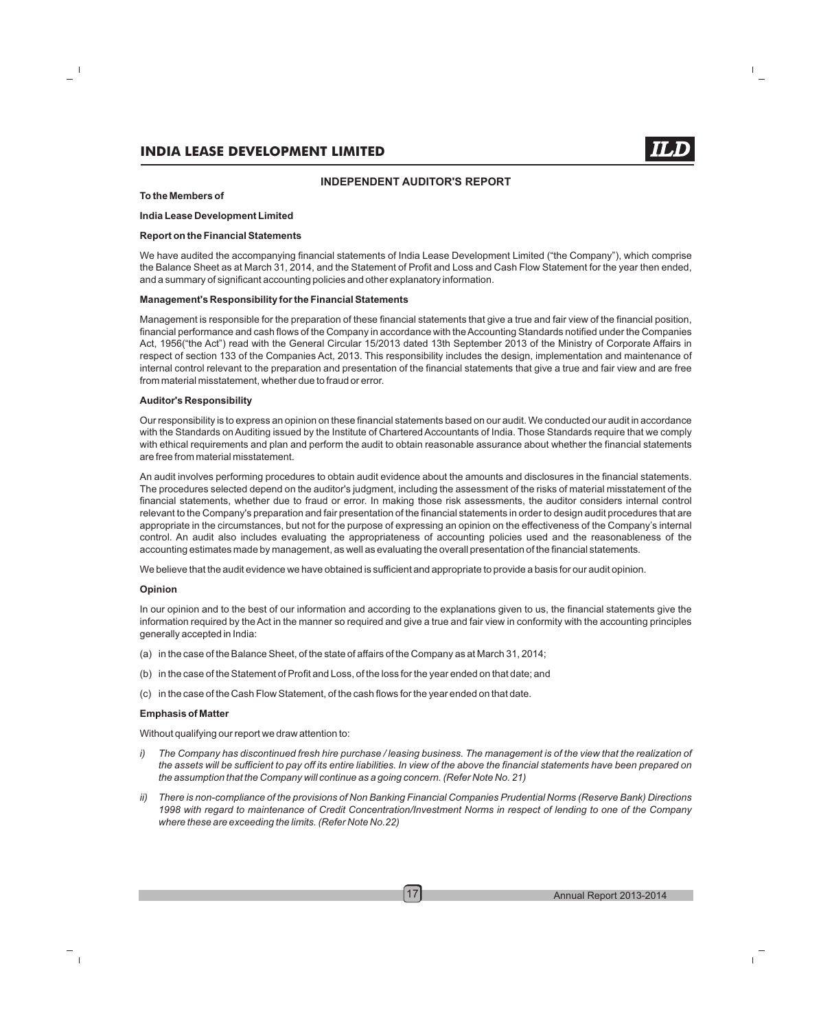## INDEPENDENT AUDITOR'S REPORT

**To the Members of**

**India Lease Development Limited**

### Report on the Financial Statements

We have audited the accompanying financial statements of India Lease Development Limited ("the Company"), which comprise the Balance Sheet as at March 31, 2014, and the Statement of Profit and Loss and Cash Flow Statement for the year then ended, and a summary of significant accounting policies and other explanatory information.

### Management's Responsibility for the Financial Statements

Management is responsible for the preparation of these financial statements that give a true and fair view of the financial position, financial performance and cash flows of the Company in accordance with the Accounting Standards notified under the Companies Act, 1956("the Act") read with the General Circular 15/2013 dated 13th September 2013 of the Ministry of Corporate Affairs in respect of section 133 of the Companies Act, 2013. This responsibility includes the design, implementation and maintenance of internal control relevant to the preparation and presentation of the financial statements that give a true and fair view and are free from material misstatement, whether due to fraud or error.

### Auditor's Responsibility

Our responsibility is to express an opinion on these financial statements based on our audit. We conducted our audit in accordance with the Standards on Auditing issued by the Institute of Chartered Accountants of India. Those Standards require that we comply with ethical requirements and plan and perform the audit to obtain reasonable assurance about whether the financial statements are free from material misstatement.

An audit involves performing procedures to obtain audit evidence about the amounts and disclosures in the financial statements. The procedures selected depend on the auditor's judgment, including the assessment of the risks of material misstatement of the financial statements, whether due to fraud or error. In making those risk assessments, the auditor considers internal control relevant to the Company's preparation and fair presentation of the financial statements in order to design audit procedures that are appropriate in the circumstances, but not for the purpose of expressing an opinion on the effectiveness of the Company's internal control. An audit also includes evaluating the appropriateness of accounting policies used and the reasonableness of the accounting estimates made by management, as well as evaluating the overall presentation of the financial statements.

We believe that the audit evidence we have obtained is sufficient and appropriate to provide a basis for our audit opinion.

### Opinion

In our opinion and to the best of our information and according to the explanations given to us, the financial statements give the information required by the Act in the manner so required and give a true and fair view in conformity with the accounting principles generally accepted in India:

(a) in the case of the Balance Sheet, of the state of affairs of the Company as at March 31, 2014;

(b) in the case of the Statement of Profit and Loss, of the loss for the year ended on that date; and

(c) in the case of the Cash Flow Statement, of the cash flows for the year ended on that date.

### Emphasis of Matter

Without qualifying our report we draw attention to:

i) *The Company has discontinued fresh hire purchase / leasing business. The management is of the view that the realization of the assets will be sufficient to pay off its entire liabilities. In view of the above the financial statements have been prepared on the assumption that the Company will continue as a going concern. (Refer Note No. 21)*

ii) *There is non-compliance of the provisions of Non Banking Financial Companies Prudential Norms (Reserve Bank) Directions 1998 with regard to maintenance of Credit Concentration/Investment Norms in respect of lending to one of the Company where these are exceeding the limits. (Refer Note No.22)*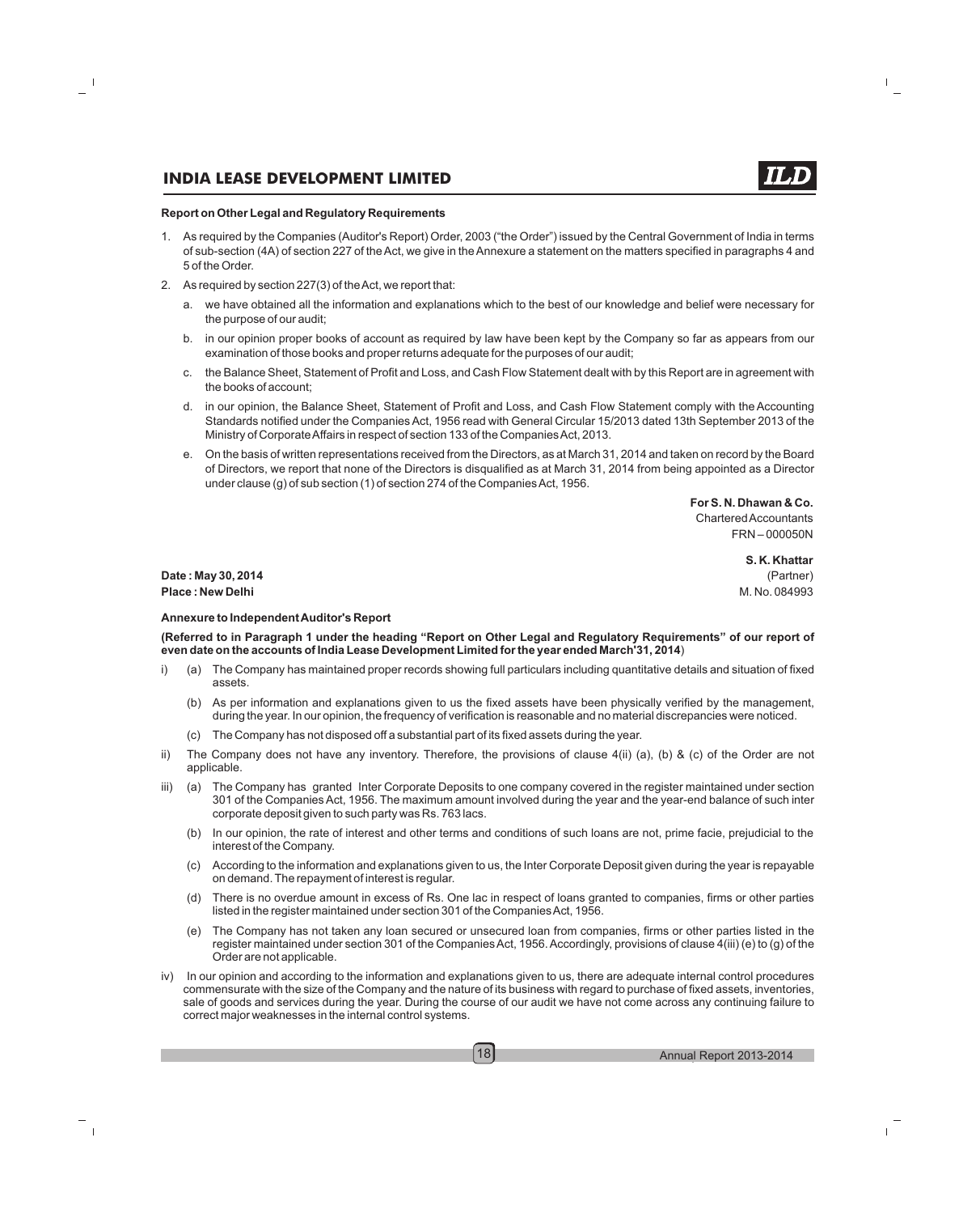**Report on Other Legal and Regulatory Requirements**

1. As required by the Companies (Auditor's Report) Order, 2003 ("the Order") issued by the Central Government of India in terms of sub-section (4A) of section 227 of the Act, we give in the Annexure a statement on the matters specified in paragraphs 4 and 5 of the Order.

2. As required by section 227(3) of the Act, we report that:

   a. we have obtained all the information and explanations which to the best of our knowledge and belief were necessary for the purpose of our audit;

   b. in our opinion proper books of account as required by law have been kept by the Company so far as appears from our examination of those books and proper returns adequate for the purposes of our audit;

   c. the Balance Sheet, Statement of Profit and Loss, and Cash Flow Statement dealt with by this Report are in agreement with the books of account;

   d. in our opinion, the Balance Sheet, Statement of Profit and Loss, and Cash Flow Statement comply with the Accounting Standards notified under the Companies Act, 1956 read with General Circular 15/2013 dated 13th September 2013 of the Ministry of Corporate Affairs in respect of section 133 of the Companies Act, 2013.

   e. On the basis of written representations received from the Directors, as at March 31, 2014 and taken on record by the Board of Directors, we report that none of the Directors is disqualified as at March 31, 2014 from being appointed as a Director under clause (g) of sub section (1) of section 274 of the Companies Act, 1956.

**For S. N. Dhawan & Co.**
Chartered Accountants
FRN – 000050N

**S. K. Khattar**
(Partner)
M. No. 084993

**Date : May 30, 2014**
**Place : New Delhi**

**Annexure to Independent Auditor's Report**

**(Referred to in Paragraph 1 under the heading "Report on Other Legal and Regulatory Requirements" of our report of even date on the accounts of India Lease Development Limited for the year ended March'31, 2014)**

i) (a) The Company has maintained proper records showing full particulars including quantitative details and situation of fixed assets.

   (b) As per information and explanations given to us the fixed assets have been physically verified by the management, during the year. In our opinion, the frequency of verification is reasonable and no material discrepancies were noticed.

   (c) The Company has not disposed off a substantial part of its fixed assets during the year.

ii) The Company does not have any inventory. Therefore, the provisions of clause 4(ii) (a), (b) & (c) of the Order are not applicable.

iii) (a) The Company has granted Inter Corporate Deposits to one company covered in the register maintained under section 301 of the Companies Act, 1956. The maximum amount involved during the year and the year-end balance of such inter corporate deposit given to such party was Rs. 763 lacs.

   (b) In our opinion, the rate of interest and other terms and conditions of such loans are not, prime facie, prejudicial to the interest of the Company.

   (c) According to the information and explanations given to us, the Inter Corporate Deposit given during the year is repayable on demand. The repayment of interest is regular.

   (d) There is no overdue amount in excess of Rs. One lac in respect of loans granted to companies, firms or other parties listed in the register maintained under section 301 of the Companies Act, 1956.

   (e) The Company has not taken any loan secured or unsecured loan from companies, firms or other parties listed in the register maintained under section 301 of the Companies Act, 1956. Accordingly, provisions of clause 4(iii) (e) to (g) of the Order are not applicable.

iv) In our opinion and according to the information and explanations given to us, there are adequate internal control procedures commensurate with the size of the Company and the nature of its business with regard to purchase of fixed assets, inventories, sale of goods and services during the year. During the course of our audit we have not come across any continuing failure to correct major weaknesses in the internal control systems.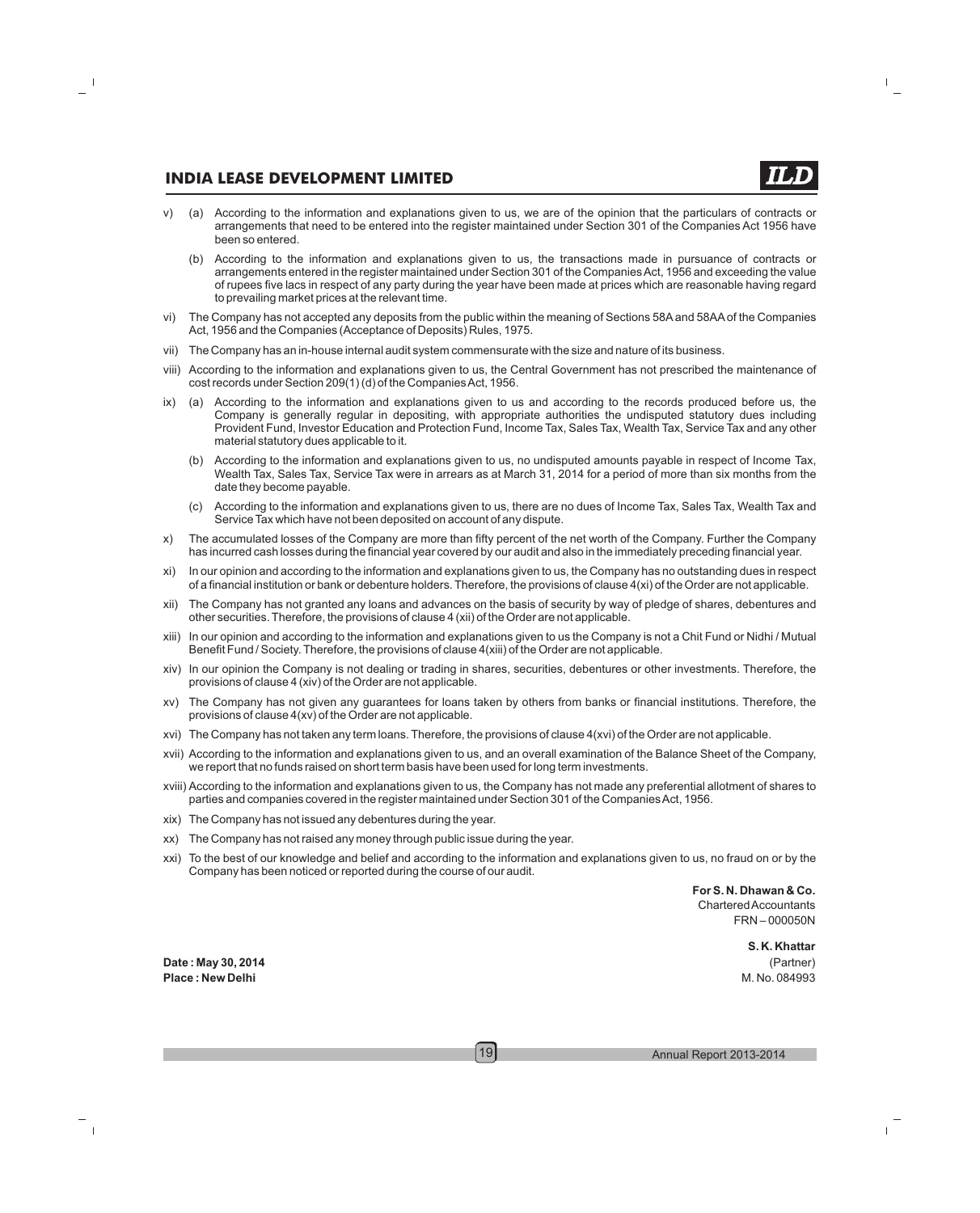v) (a) According to the information and explanations given to us, we are of the opinion that the particulars of contracts or arrangements that need to be entered into the register maintained under Section 301 of the Companies Act 1956 have been so entered.

   (b) According to the information and explanations given to us, the transactions made in pursuance of contracts or arrangements entered in the register maintained under Section 301 of the Companies Act, 1956 and exceeding the value of rupees five lacs in respect of any party during the year have been made at prices which are reasonable having regard to prevailing market prices at the relevant time.

vi) The Company has not accepted any deposits from the public within the meaning of Sections 58A and 58AA of the Companies Act, 1956 and the Companies (Acceptance of Deposits) Rules, 1975.

vii) The Company has an in-house internal audit system commensurate with the size and nature of its business.

viii) According to the information and explanations given to us, the Central Government has not prescribed the maintenance of cost records under Section 209(1) (d) of the Companies Act, 1956.

ix) (a) According to the information and explanations given to us and according to the records produced before us, the Company is generally regular in depositing, with appropriate authorities the undisputed statutory dues including Provident Fund, Investor Education and Protection Fund, Income Tax, Sales Tax, Wealth Tax, Service Tax and any other material statutory dues applicable to it.

   (b) According to the information and explanations given to us, no undisputed amounts payable in respect of Income Tax, Wealth Tax, Sales Tax, Service Tax were in arrears as at March 31, 2014 for a period of more than six months from the date they become payable.

   (c) According to the information and explanations given to us, there are no dues of Income Tax, Sales Tax, Wealth Tax and Service Tax which have not been deposited on account of any dispute.

x) The accumulated losses of the Company are more than fifty percent of the net worth of the Company. Further the Company has incurred cash losses during the financial year covered by our audit and also in the immediately preceding financial year.

xi) In our opinion and according to the information and explanations given to us, the Company has no outstanding dues in respect of a financial institution or bank or debenture holders. Therefore, the provisions of clause 4(xi) of the Order are not applicable.

xii) The Company has not granted any loans and advances on the basis of security by way of pledge of shares, debentures and other securities. Therefore, the provisions of clause 4 (xii) of the Order are not applicable.

xiii) In our opinion and according to the information and explanations given to us the Company is not a Chit Fund or Nidhi / Mutual Benefit Fund / Society. Therefore, the provisions of clause 4(xiii) of the Order are not applicable.

xiv) In our opinion the Company is not dealing or trading in shares, securities, debentures or other investments. Therefore, the provisions of clause 4 (xiv) of the Order are not applicable.

xv) The Company has not given any guarantees for loans taken by others from banks or financial institutions. Therefore, the provisions of clause 4(xv) of the Order are not applicable.

xvi) The Company has not taken any term loans. Therefore, the provisions of clause 4(xvi) of the Order are not applicable.

xvii) According to the information and explanations given to us, and an overall examination of the Balance Sheet of the Company, we report that no funds raised on short term basis have been used for long term investments.

xviii) According to the information and explanations given to us, the Company has not made any preferential allotment of shares to parties and companies covered in the register maintained under Section 301 of the Companies Act, 1956.

xix) The Company has not issued any debentures during the year.

xx) The Company has not raised any money through public issue during the year.

xxi) To the best of our knowledge and belief and according to the information and explanations given to us, no fraud on or by the Company has been noticed or reported during the course of our audit.

**For S. N. Dhawan & Co.**
Chartered Accountants
FRN – 000050N

**S. K. Khattar**
(Partner)
M. No. 084993

**Date : May 30, 2014**
**Place : New Delhi**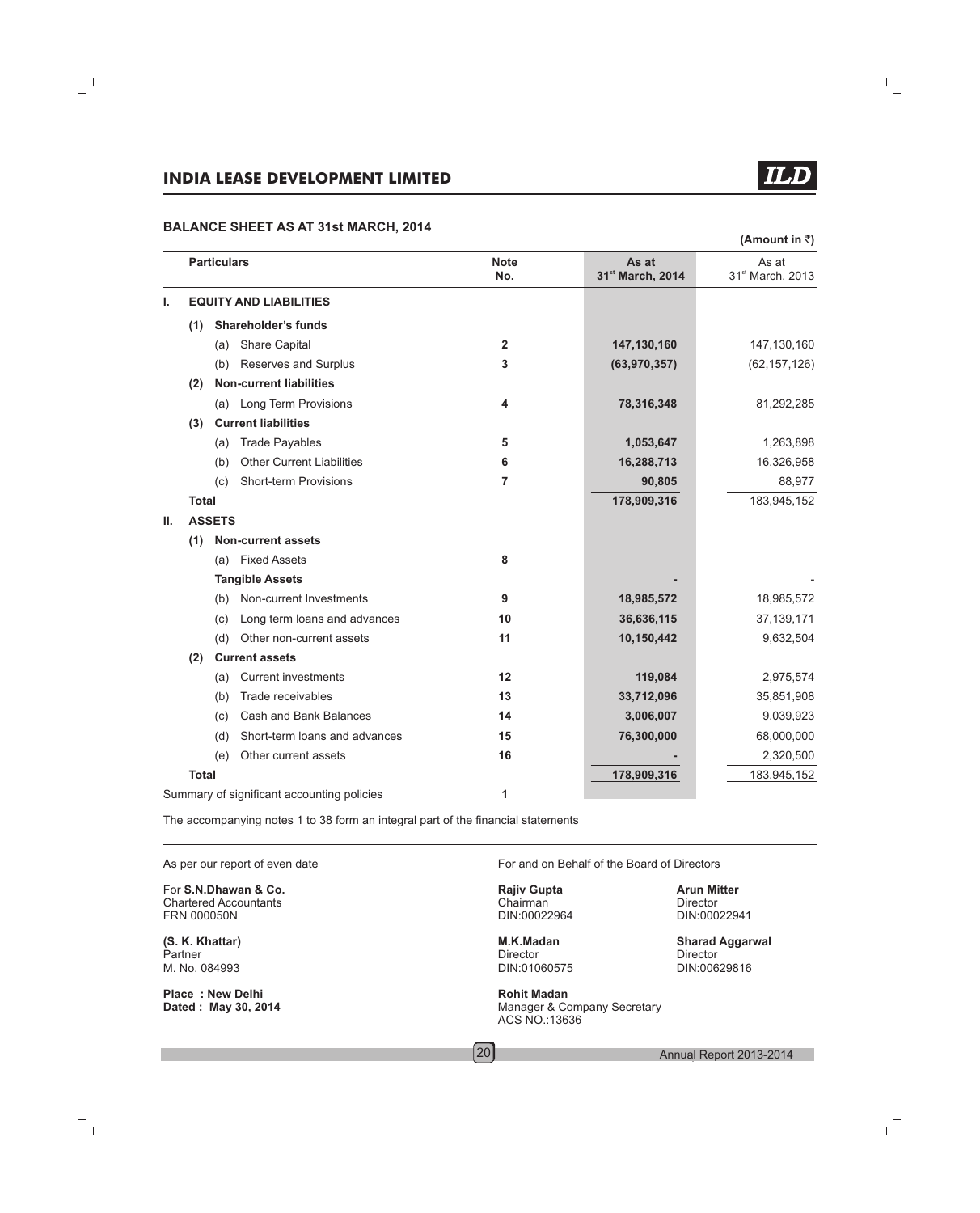## INDIA LEASE DEVELOPMENT LIMITED

### BALANCE SHEET AS AT 31st MARCH, 2014

(Amount in ₹)

| | Particulars | Note No. | As at 31st March, 2014 | As at 31st March, 2013 |
|---|---|---|---|---|
| **I.** | **EQUITY AND LIABILITIES** | | | |
| | **(1) Shareholder's funds** | | | |
| | (a) Share Capital | 2 | **147,130,160** | 147,130,160 |
| | (b) Reserves and Surplus | 3 | **(63,970,357)** | (62,157,126) |
| | **(2) Non-current liabilities** | | | |
| | (a) Long Term Provisions | 4 | **78,316,348** | 81,292,285 |
| | **(3) Current liabilities** | | | |
| | (a) Trade Payables | 5 | **1,053,647** | 1,263,898 |
| | (b) Other Current Liabilities | 6 | **16,288,713** | 16,326,958 |
| | (c) Short-term Provisions | 7 | **90,805** | 88,977 |
| | **Total** | | **178,909,316** | 183,945,152 |
| **II.** | **ASSETS** | | | |
| | **(1) Non-current assets** | | | |
| | (a) Fixed Assets | 8 | | |
| | **Tangible Assets** | | **-** | - |
| | (b) Non-current Investments | 9 | **18,985,572** | 18,985,572 |
| | (c) Long term loans and advances | 10 | **36,636,115** | 37,139,171 |
| | (d) Other non-current assets | 11 | **10,150,442** | 9,632,504 |
| | **(2) Current assets** | | | |
| | (a) Current investments | 12 | **119,084** | 2,975,574 |
| | (b) Trade receivables | 13 | **33,712,096** | 35,851,908 |
| | (c) Cash and Bank Balances | 14 | **3,006,007** | 9,039,923 |
| | (d) Short-term loans and advances | 15 | **76,300,000** | 68,000,000 |
| | (e) Other current assets | 16 | **-** | 2,320,500 |
| | **Total** | | **178,909,316** | 183,945,152 |
| | Summary of significant accounting policies | 1 | | |

The accompanying notes 1 to 38 form an integral part of the financial statements

As per our report of even date

For **S.N.Dhawan & Co.**
Chartered Accountants
FRN 000050N

**(S. K. Khattar)**
Partner
M. No. 084993

**Place : New Delhi**
**Dated : May 30, 2014**

For and on Behalf of the Board of Directors

**Rajiv Gupta**
Chairman
DIN:00022964

**Arun Mitter**
Director
DIN:00022941

**M.K.Madan**
Director
DIN:01060575

**Sharad Aggarwal**
Director
DIN:00629816

**Rohit Madan**
Manager & Company Secretary
ACS NO.:13636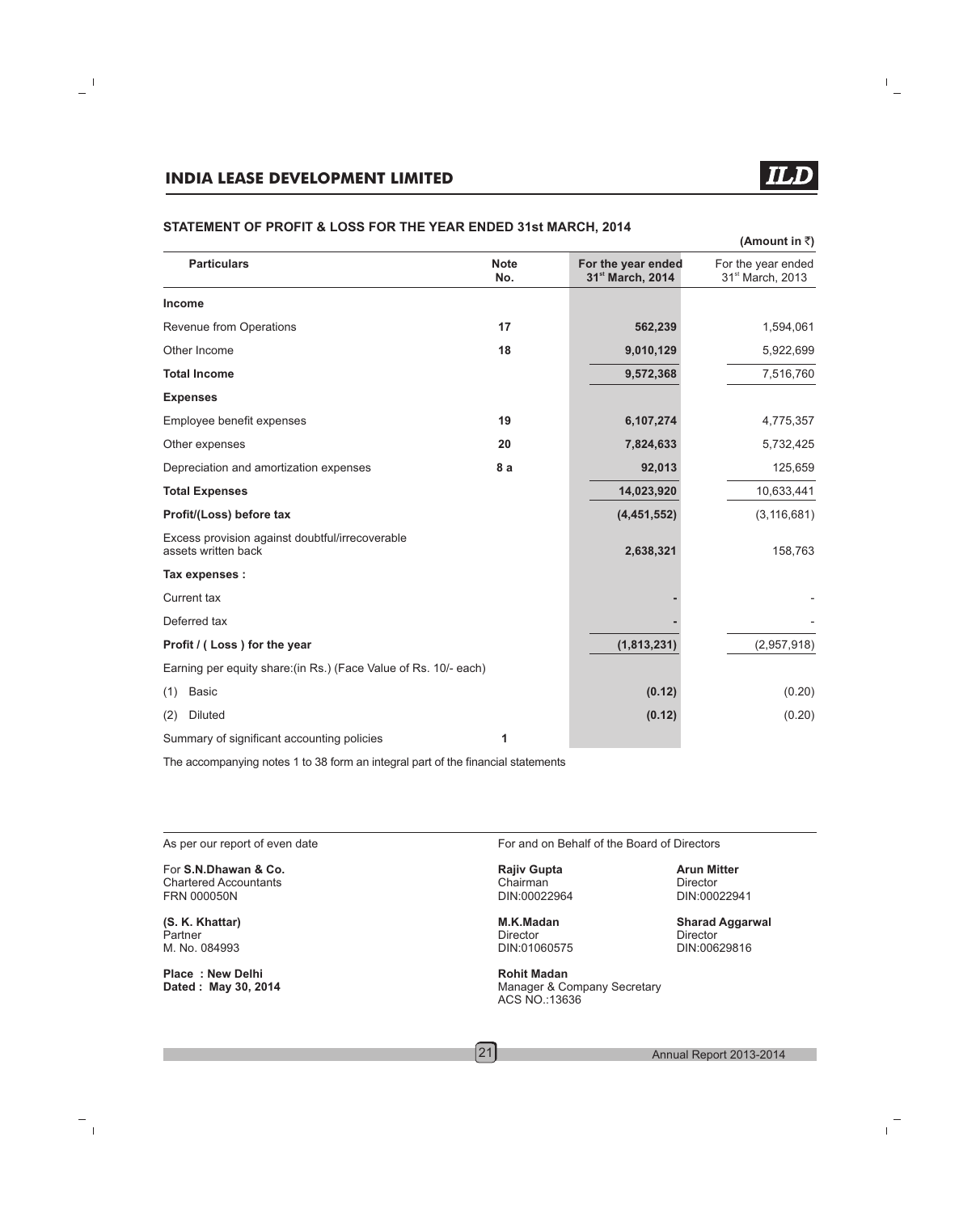# INDIA LEASE DEVELOPMENT LIMITED

## STATEMENT OF PROFIT & LOSS FOR THE YEAR ENDED 31st MARCH, 2014

(Amount in ₹)

| Particulars | Note No. | For the year ended 31st March, 2014 | For the year ended 31st March, 2013 |
|---|---|---|---|
| **Income** | | | |
| Revenue from Operations | 17 | 562,239 | 1,594,061 |
| Other Income | 18 | 9,010,129 | 5,922,699 |
| **Total Income** | | 9,572,368 | 7,516,760 |
| **Expenses** | | | |
| Employee benefit expenses | 19 | 6,107,274 | 4,775,357 |
| Other expenses | 20 | 7,824,633 | 5,732,425 |
| Depreciation and amortization expenses | 8 a | 92,013 | 125,659 |
| **Total Expenses** | | 14,023,920 | 10,633,441 |
| **Profit/(Loss) before tax** | | (4,451,552) | (3,116,681) |
| Excess provision against doubtful/irrecoverable assets written back | | 2,638,321 | 158,763 |
| **Tax expenses :** | | | |
| Current tax | | - | - |
| Deferred tax | | - | - |
| **Profit / ( Loss ) for the year** | | (1,813,231) | (2,957,918) |
| Earning per equity share:(in Rs.) (Face Value of Rs. 10/- each) | | | |
| (1) Basic | | (0.12) | (0.20) |
| (2) Diluted | | (0.12) | (0.20) |
| Summary of significant accounting policies | 1 | | |

The accompanying notes 1 to 38 form an integral part of the financial statements

As per our report of even date

For **S.N.Dhawan & Co.**
Chartered Accountants
FRN 000050N

**(S. K. Khattar)**
Partner
M. No. 084993

**Place : New Delhi**
**Dated : May 30, 2014**

For and on Behalf of the Board of Directors

**Rajiv Gupta**
Chairman
DIN:00022964

**Arun Mitter**
Director
DIN:00022941

**M.K.Madan**
Director
DIN:01060575

**Sharad Aggarwal**
Director
DIN:00629816

**Rohit Madan**
Manager & Company Secretary
ACS NO.:13636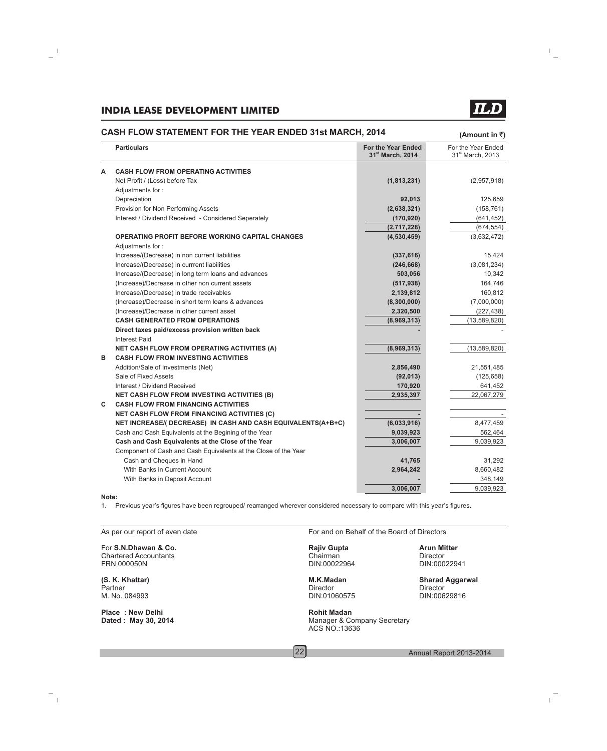# INDIA LEASE DEVELOPMENT LIMITED

## CASH FLOW STATEMENT FOR THE YEAR ENDED 31st MARCH, 2014

(Amount in ₹)

| | Particulars | For the Year Ended 31st March, 2014 | For the Year Ended 31st March, 2013 |
|---|---|---|---|
| **A** | **CASH FLOW FROM OPERATING ACTIVITIES** | | |
| | Net Profit / (Loss) before Tax | **(1,813,231)** | (2,957,918) |
| | Adjustments for : | | |
| | Depreciation | **92,013** | 125,659 |
| | Provision for Non Performing Assets | **(2,638,321)** | (158,761) |
| | Interest / Dividend Received - Considered Seperately | **(170,920)** | (641,452) |
| | | **(2,717,228)** | (674,554) |
| | **OPERATING PROFIT BEFORE WORKING CAPITAL CHANGES** | **(4,530,459)** | (3,632,472) |
| | Adjustments for : | | |
| | Increase/(Decrease) in non current liabilities | **(337,616)** | 15,424 |
| | Increase/(Decrease) in currrent liabilities | **(246,668)** | (3,081,234) |
| | Increase/(Decrease) in long term loans and advances | **503,056** | 10,342 |
| | (Increase)/Decrease in other non current assets | **(517,938)** | 164,746 |
| | Increase/(Decrease) in trade receivables | **2,139,812** | 160,812 |
| | (Increase)/Decrease in short term loans & advances | **(8,300,000)** | (7,000,000) |
| | (Increase)/Decrease in other current asset | **2,320,500** | (227,438) |
| | **CASH GENERATED FROM OPERATIONS** | **(8,969,313)** | (13,589,820) |
| | **Direct taxes paid/excess provision written back** | **-** | - |
| | Interest Paid | | |
| | **NET CASH FLOW FROM OPERATING ACTIVITIES (A)** | **(8,969,313)** | (13,589,820) |
| **B** | **CASH FLOW FROM INVESTING ACTIVITIES** | | |
| | Addition/Sale of Investments (Net) | **2,856,490** | 21,551,485 |
| | Sale of Fixed Assets | **(92,013)** | (125,658) |
| | Interest / Dividend Received | **170,920** | 641,452 |
| | **NET CASH FLOW FROM INVESTING ACTIVITIES (B)** | **2,935,397** | 22,067,279 |
| **C** | **CASH FLOW FROM FINANCING ACTIVITIES** | | |
| | **NET CASH FLOW FROM FINANCING ACTIVITIES (C)** | **-** | - |
| | **NET INCREASE/( DECREASE) IN CASH AND CASH EQUIVALENTS(A+B+C)** | **(6,033,916)** | 8,477,459 |
| | Cash and Cash Equivalents at the Begining of the Year | **9,039,923** | 562,464 |
| | **Cash and Cash Equivalents at the Close of the Year** | **3,006,007** | 9,039,923 |
| | Component of Cash and Cash Equivalents at the Close of the Year | | |
| | Cash and Cheques in Hand | **41,765** | 31,292 |
| | With Banks in Current Account | **2,964,242** | 8,660,482 |
| | With Banks in Deposit Account | **-** | 348,149 |
| | | **3,006,007** | 9,039,923 |

**Note:**

1. Previous year's figures have been regrouped/ rearranged wherever considered necessary to compare with this year's figures.

As per our report of even date

For **S.N.Dhawan & Co.**
Chartered Accountants
FRN 000050N

**(S. K. Khattar)**
Partner
M. No. 084993

**Place : New Delhi**
**Dated : May 30, 2014**

For and on Behalf of the Board of Directors

**Rajiv Gupta**
Chairman
DIN:00022964

**Arun Mitter**
Director
DIN:00022941

**M.K.Madan**
Director
DIN:01060575

**Sharad Aggarwal**
Director
DIN:00629816

**Rohit Madan**
Manager & Company Secretary
ACS NO.:13636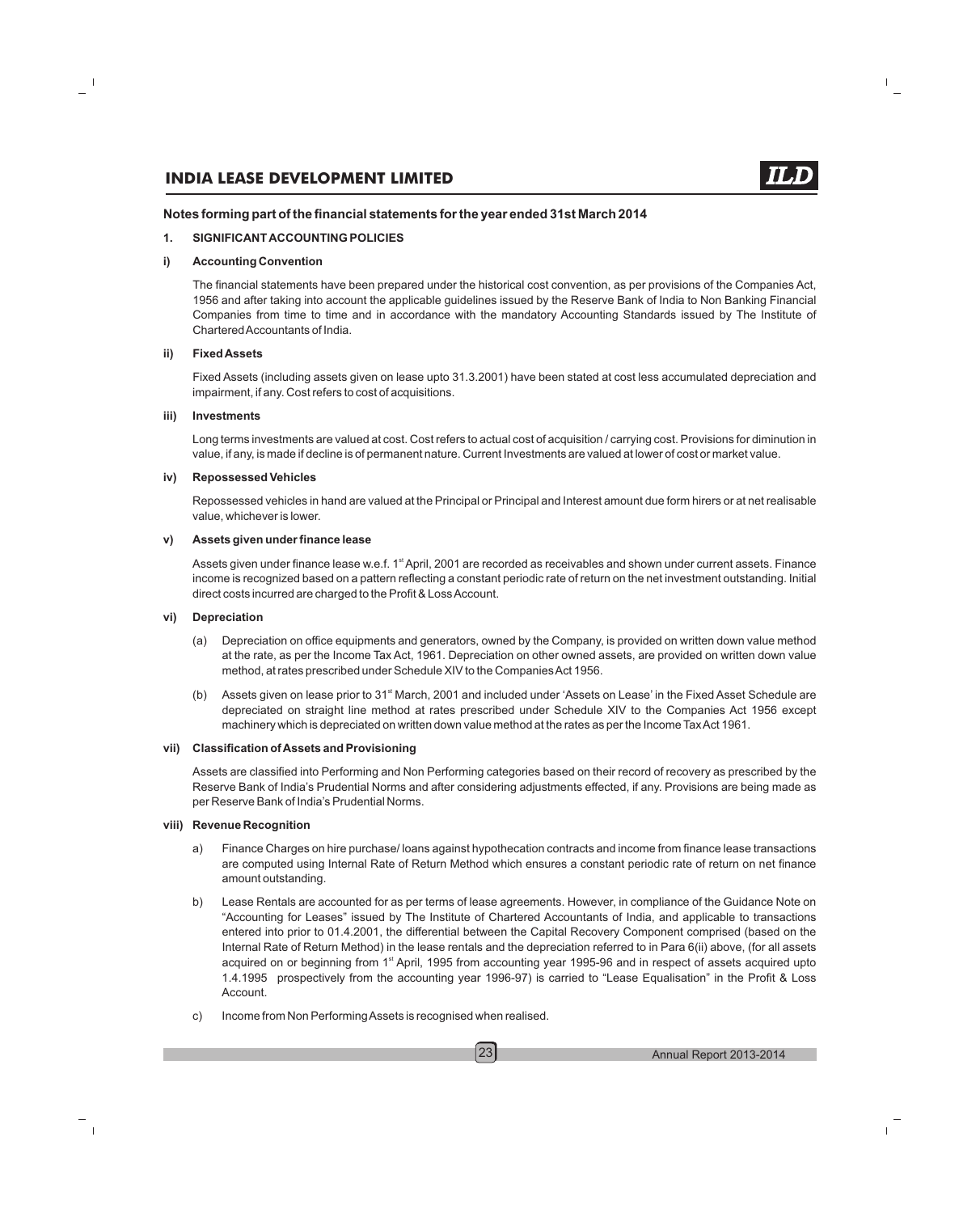## Notes forming part of the financial statements for the year ended 31st March 2014

### 1. SIGNIFICANT ACCOUNTING POLICIES

#### i) Accounting Convention

The financial statements have been prepared under the historical cost convention, as per provisions of the Companies Act, 1956 and after taking into account the applicable guidelines issued by the Reserve Bank of India to Non Banking Financial Companies from time to time and in accordance with the mandatory Accounting Standards issued by The Institute of Chartered Accountants of India.

#### ii) Fixed Assets

Fixed Assets (including assets given on lease upto 31.3.2001) have been stated at cost less accumulated depreciation and impairment, if any. Cost refers to cost of acquisitions.

#### iii) Investments

Long terms investments are valued at cost. Cost refers to actual cost of acquisition / carrying cost. Provisions for diminution in value, if any, is made if decline is of permanent nature. Current Investments are valued at lower of cost or market value.

#### iv) Repossessed Vehicles

Repossessed vehicles in hand are valued at the Principal or Principal and Interest amount due form hirers or at net realisable value, whichever is lower.

#### v) Assets given under finance lease

Assets given under finance lease w.e.f. 1st April, 2001 are recorded as receivables and shown under current assets. Finance income is recognized based on a pattern reflecting a constant periodic rate of return on the net investment outstanding. Initial direct costs incurred are charged to the Profit & Loss Account.

#### vi) Depreciation

(a) Depreciation on office equipments and generators, owned by the Company, is provided on written down value method at the rate, as per the Income Tax Act, 1961. Depreciation on other owned assets, are provided on written down value method, at rates prescribed under Schedule XIV to the Companies Act 1956.

(b) Assets given on lease prior to 31st March, 2001 and included under 'Assets on Lease' in the Fixed Asset Schedule are depreciated on straight line method at rates prescribed under Schedule XIV to the Companies Act 1956 except machinery which is depreciated on written down value method at the rates as per the Income Tax Act 1961.

#### vii) Classification of Assets and Provisioning

Assets are classified into Performing and Non Performing categories based on their record of recovery as prescribed by the Reserve Bank of India's Prudential Norms and after considering adjustments effected, if any. Provisions are being made as per Reserve Bank of India's Prudential Norms.

#### viii) Revenue Recognition

a) Finance Charges on hire purchase/ loans against hypothecation contracts and income from finance lease transactions are computed using Internal Rate of Return Method which ensures a constant periodic rate of return on net finance amount outstanding.

b) Lease Rentals are accounted for as per terms of lease agreements. However, in compliance of the Guidance Note on "Accounting for Leases" issued by The Institute of Chartered Accountants of India, and applicable to transactions entered into prior to 01.4.2001, the differential between the Capital Recovery Component comprised (based on the Internal Rate of Return Method) in the lease rentals and the depreciation referred to in Para 6(ii) above, (for all assets acquired on or beginning from 1st April, 1995 from accounting year 1995-96 and in respect of assets acquired upto 1.4.1995 prospectively from the accounting year 1996-97) is carried to "Lease Equalisation" in the Profit & Loss Account.

c) Income from Non Performing Assets is recognised when realised.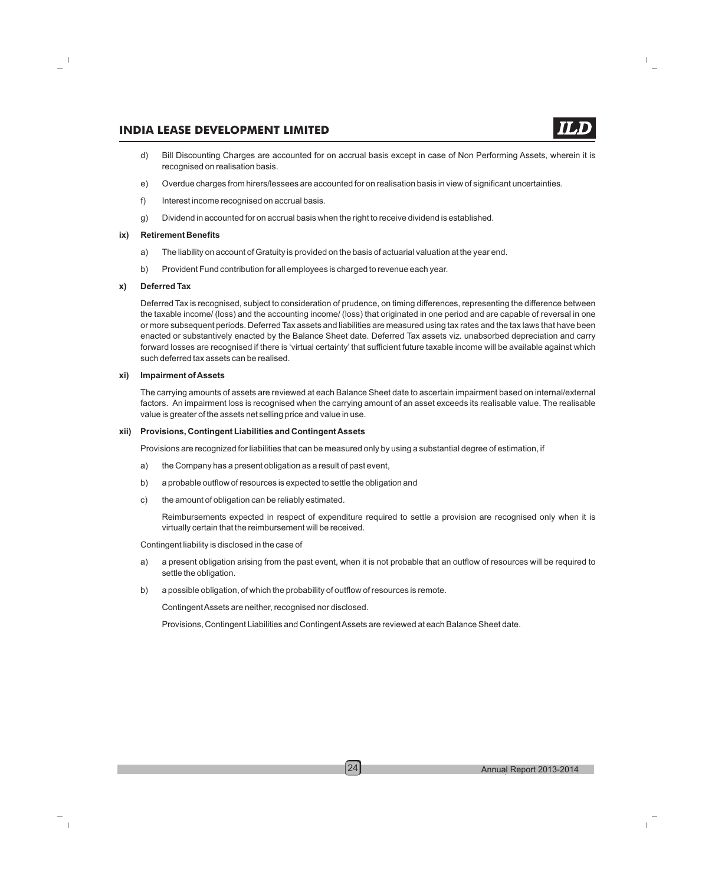d) Bill Discounting Charges are accounted for on accrual basis except in case of Non Performing Assets, wherein it is recognised on realisation basis.

e) Overdue charges from hirers/lessees are accounted for on realisation basis in view of significant uncertainties.

f) Interest income recognised on accrual basis.

g) Dividend in accounted for on accrual basis when the right to receive dividend is established.

**ix) Retirement Benefits**

a) The liability on account of Gratuity is provided on the basis of actuarial valuation at the year end.

b) Provident Fund contribution for all employees is charged to revenue each year.

**x) Deferred Tax**

Deferred Tax is recognised, subject to consideration of prudence, on timing differences, representing the difference between the taxable income/ (loss) and the accounting income/ (loss) that originated in one period and are capable of reversal in one or more subsequent periods. Deferred Tax assets and liabilities are measured using tax rates and the tax laws that have been enacted or substantively enacted by the Balance Sheet date. Deferred Tax assets viz. unabsorbed depreciation and carry forward losses are recognised if there is 'virtual certainty' that sufficient future taxable income will be available against which such deferred tax assets can be realised.

**xi) Impairment of Assets**

The carrying amounts of assets are reviewed at each Balance Sheet date to ascertain impairment based on internal/external factors. An impairment loss is recognised when the carrying amount of an asset exceeds its realisable value. The realisable value is greater of the assets net selling price and value in use.

**xii) Provisions, Contingent Liabilities and Contingent Assets**

Provisions are recognized for liabilities that can be measured only by using a substantial degree of estimation, if

a) the Company has a present obligation as a result of past event,

b) a probable outflow of resources is expected to settle the obligation and

c) the amount of obligation can be reliably estimated.

Reimbursements expected in respect of expenditure required to settle a provision are recognised only when it is virtually certain that the reimbursement will be received.

Contingent liability is disclosed in the case of

a) a present obligation arising from the past event, when it is not probable that an outflow of resources will be required to settle the obligation.

b) a possible obligation, of which the probability of outflow of resources is remote.

Contingent Assets are neither, recognised nor disclosed.

Provisions, Contingent Liabilities and Contingent Assets are reviewed at each Balance Sheet date.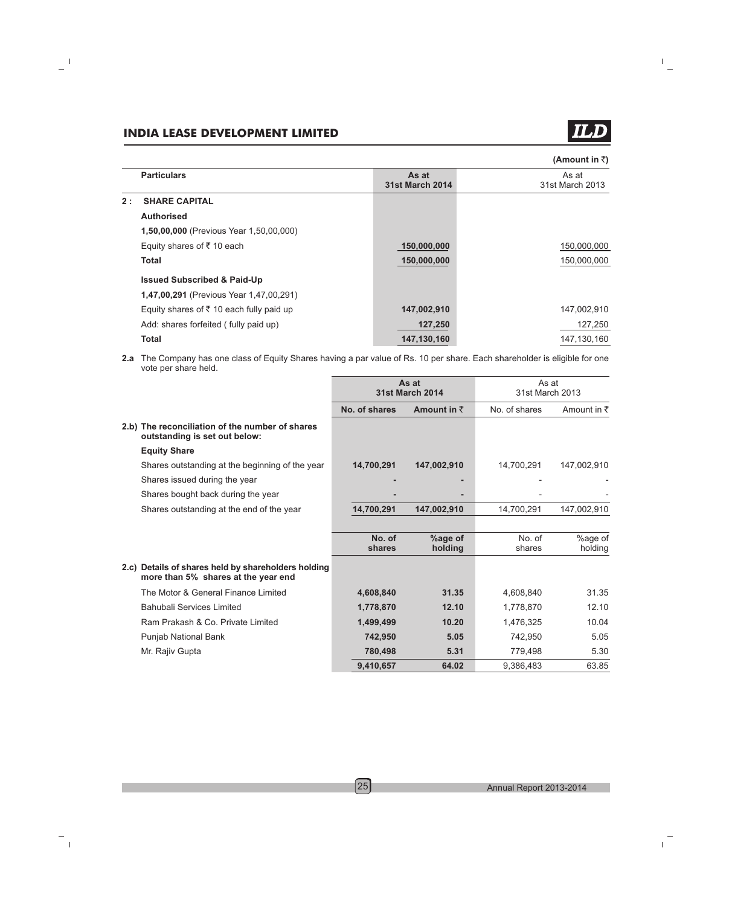(Amount in ₹)

| | Particulars | As at 31st March 2014 | As at 31st March 2013 |
|---|---|---|---|
| **2 :** | **SHARE CAPITAL** | | |
| | **Authorised** | | |
| | **1,50,00,000** (Previous Year 1,50,00,000) | | |
| | Equity shares of ₹ 10 each | **150,000,000** | 150,000,000 |
| | **Total** | **150,000,000** | 150,000,000 |
| | **Issued Subscribed & Paid-Up** | | |
| | **1,47,00,291** (Previous Year 1,47,00,291) | | |
| | Equity shares of ₹ 10 each fully paid up | **147,002,910** | 147,002,910 |
| | Add: shares forfeited ( fully paid up) | **127,250** | 127,250 |
| | **Total** | **147,130,160** | 147,130,160 |

**2.a** The Company has one class of Equity Shares having a par value of Rs. 10 per share. Each shareholder is eligible for one vote per share held.

| | As at 31st March 2014 | | As at 31st March 2013 | |
|---|---|---|---|---|
| | **No. of shares** | **Amount in ₹** | No. of shares | Amount in ₹ |
| **2.b) The reconciliation of the number of shares outstanding is set out below:** | | | | |
| **Equity Share** | | | | |
| Shares outstanding at the beginning of the year | **14,700,291** | **147,002,910** | 14,700,291 | 147,002,910 |
| Shares issued during the year | **-** | **-** | - | - |
| Shares bought back during the year | **-** | **-** | - | - |
| Shares outstanding at the end of the year | **14,700,291** | **147,002,910** | 14,700,291 | 147,002,910 |

| | **No. of shares** | **%age of holding** | No. of shares | %age of holding |
|---|---|---|---|---|
| **2.c) Details of shares held by shareholders holding more than 5% shares at the year end** | | | | |
| The Motor & General Finance Limited | **4,608,840** | **31.35** | 4,608,840 | 31.35 |
| Bahubali Services Limited | **1,778,870** | **12.10** | 1,778,870 | 12.10 |
| Ram Prakash & Co. Private Limited | **1,499,499** | **10.20** | 1,476,325 | 10.04 |
| Punjab National Bank | **742,950** | **5.05** | 742,950 | 5.05 |
| Mr. Rajiv Gupta | **780,498** | **5.31** | 779,498 | 5.30 |
| | **9,410,657** | **64.02** | 9,386,483 | 63.85 |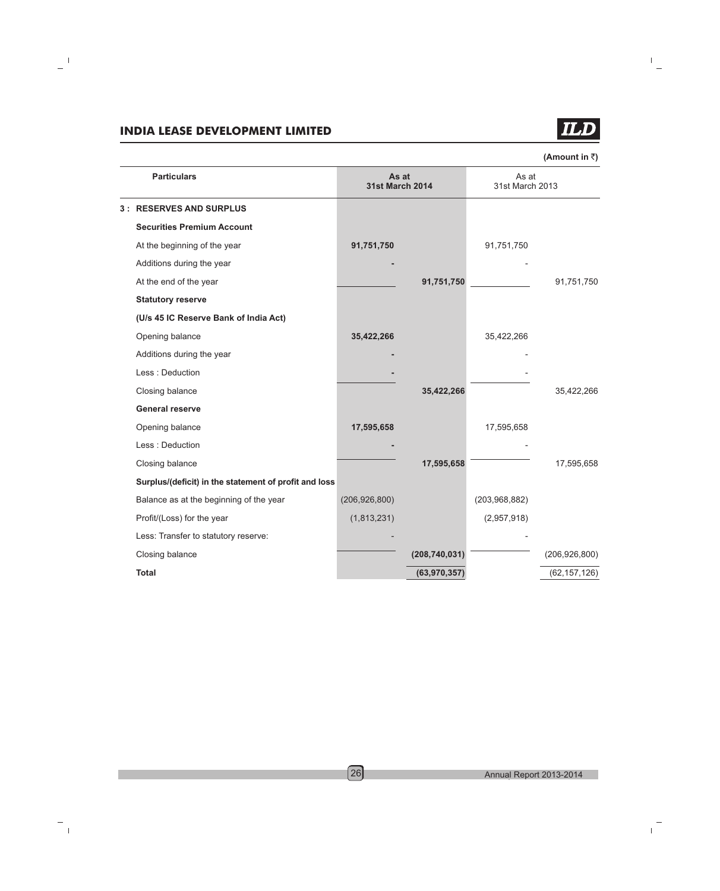(Amount in ₹)

| Particulars | As at 31st March 2014 | | As at 31st March 2013 | |
|---|---|---|---|---|
| **3 : RESERVES AND SURPLUS** | | | | |
| **Securities Premium Account** | | | | |
| At the beginning of the year | **91,751,750** | | 91,751,750 | |
| Additions during the year | **-** | | - | |
| At the end of the year | | **91,751,750** | | 91,751,750 |
| **Statutory reserve** | | | | |
| **(U/s 45 IC Reserve Bank of India Act)** | | | | |
| Opening balance | **35,422,266** | | 35,422,266 | |
| Additions during the year | **-** | | - | |
| Less : Deduction | **-** | | - | |
| Closing balance | | **35,422,266** | | 35,422,266 |
| **General reserve** | | | | |
| Opening balance | **17,595,658** | | 17,595,658 | |
| Less : Deduction | **-** | | - | |
| Closing balance | | **17,595,658** | | 17,595,658 |
| **Surplus/(deficit) in the statement of profit and loss** | | | | |
| Balance as at the beginning of the year | (206,926,800) | | (203,968,882) | |
| Profit/(Loss) for the year | (1,813,231) | | (2,957,918) | |
| Less: Transfer to statutory reserve: | - | | - | |
| Closing balance | | **(208,740,031)** | | (206,926,800) |
| **Total** | | **(63,970,357)** | | (62,157,126) |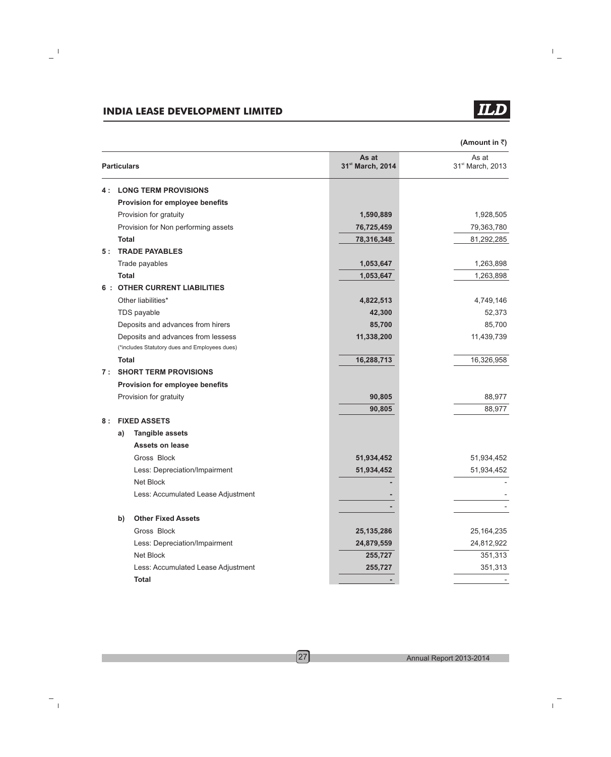(Amount in ₹)

| Particulars | As at 31st March, 2014 | As at 31st March, 2013 |
|---|---|---|
| **4 : LONG TERM PROVISIONS** | | |
| **Provision for employee benefits** | | |
| Provision for gratuity | **1,590,889** | 1,928,505 |
| Provision for Non performing assets | **76,725,459** | 79,363,780 |
| **Total** | **78,316,348** | 81,292,285 |
| **5 : TRADE PAYABLES** | | |
| Trade payables | **1,053,647** | 1,263,898 |
| **Total** | **1,053,647** | 1,263,898 |
| **6 : OTHER CURRENT LIABILITIES** | | |
| Other liabilities* | **4,822,513** | 4,749,146 |
| TDS payable | **42,300** | 52,373 |
| Deposits and advances from hirers | **85,700** | 85,700 |
| Deposits and advances from lessess | **11,338,200** | 11,439,739 |
| (*includes Statutory dues and Employees dues) | | |
| **Total** | **16,288,713** | 16,326,958 |
| **7 : SHORT TERM PROVISIONS** | | |
| **Provision for employee benefits** | | |
| Provision for gratuity | **90,805** | 88,977 |
| | **90,805** | 88,977 |
| **8 : FIXED ASSETS** | | |
| **a) Tangible assets** | | |
| **Assets on lease** | | |
| Gross Block | **51,934,452** | 51,934,452 |
| Less: Depreciation/Impairment | **51,934,452** | 51,934,452 |
| Net Block | **-** | - |
| Less: Accumulated Lease Adjustment | **-** | - |
| | **-** | - |
| **b) Other Fixed Assets** | | |
| Gross Block | **25,135,286** | 25,164,235 |
| Less: Depreciation/Impairment | **24,879,559** | 24,812,922 |
| Net Block | **255,727** | 351,313 |
| Less: Accumulated Lease Adjustment | **255,727** | 351,313 |
| **Total** | **-** | - |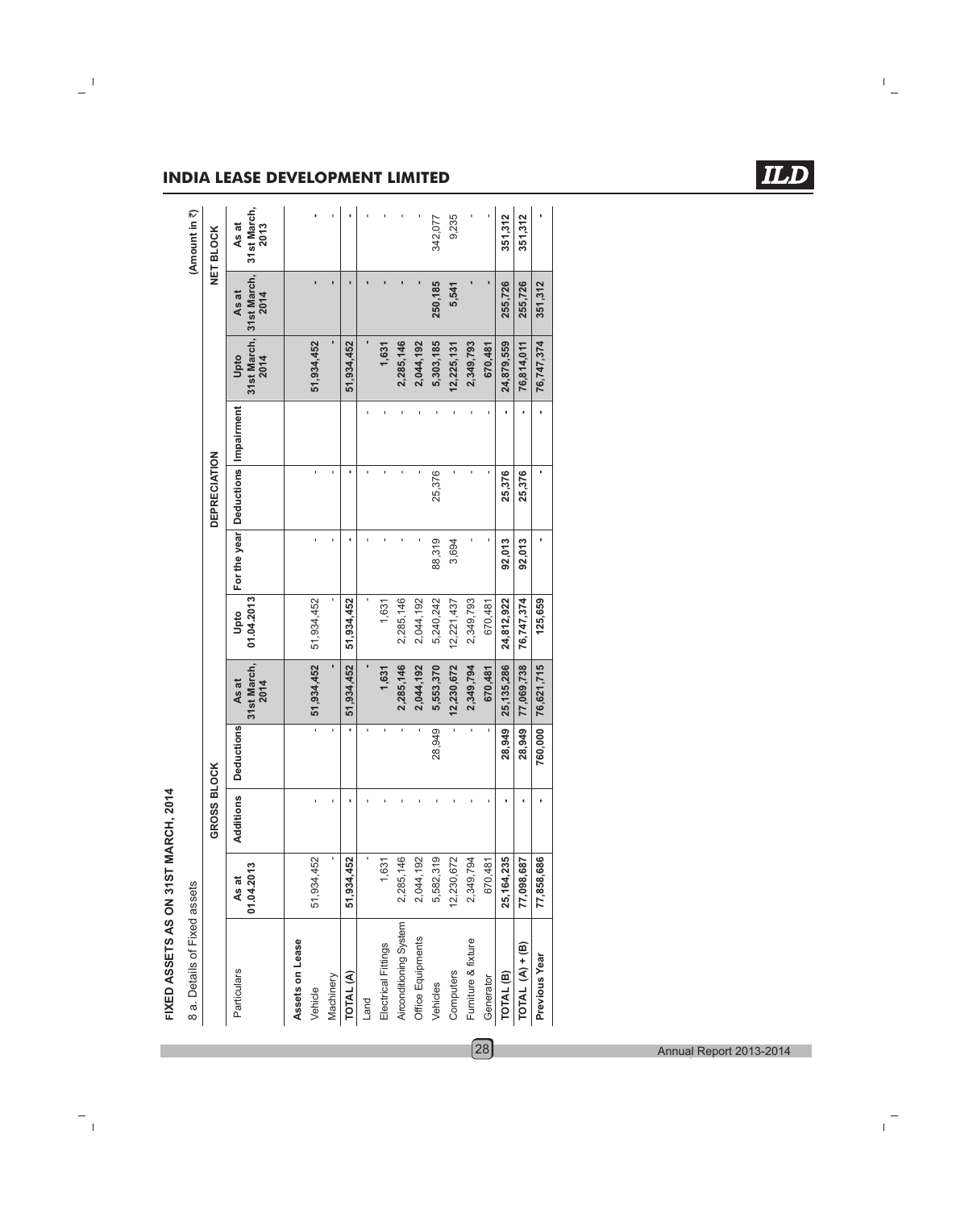**FIXED ASSETS AS ON 31ST MARCH, 2014**

8 a. Details of Fixed assets

(Amount in ₹)

| Particulars | GROSS BLOCK | | | | DEPRECIATION | | | | | NET BLOCK | |
|---|---|---|---|---|---|---|---|---|---|---|---|
| | As at 01.04.2013 | Additions | Deductions | As at 31st March, 2014 | Upto 01.04.2013 | For the year | Deductions | Impairment | Upto 31st March, 2014 | As at 31st March, 2014 | As at 31st March, 2013 |
| **Assets on Lease** | | | | | | | | | | | |
| Vehicle | 51,934,452 | - | - | 51,934,452 | 51,934,452 | - | - | | 51,934,452 | - | - |
| Machinery | - | - | - | - | - | - | - | | - | - | - |
| **TOTAL (A)** | **51,934,452** | **-** | **-** | **51,934,452** | **51,934,452** | **-** | **-** | | **51,934,452** | **-** | **-** |
| Land | - | - | - | - | - | - | - | - | - | - | - |
| Electrical Fittings | 1,631 | - | - | 1,631 | 1,631 | - | - | - | 1,631 | - | - |
| Airconditioning System | 2,285,146 | - | - | 2,285,146 | 2,285,146 | - | - | - | 2,285,146 | - | - |
| Office Equipments | 2,044,192 | - | - | 2,044,192 | 2,044,192 | - | - | - | 2,044,192 | - | - |
| Vehicles | 5,582,319 | - | 28,949 | 5,553,370 | 5,240,242 | 88,319 | 25,376 | - | 5,303,185 | 250,185 | 342,077 |
| Computers | 12,230,672 | - | - | 12,230,672 | 12,221,437 | 3,694 | - | - | 12,225,131 | 5,541 | 9,235 |
| Furniture & fixture | 2,349,794 | - | - | 2,349,794 | 2,349,793 | - | - | - | 2,349,793 | - | - |
| Generator | 670,481 | - | - | 670,481 | 670,481 | - | - | - | 670,481 | - | - |
| **TOTAL (B)** | **25,164,235** | **-** | **28,949** | **25,135,286** | **24,812,922** | **92,013** | **25,376** | **-** | **24,879,559** | **255,726** | **351,312** |
| **TOTAL (A) + (B)** | **77,098,687** | **-** | **28,949** | **77,069,738** | **76,747,374** | **92,013** | **25,376** | **-** | **76,814,011** | **255,726** | **351,312** |
| **Previous Year** | **77,858,686** | **-** | **760,000** | **76,621,715** | **125,659** | **-** | **-** | **-** | **76,747,374** | **351,312** | **-** |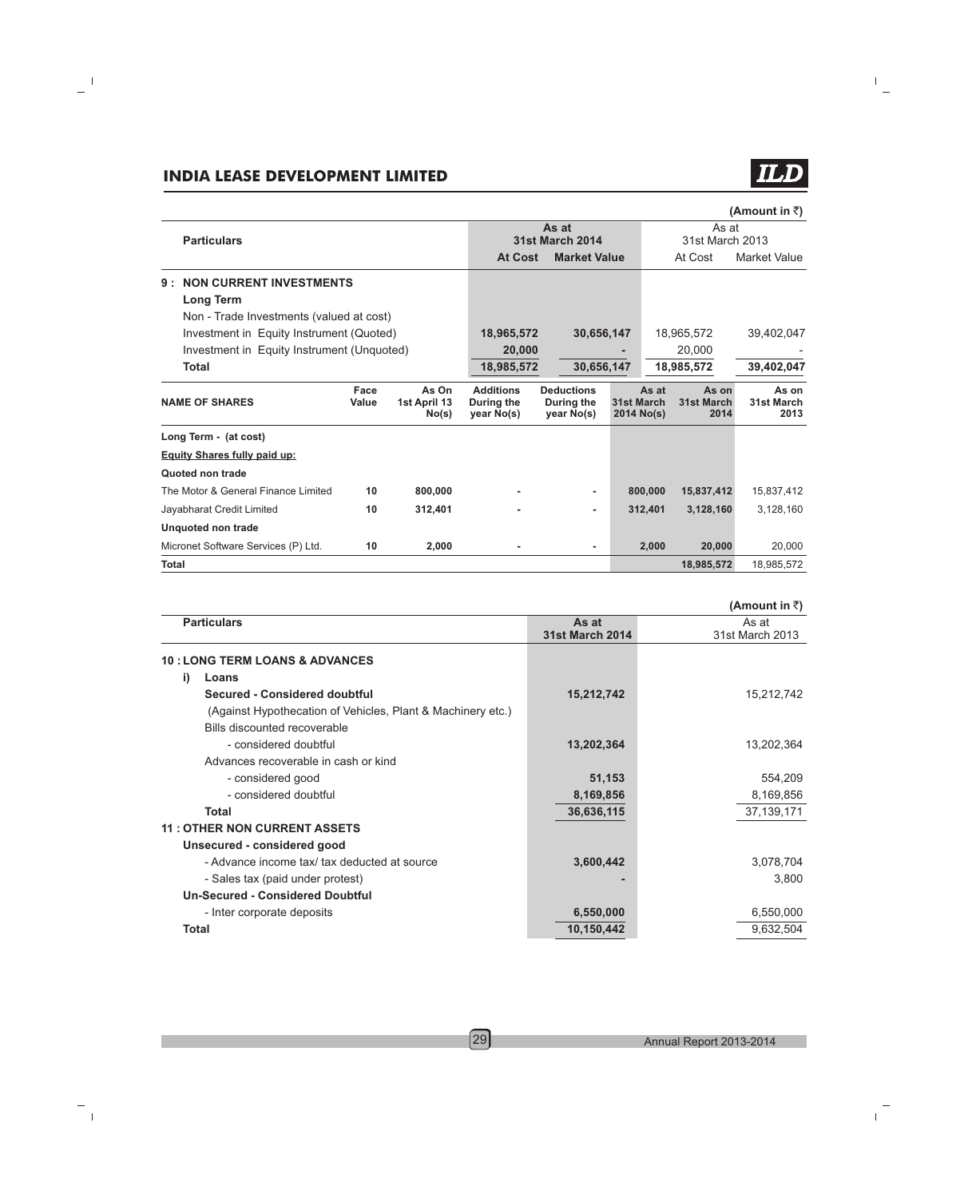(Amount in ₹)

| Particulars | As at 31st March 2014 | | As at 31st March 2013 | |
|---|---|---|---|---|
| | At Cost | Market Value | At Cost | Market Value |
| **9 : NON CURRENT INVESTMENTS** | | | | |
| **Long Term** | | | | |
| Non - Trade Investments (valued at cost) | | | | |
| Investment in Equity Instrument (Quoted) | **18,965,572** | **30,656,147** | 18,965,572 | 39,402,047 |
| Investment in Equity Instrument (Unquoted) | **20,000** | **-** | 20,000 | - |
| **Total** | **18,985,572** | **30,656,147** | **18,985,572** | **39,402,047** |

| NAME OF SHARES | Face Value | As On 1st April 13 No(s) | Additions During the year No(s) | Deductions During the year No(s) | As at 31st March 2014 No(s) | As on 31st March 2014 | As on 31st March 2013 |
|---|---|---|---|---|---|---|---|
| **Long Term - (at cost)** | | | | | | | |
| **Equity Shares fully paid up:** | | | | | | | |
| **Quoted non trade** | | | | | | | |
| The Motor & General Finance Limited | 10 | 800,000 | - | - | 800,000 | 15,837,412 | 15,837,412 |
| Jayabharat Credit Limited | 10 | 312,401 | - | - | 312,401 | 3,128,160 | 3,128,160 |
| **Unquoted non trade** | | | | | | | |
| Micronet Software Services (P) Ltd. | 10 | 2,000 | - | - | 2,000 | 20,000 | 20,000 |
| **Total** | | | | | | **18,985,572** | 18,985,572 |

(Amount in ₹)

| Particulars | As at 31st March 2014 | As at 31st March 2013 |
|---|---|---|
| **10 : LONG TERM LOANS & ADVANCES** | | |
| **i) Loans** | | |
| **Secured - Considered doubtful** | **15,212,742** | 15,212,742 |
| (Against Hypothecation of Vehicles, Plant & Machinery etc.) | | |
| Bills discounted recoverable | | |
| - considered doubtful | **13,202,364** | 13,202,364 |
| Advances recoverable in cash or kind | | |
| - considered good | **51,153** | 554,209 |
| - considered doubtful | **8,169,856** | 8,169,856 |
| **Total** | **36,636,115** | 37,139,171 |
| **11 : OTHER NON CURRENT ASSETS** | | |
| **Unsecured - considered good** | | |
| - Advance income tax/ tax deducted at source | **3,600,442** | 3,078,704 |
| - Sales tax (paid under protest) | **-** | 3,800 |
| **Un-Secured - Considered Doubtful** | | |
| - Inter corporate deposits | **6,550,000** | 6,550,000 |
| **Total** | **10,150,442** | 9,632,504 |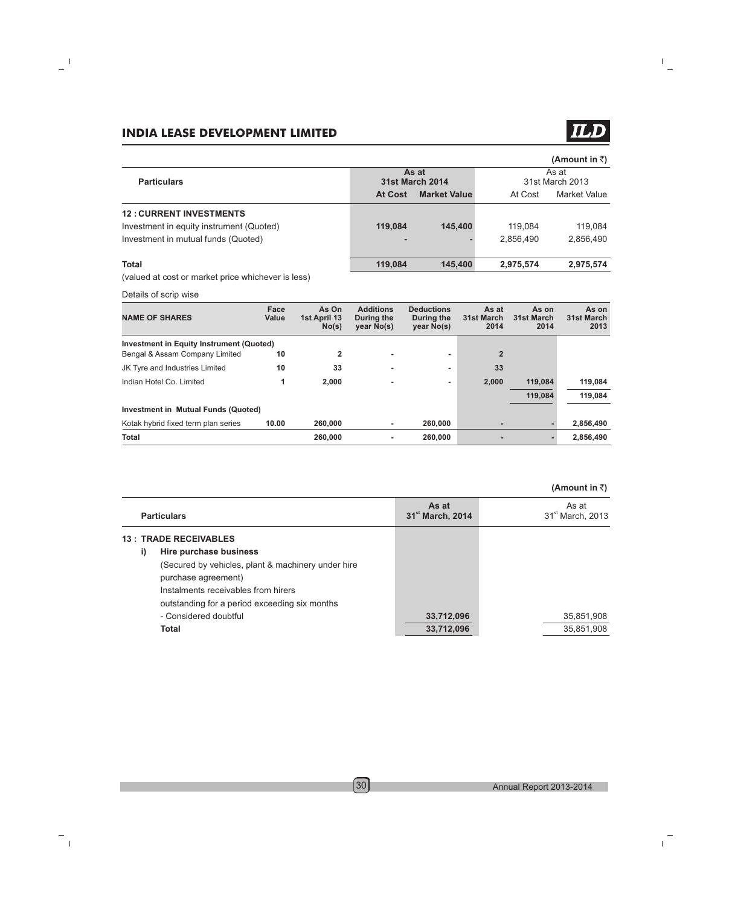(Amount in ₹)

| Particulars | As at 31st March 2014 | | As at 31st March 2013 | |
|---|---|---|---|---|
| | **At Cost** | **Market Value** | At Cost | Market Value |
| **12 : CURRENT INVESTMENTS** | | | | |
| Investment in equity instrument (Quoted) | **119,084** | **145,400** | 119,084 | 119,084 |
| Investment in mutual funds (Quoted) | **-** | **-** | 2,856,490 | 2,856,490 |
| **Total** | **119,084** | **145,400** | **2,975,574** | **2,975,574** |

(valued at cost or market price whichever is less)

Details of scrip wise

| NAME OF SHARES | Face Value | As On 1st April 13 No(s) | Additions During the year No(s) | Deductions During the year No(s) | As at 31st March 2014 | As on 31st March 2014 | As on 31st March 2013 |
|---|---|---|---|---|---|---|---|
| **Investment in Equity Instrument (Quoted)** | | | | | | | |
| Bengal & Assam Company Limited | 10 | 2 | - | - | 2 | | |
| JK Tyre and Industries Limited | 10 | 33 | - | - | 33 | | |
| Indian Hotel Co. Limited | 1 | 2,000 | - | - | 2,000 | 119,084 | 119,084 |
| | | | | | | 119,084 | 119,084 |
| **Investment in Mutual Funds (Quoted)** | | | | | | | |
| Kotak hybrid fixed term plan series | 10.00 | 260,000 | - | 260,000 | - | - | 2,856,490 |
| **Total** | | 260,000 | - | 260,000 | - | - | 2,856,490 |

(Amount in ₹)

| Particulars | As at 31st March, 2014 | As at 31st March, 2013 |
|---|---|---|
| **13 : TRADE RECEIVABLES** | | |
| i) **Hire purchase business** | | |
| (Secured by vehicles, plant & machinery under hire purchase agreement) | | |
| Instalments receivables from hirers outstanding for a period exceeding six months | | |
| - Considered doubtful | **33,712,096** | 35,851,908 |
| **Total** | **33,712,096** | 35,851,908 |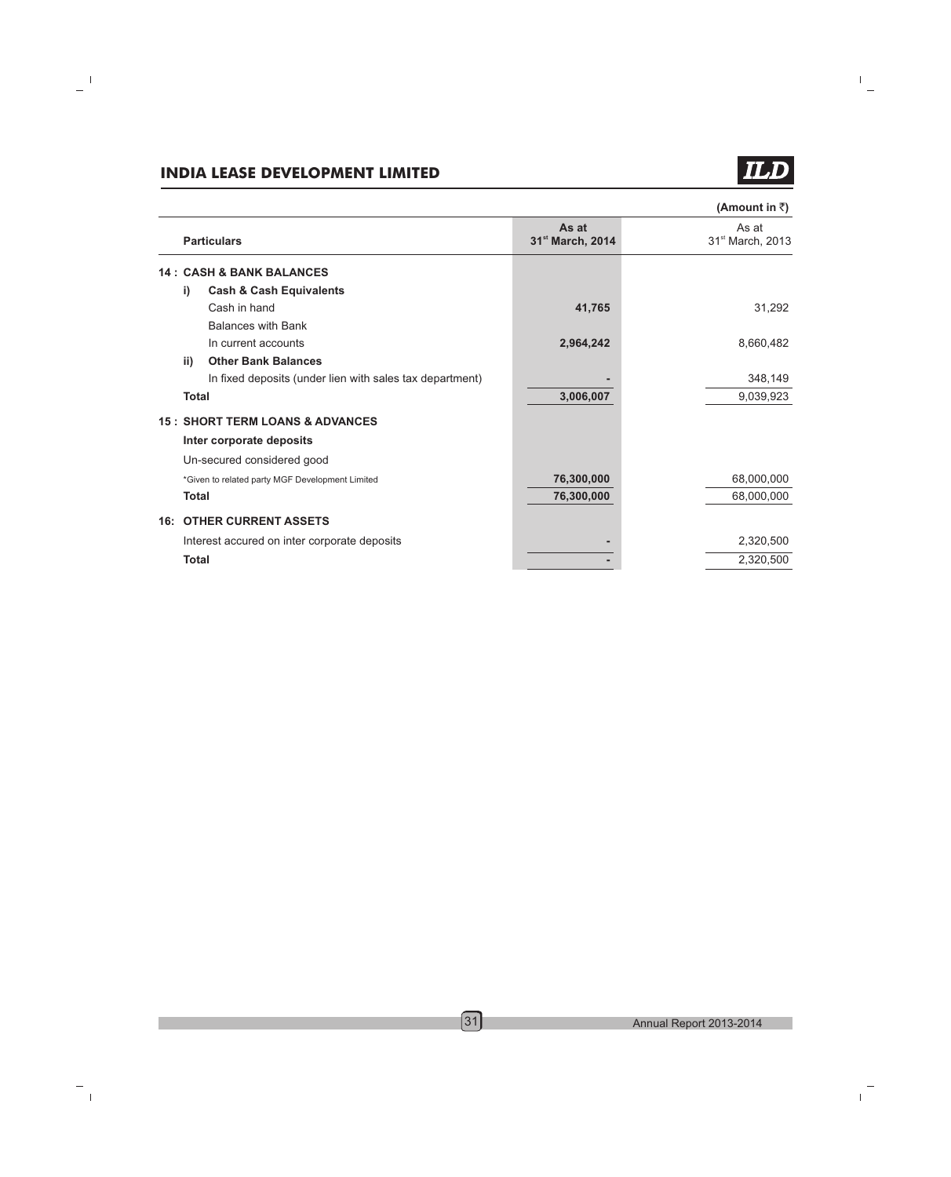(Amount in ₹)

| Particulars | As at 31st March, 2014 | As at 31st March, 2013 |
|---|---|---|
| **14 : CASH & BANK BALANCES** | | |
| **i) Cash & Cash Equivalents** | | |
| Cash in hand | **41,765** | 31,292 |
| Balances with Bank | | |
| In current accounts | **2,964,242** | 8,660,482 |
| **ii) Other Bank Balances** | | |
| In fixed deposits (under lien with sales tax department) | **-** | 348,149 |
| **Total** | **3,006,007** | 9,039,923 |
| **15 : SHORT TERM LOANS & ADVANCES** | | |
| **Inter corporate deposits** | | |
| Un-secured considered good | | |
| *Given to related party MGF Development Limited | **76,300,000** | 68,000,000 |
| **Total** | **76,300,000** | 68,000,000 |
| **16: OTHER CURRENT ASSETS** | | |
| Interest accured on inter corporate deposits | **-** | 2,320,500 |
| **Total** | **-** | 2,320,500 |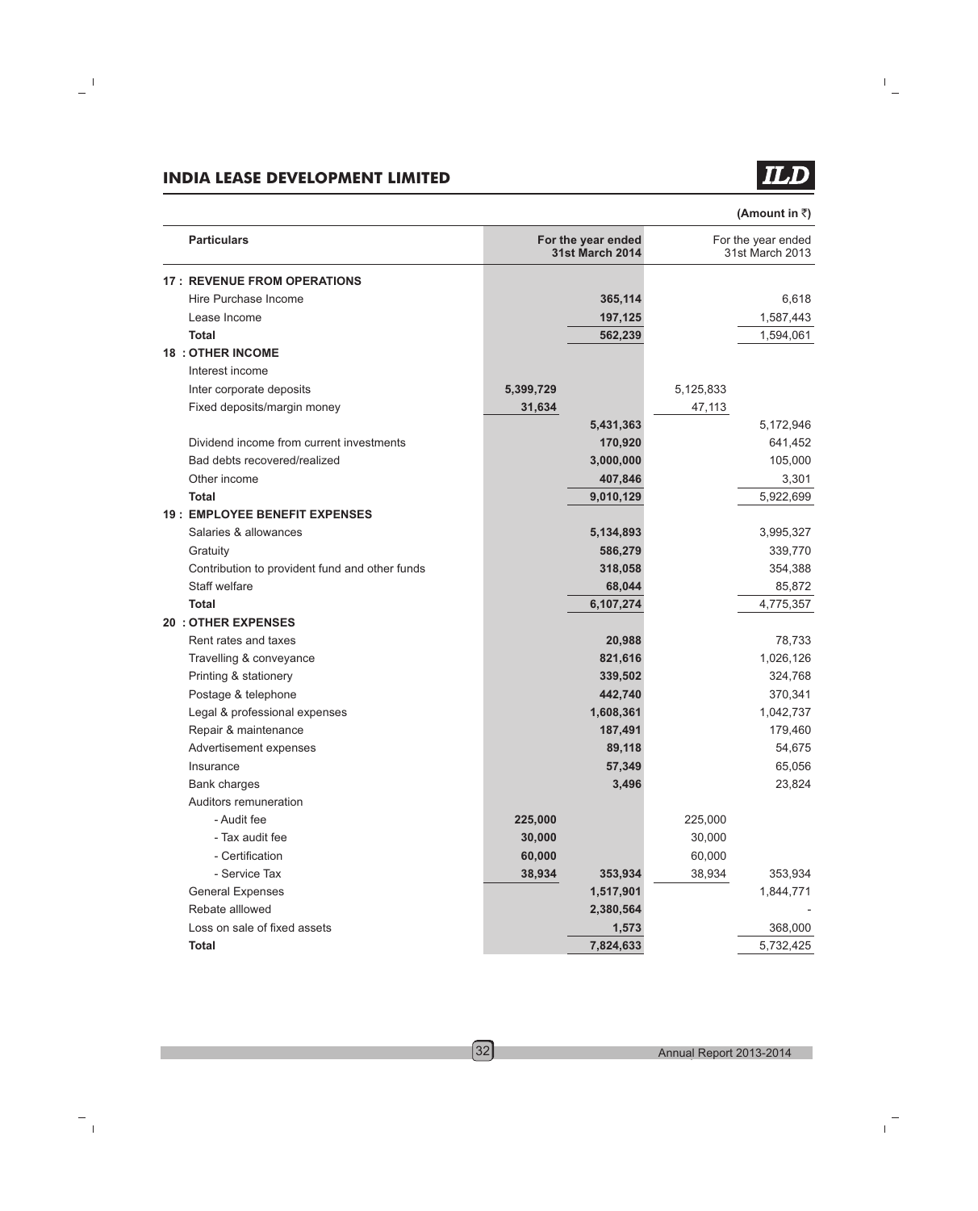(Amount in ₹)

| Particulars | For the year ended 31st March 2014 | | For the year ended 31st March 2013 | |
|---|---|---|---|---|
| **17 : REVENUE FROM OPERATIONS** | | | | |
| Hire Purchase Income | | **365,114** | | 6,618 |
| Lease Income | | **197,125** | | 1,587,443 |
| **Total** | | **562,239** | | 1,594,061 |
| **18 : OTHER INCOME** | | | | |
| Interest income | | | | |
| Inter corporate deposits | **5,399,729** | | 5,125,833 | |
| Fixed deposits/margin money | **31,634** | | 47,113 | |
| | | **5,431,363** | | 5,172,946 |
| Dividend income from current investments | | **170,920** | | 641,452 |
| Bad debts recovered/realized | | **3,000,000** | | 105,000 |
| Other income | | **407,846** | | 3,301 |
| **Total** | | **9,010,129** | | 5,922,699 |
| **19 : EMPLOYEE BENEFIT EXPENSES** | | | | |
| Salaries & allowances | | **5,134,893** | | 3,995,327 |
| Gratuity | | **586,279** | | 339,770 |
| Contribution to provident fund and other funds | | **318,058** | | 354,388 |
| Staff welfare | | **68,044** | | 85,872 |
| **Total** | | **6,107,274** | | 4,775,357 |
| **20 : OTHER EXPENSES** | | | | |
| Rent rates and taxes | | **20,988** | | 78,733 |
| Travelling & conveyance | | **821,616** | | 1,026,126 |
| Printing & stationery | | **339,502** | | 324,768 |
| Postage & telephone | | **442,740** | | 370,341 |
| Legal & professional expenses | | **1,608,361** | | 1,042,737 |
| Repair & maintenance | | **187,491** | | 179,460 |
| Advertisement expenses | | **89,118** | | 54,675 |
| Insurance | | **57,349** | | 65,056 |
| Bank charges | | **3,496** | | 23,824 |
| Auditors remuneration | | | | |
| - Audit fee | **225,000** | | 225,000 | |
| - Tax audit fee | **30,000** | | 30,000 | |
| - Certification | **60,000** | | 60,000 | |
| - Service Tax | **38,934** | **353,934** | 38,934 | 353,934 |
| General Expenses | | **1,517,901** | | 1,844,771 |
| Rebate alllowed | | **2,380,564** | | - |
| Loss on sale of fixed assets | | **1,573** | | 368,000 |
| **Total** | | **7,824,633** | | 5,732,425 |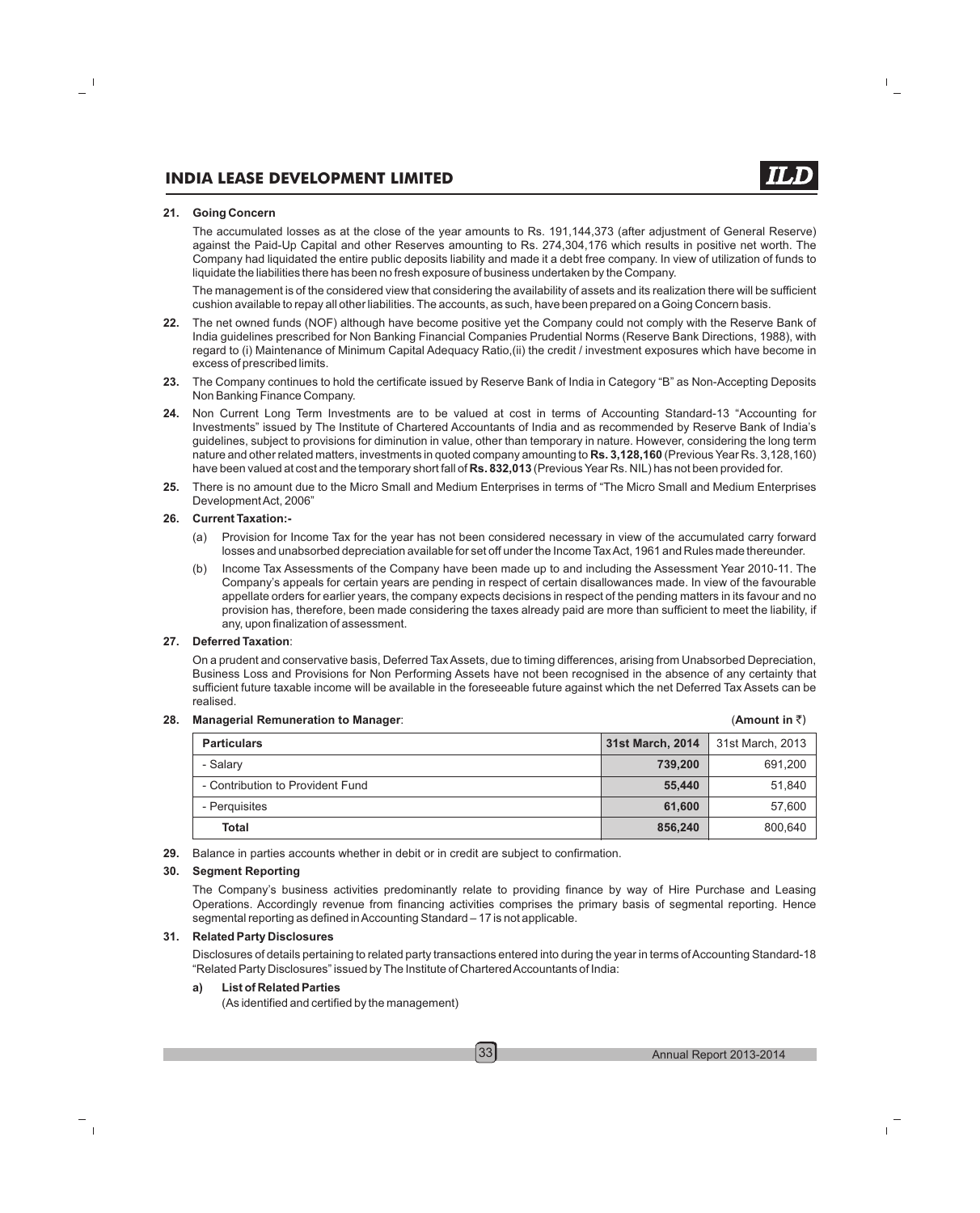**21. Going Concern**

The accumulated losses as at the close of the year amounts to Rs. 191,144,373 (after adjustment of General Reserve) against the Paid-Up Capital and other Reserves amounting to Rs. 274,304,176 which results in positive net worth. The Company had liquidated the entire public deposits liability and made it a debt free company. In view of utilization of funds to liquidate the liabilities there has been no fresh exposure of business undertaken by the Company.

The management is of the considered view that considering the availability of assets and its realization there will be sufficient cushion available to repay all other liabilities. The accounts, as such, have been prepared on a Going Concern basis.

**22.** The net owned funds (NOF) although have become positive yet the Company could not comply with the Reserve Bank of India guidelines prescribed for Non Banking Financial Companies Prudential Norms (Reserve Bank Directions, 1988), with regard to (i) Maintenance of Minimum Capital Adequacy Ratio,(ii) the credit / investment exposures which have become in excess of prescribed limits.

**23.** The Company continues to hold the certificate issued by Reserve Bank of India in Category "B" as Non-Accepting Deposits Non Banking Finance Company.

**24.** Non Current Long Term Investments are to be valued at cost in terms of Accounting Standard-13 "Accounting for Investments" issued by The Institute of Chartered Accountants of India and as recommended by Reserve Bank of India's guidelines, subject to provisions for diminution in value, other than temporary in nature. However, considering the long term nature and other related matters, investments in quoted company amounting to **Rs. 3,128,160** (Previous Year Rs. 3,128,160) have been valued at cost and the temporary short fall of **Rs. 832,013** (Previous Year Rs. NIL) has not been provided for.

**25.** There is no amount due to the Micro Small and Medium Enterprises in terms of "The Micro Small and Medium Enterprises Development Act, 2006"

**26. Current Taxation:-**

(a) Provision for Income Tax for the year has not been considered necessary in view of the accumulated carry forward losses and unabsorbed depreciation available for set off under the Income Tax Act, 1961 and Rules made thereunder.

(b) Income Tax Assessments of the Company have been made up to and including the Assessment Year 2010-11. The Company's appeals for certain years are pending in respect of certain disallowances made. In view of the favourable appellate orders for earlier years, the company expects decisions in respect of the pending matters in its favour and no provision has, therefore, been made considering the taxes already paid are more than sufficient to meet the liability, if any, upon finalization of assessment.

**27. Deferred Taxation**:

On a prudent and conservative basis, Deferred Tax Assets, due to timing differences, arising from Unabsorbed Depreciation, Business Loss and Provisions for Non Performing Assets have not been recognised in the absence of any certainty that sufficient future taxable income will be available in the foreseeable future against which the net Deferred Tax Assets can be realised.

**28. Managerial Remuneration to Manager**: (**Amount in ₹**)

| **Particulars** | **31st March, 2014** | 31st March, 2013 |
|---|---|---|
| - Salary | **739,200** | 691,200 |
| - Contribution to Provident Fund | **55,440** | 51,840 |
| - Perquisites | **61,600** | 57,600 |
| **Total** | **856,240** | 800,640 |

**29.** Balance in parties accounts whether in debit or in credit are subject to confirmation.

**30. Segment Reporting**

The Company's business activities predominantly relate to providing finance by way of Hire Purchase and Leasing Operations. Accordingly revenue from financing activities comprises the primary basis of segmental reporting. Hence segmental reporting as defined in Accounting Standard – 17 is not applicable.

**31. Related Party Disclosures**

Disclosures of details pertaining to related party transactions entered into during the year in terms of Accounting Standard-18 "Related Party Disclosures" issued by The Institute of Chartered Accountants of India:

**a) List of Related Parties**

(As identified and certified by the management)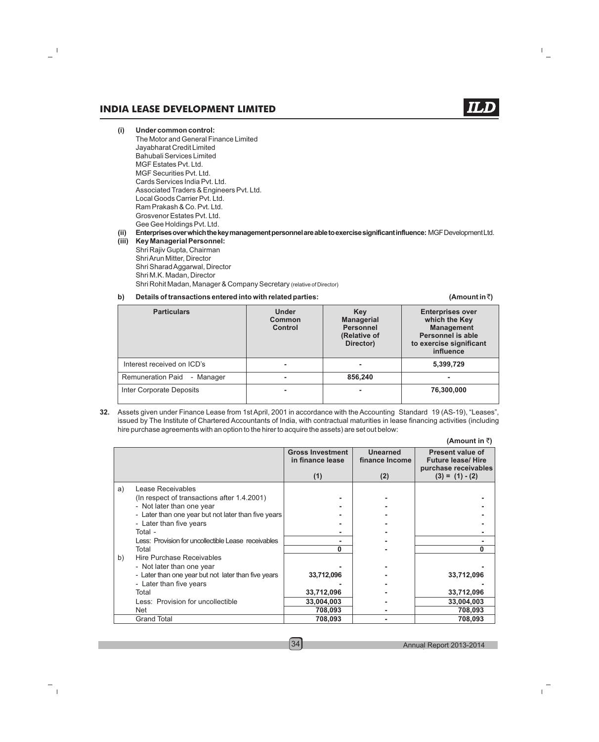**(i) Under common control:**

The Motor and General Finance Limited
Jayabharat Credit Limited
Bahubali Services Limited
MGF Estates Pvt. Ltd.
MGF Securities Pvt. Ltd.
Cards Services India Pvt. Ltd.
Associated Traders & Engineers Pvt. Ltd.
Local Goods Carrier Pvt. Ltd.
Ram Prakash & Co. Pvt. Ltd.
Grosvenor Estates Pvt. Ltd.
Gee Gee Holdings Pvt. Ltd.

**(ii) Enterprises over which the key management personnel are able to exercise significant influence:** MGF Development Ltd.

**(iii) Key Managerial Personnel:**

Shri Rajiv Gupta, Chairman
Shri Arun Mitter, Director
Shri Sharad Aggarwal, Director
Shri M.K. Madan, Director
Shri Rohit Madan, Manager & Company Secretary (relative of Director)

**b) Details of transactions entered into with related parties:** **(Amount in ₹)**

| Particulars | Under Common Control | Key Managerial Personnel (Relative of Director) | Enterprises over which the Key Management Personnel is able to exercise significant influence |
|---|---|---|---|
| Interest received on ICD's | - | - | 5,399,729 |
| Remuneration Paid - Manager | - | 856,240 | - |
| Inter Corporate Deposits | - | - | 76,300,000 |

**32.** Assets given under Finance Lease from 1st April, 2001 in accordance with the Accounting Standard 19 (AS-19), "Leases", issued by The Institute of Chartered Accountants of India, with contractual maturities in lease financing activities (including hire purchase agreements with an option to the hirer to acquire the assets) are set out below:

**(Amount in ₹)**

| | | Gross Investment in finance lease (1) | Unearned finance Income (2) | Present value of Future lease/ Hire purchase receivables (3) = (1) - (2) |
|---|---|---|---|---|
| a) | Lease Receivables | | | |
| | (In respect of transactions after 1.4.2001) | - | - | - |
| | - Not later than one year | - | - | - |
| | - Later than one year but not later than five years | - | - | - |
| | - Later than five years | - | - | - |
| | Total - | - | - | - |
| | Less: Provision for uncollectible Lease receivables | - | - | - |
| | Total | 0 | - | 0 |
| b) | Hire Purchase Receivables | | | |
| | - Not later than one year | - | - | - |
| | - Later than one year but not later than five years | 33,712,096 | - | 33,712,096 |
| | - Later than five years | - | - | - |
| | Total | 33,712,096 | - | 33,712,096 |
| | Less: Provision for uncollectible | 33,004,003 | - | 33,004,003 |
| | Net | 708,093 | - | 708,093 |
| | Grand Total | 708,093 | - | 708,093 |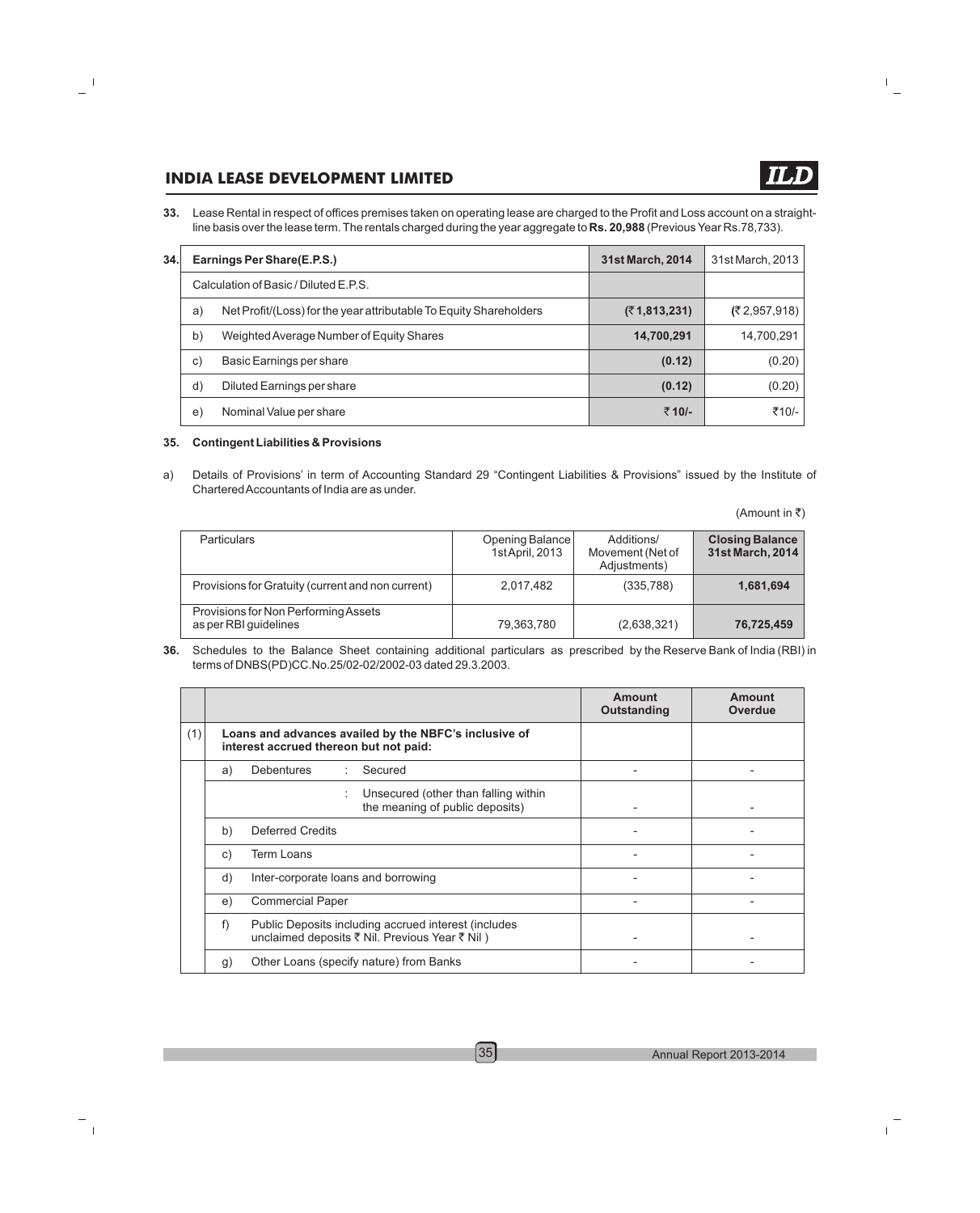**33.** Lease Rental in respect of offices premises taken on operating lease are charged to the Profit and Loss account on a straight-line basis over the lease term. The rentals charged during the year aggregate to **Rs. 20,988** (Previous Year Rs.78,733).

**34.**

| | Earnings Per Share(E.P.S.) | 31st March, 2014 | 31st March, 2013 |
|---|---|---|---|
| | Calculation of Basic / Diluted E.P.S. | | |
| a) | Net Profit/(Loss) for the year attributable To Equity Shareholders | **(₹ 1,813,231)** | (₹ 2,957,918) |
| b) | Weighted Average Number of Equity Shares | **14,700,291** | 14,700,291 |
| c) | Basic Earnings per share | **(0.12)** | (0.20) |
| d) | Diluted Earnings per share | **(0.12)** | (0.20) |
| e) | Nominal Value per share | **₹ 10/-** | ₹10/- |

**35. Contingent Liabilities & Provisions**

a) Details of Provisions' in term of Accounting Standard 29 "Contingent Liabilities & Provisions" issued by the Institute of Chartered Accountants of India are as under.

(Amount in ₹)

| Particulars | Opening Balance 1st April, 2013 | Additions/ Movement (Net of Adjustments) | Closing Balance 31st March, 2014 |
|---|---|---|---|
| Provisions for Gratuity (current and non current) | 2,017,482 | (335,788) | **1,681,694** |
| Provisions for Non Performing Assets as per RBI guidelines | 79,363,780 | (2,638,321) | **76,725,459** |

**36.** Schedules to the Balance Sheet containing additional particulars as prescribed by the Reserve Bank of India (RBI) in terms of DNBS(PD)CC.No.25/02-02/2002-03 dated 29.3.2003.

| | | | Amount Outstanding | Amount Overdue |
|---|---|---|---|---|
| (1) | **Loans and advances availed by the NBFC's inclusive of interest accrued thereon but not paid:** | | | |
| | a) | Debentures : Secured | - | - |
| | | : Unsecured (other than falling within the meaning of public deposits) | - | - |
| | b) | Deferred Credits | - | - |
| | c) | Term Loans | - | - |
| | d) | Inter-corporate loans and borrowing | - | - |
| | e) | Commercial Paper | - | - |
| | f) | Public Deposits including accrued interest (includes unclaimed deposits ₹ Nil. Previous Year ₹ Nil ) | - | - |
| | g) | Other Loans (specify nature) from Banks | - | - |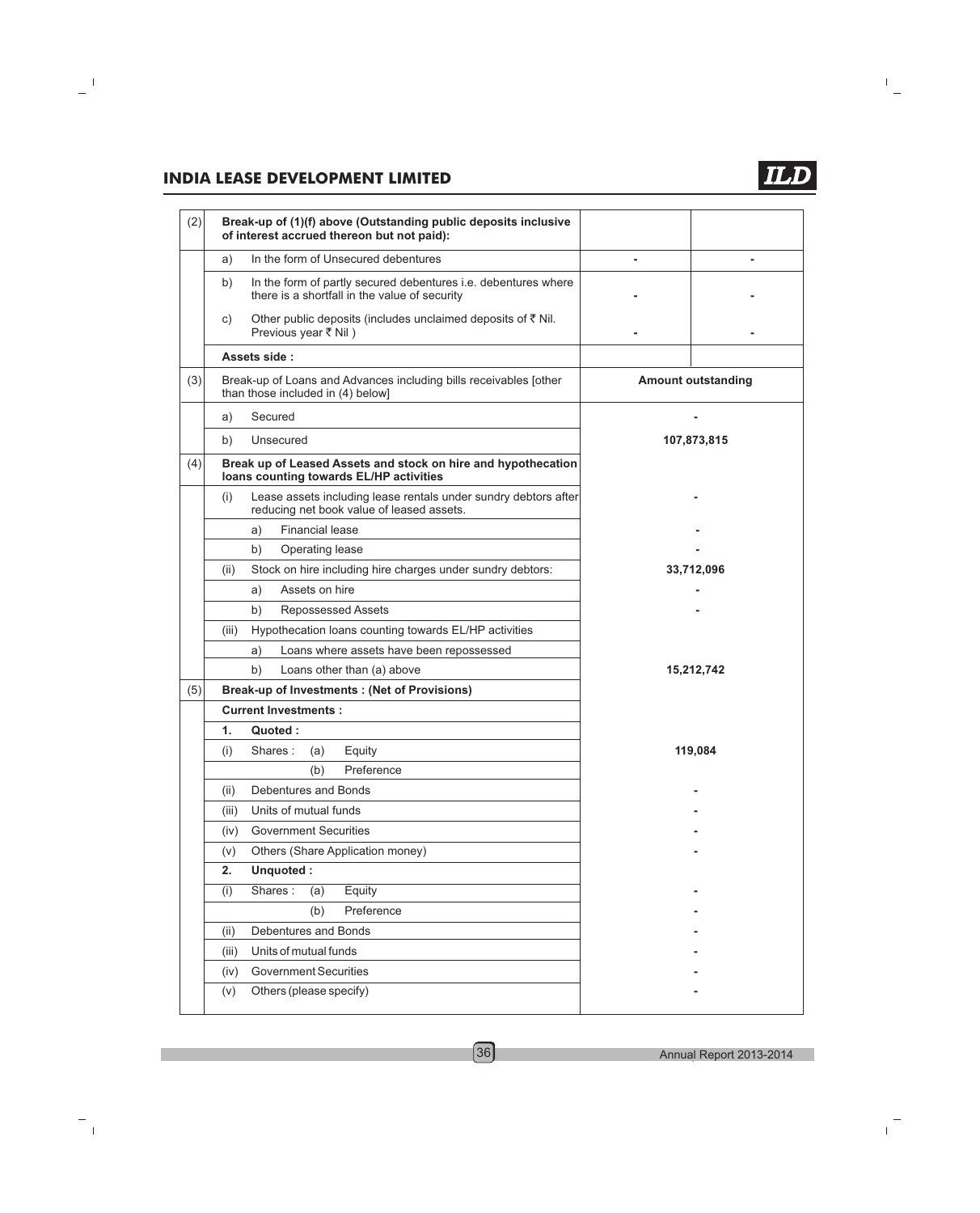| | | | |
|---|---|---|---|
| (2) | **Break-up of (1)(f) above (Outstanding public deposits inclusive of interest accrued thereon but not paid):** | | |
| | a) In the form of Unsecured debentures | - | - |
| | b) In the form of partly secured debentures i.e. debentures where there is a shortfall in the value of security | - | - |
| | c) Other public deposits (includes unclaimed deposits of ₹ Nil. Previous year ₹ Nil ) | - | - |
| | **Assets side :** | | |
| (3) | Break-up of Loans and Advances including bills receivables [other than those included in (4) below] | **Amount outstanding** | |
| | a) Secured | - | |
| | b) Unsecured | **107,873,815** | |
| (4) | **Break up of Leased Assets and stock on hire and hypothecation loans counting towards EL/HP activities** | | |
| | (i) Lease assets including lease rentals under sundry debtors after reducing net book value of leased assets. | - | |
| | a) Financial lease | - | |
| | b) Operating lease | - | |
| | (ii) Stock on hire including hire charges under sundry debtors: | **33,712,096** | |
| | a) Assets on hire | - | |
| | b) Repossessed Assets | - | |
| | (iii) Hypothecation loans counting towards EL/HP activities | | |
| | a) Loans where assets have been repossessed | | |
| | b) Loans other than (a) above | **15,212,742** | |
| (5) | **Break-up of Investments : (Net of Provisions)** | | |
| | **Current Investments :** | | |
| | **1. Quoted :** | | |
| | (i) Shares : (a) Equity | **119,084** | |
| | (b) Preference | | |
| | (ii) Debentures and Bonds | - | |
| | (iii) Units of mutual funds | - | |
| | (iv) Government Securities | - | |
| | (v) Others (Share Application money) | - | |
| | **2. Unquoted :** | | |
| | (i) Shares : (a) Equity | - | |
| | (b) Preference | - | |
| | (ii) Debentures and Bonds | - | |
| | (iii) Units of mutual funds | - | |
| | (iv) Government Securities | - | |
| | (v) Others (please specify) | - | |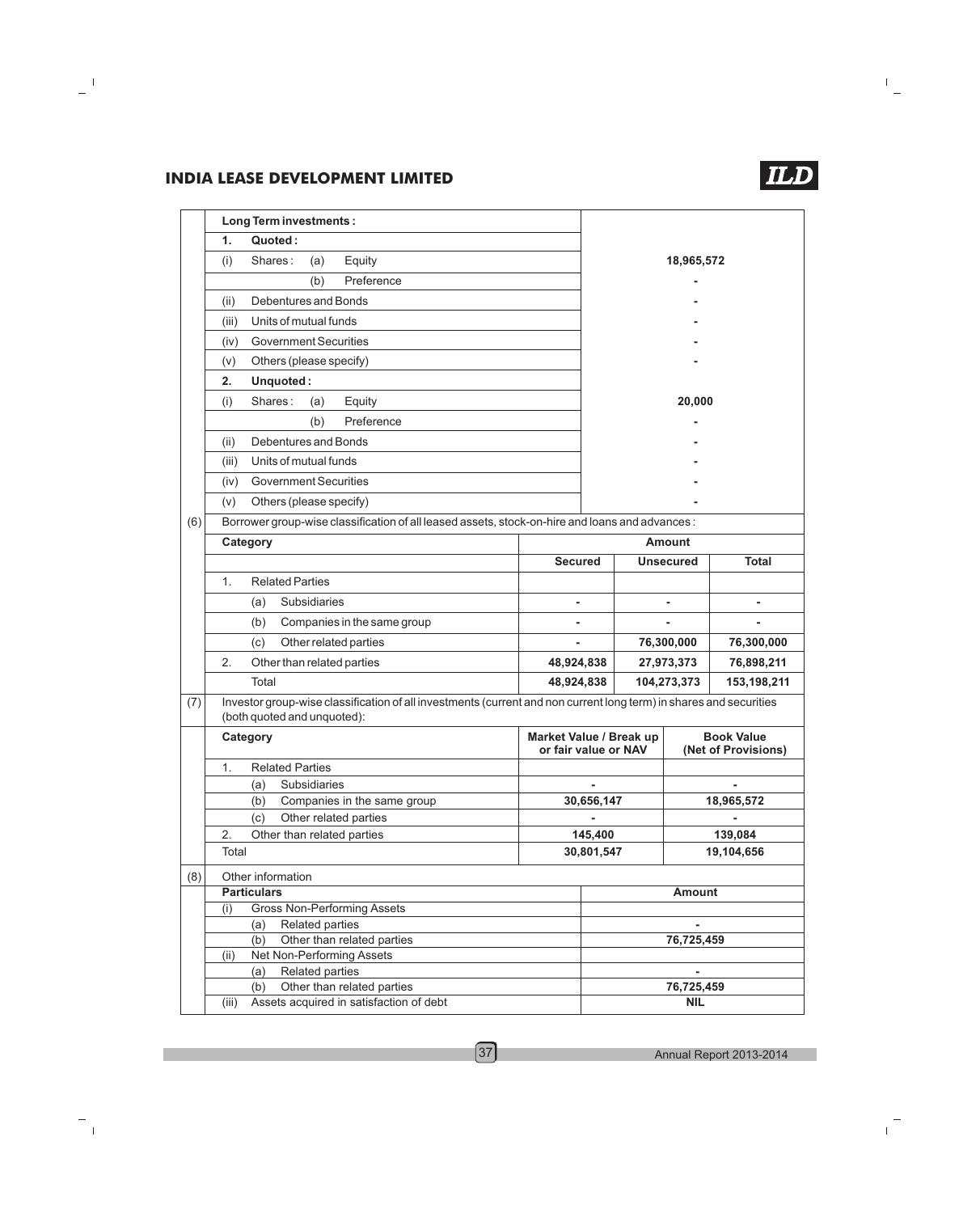| | Long Term investments : | |
|---|---|---|
| | **1. Quoted :** | |
| | (i) Shares : (a) Equity | 18,965,572 |
| | (b) Preference | - |
| | (ii) Debentures and Bonds | - |
| | (iii) Units of mutual funds | - |
| | (iv) Government Securities | - |
| | (v) Others (please specify) | - |
| | **2. Unquoted :** | |
| | (i) Shares : (a) Equity | 20,000 |
| | (b) Preference | - |
| | (ii) Debentures and Bonds | - |
| | (iii) Units of mutual funds | - |
| | (iv) Government Securities | - |
| | (v) Others (please specify) | - |

(6) Borrower group-wise classification of all leased assets, stock-on-hire and loans and advances :

| Category | Amount | | |
|---|---|---|---|
| | Secured | Unsecured | Total |
| 1. Related Parties | | | |
| (a) Subsidiaries | - | - | - |
| (b) Companies in the same group | - | - | - |
| (c) Other related parties | - | 76,300,000 | 76,300,000 |
| 2. Other than related parties | 48,924,838 | 27,973,373 | 76,898,211 |
| Total | 48,924,838 | 104,273,373 | 153,198,211 |

(7) Investor group-wise classification of all investments (current and non current long term) in shares and securities (both quoted and unquoted):

| Category | Market Value / Break up or fair value or NAV | Book Value (Net of Provisions) |
|---|---|---|
| 1. Related Parties | | |
| (a) Subsidiaries | - | - |
| (b) Companies in the same group | 30,656,147 | 18,965,572 |
| (c) Other related parties | - | - |
| 2. Other than related parties | 145,400 | 139,084 |
| Total | 30,801,547 | 19,104,656 |

(8) Other information

| Particulars | Amount |
|---|---|
| (i) Gross Non-Performing Assets | |
| (a) Related parties | - |
| (b) Other than related parties | 76,725,459 |
| (ii) Net Non-Performing Assets | |
| (a) Related parties | - |
| (b) Other than related parties | 76,725,459 |
| (iii) Assets acquired in satisfaction of debt | NIL |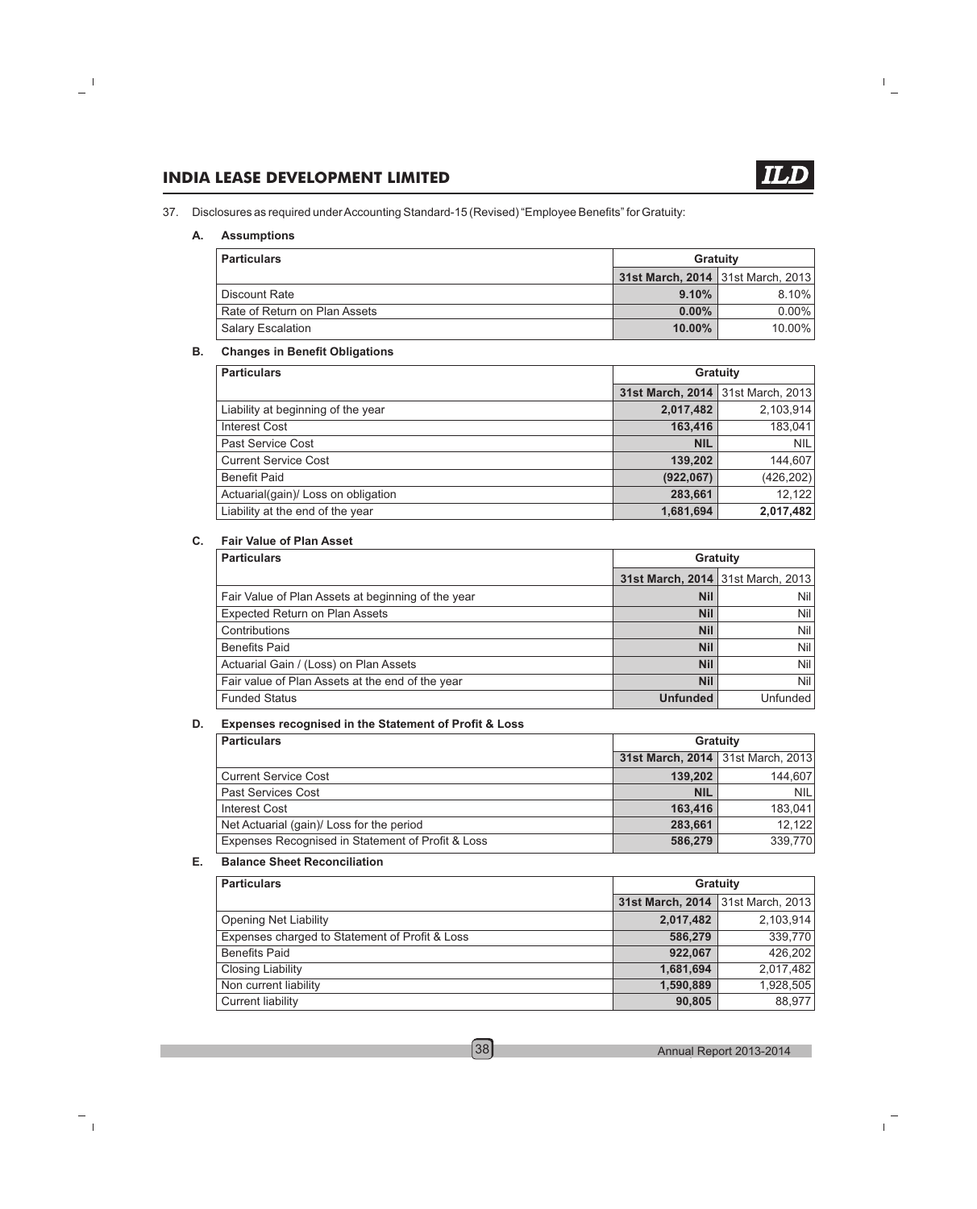37. Disclosures as required under Accounting Standard-15 (Revised) "Employee Benefits" for Gratuity:

**A. Assumptions**

| Particulars | Gratuity | |
|---|---|---|
| | **31st March, 2014** | 31st March, 2013 |
| Discount Rate | **9.10%** | 8.10% |
| Rate of Return on Plan Assets | **0.00%** | 0.00% |
| Salary Escalation | **10.00%** | 10.00% |

**B. Changes in Benefit Obligations**

| Particulars | Gratuity | |
|---|---|---|
| | **31st March, 2014** | 31st March, 2013 |
| Liability at beginning of the year | **2,017,482** | 2,103,914 |
| Interest Cost | **163,416** | 183,041 |
| Past Service Cost | **NIL** | NIL |
| Current Service Cost | **139,202** | 144,607 |
| Benefit Paid | **(922,067)** | (426,202) |
| Actuarial(gain)/ Loss on obligation | **283,661** | 12,122 |
| Liability at the end of the year | **1,681,694** | **2,017,482** |

**C. Fair Value of Plan Asset**

| Particulars | Gratuity | |
|---|---|---|
| | **31st March, 2014** | 31st March, 2013 |
| Fair Value of Plan Assets at beginning of the year | **Nil** | Nil |
| Expected Return on Plan Assets | **Nil** | Nil |
| Contributions | **Nil** | Nil |
| Benefits Paid | **Nil** | Nil |
| Actuarial Gain / (Loss) on Plan Assets | **Nil** | Nil |
| Fair value of Plan Assets at the end of the year | **Nil** | Nil |
| Funded Status | **Unfunded** | Unfunded |

**D. Expenses recognised in the Statement of Profit & Loss**

| Particulars | Gratuity | |
|---|---|---|
| | **31st March, 2014** | 31st March, 2013 |
| Current Service Cost | **139,202** | 144,607 |
| Past Services Cost | **NIL** | NIL |
| Interest Cost | **163,416** | 183,041 |
| Net Actuarial (gain)/ Loss for the period | **283,661** | 12,122 |
| Expenses Recognised in Statement of Profit & Loss | **586,279** | 339,770 |

**E. Balance Sheet Reconciliation**

| Particulars | Gratuity | |
|---|---|---|
| | **31st March, 2014** | 31st March, 2013 |
| Opening Net Liability | **2,017,482** | 2,103,914 |
| Expenses charged to Statement of Profit & Loss | **586,279** | 339,770 |
| Benefits Paid | **922,067** | 426,202 |
| Closing Liability | **1,681,694** | 2,017,482 |
| Non current liability | **1,590,889** | 1,928,505 |
| Current liability | **90,805** | 88,977 |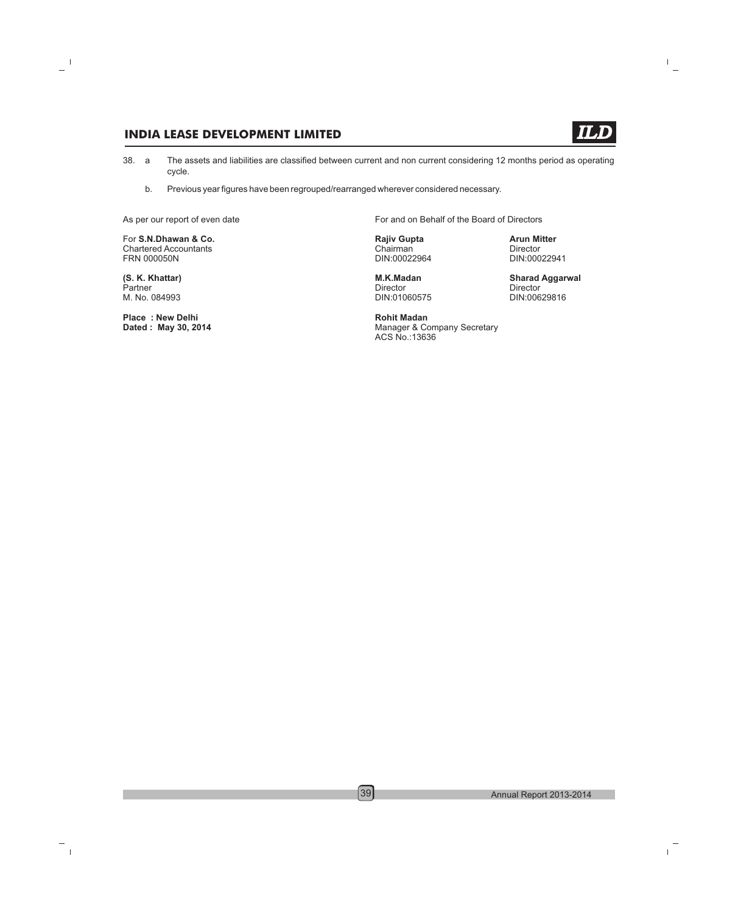38. a The assets and liabilities are classified between current and non current considering 12 months period as operating cycle.

b. Previous year figures have been regrouped/rearranged wherever considered necessary.

As per our report of even date

For **S.N.Dhawan & Co.**
Chartered Accountants
FRN 000050N

**(S. K. Khattar)**
Partner
M. No. 084993

**Place : New Delhi**
**Dated : May 30, 2014**

For and on Behalf of the Board of Directors

**Rajiv Gupta**
Chairman
DIN:00022964

**Arun Mitter**
Director
DIN:00022941

**M.K.Madan**
Director
DIN:01060575

**Sharad Aggarwal**
Director
DIN:00629816

**Rohit Madan**
Manager & Company Secretary
ACS No.:13636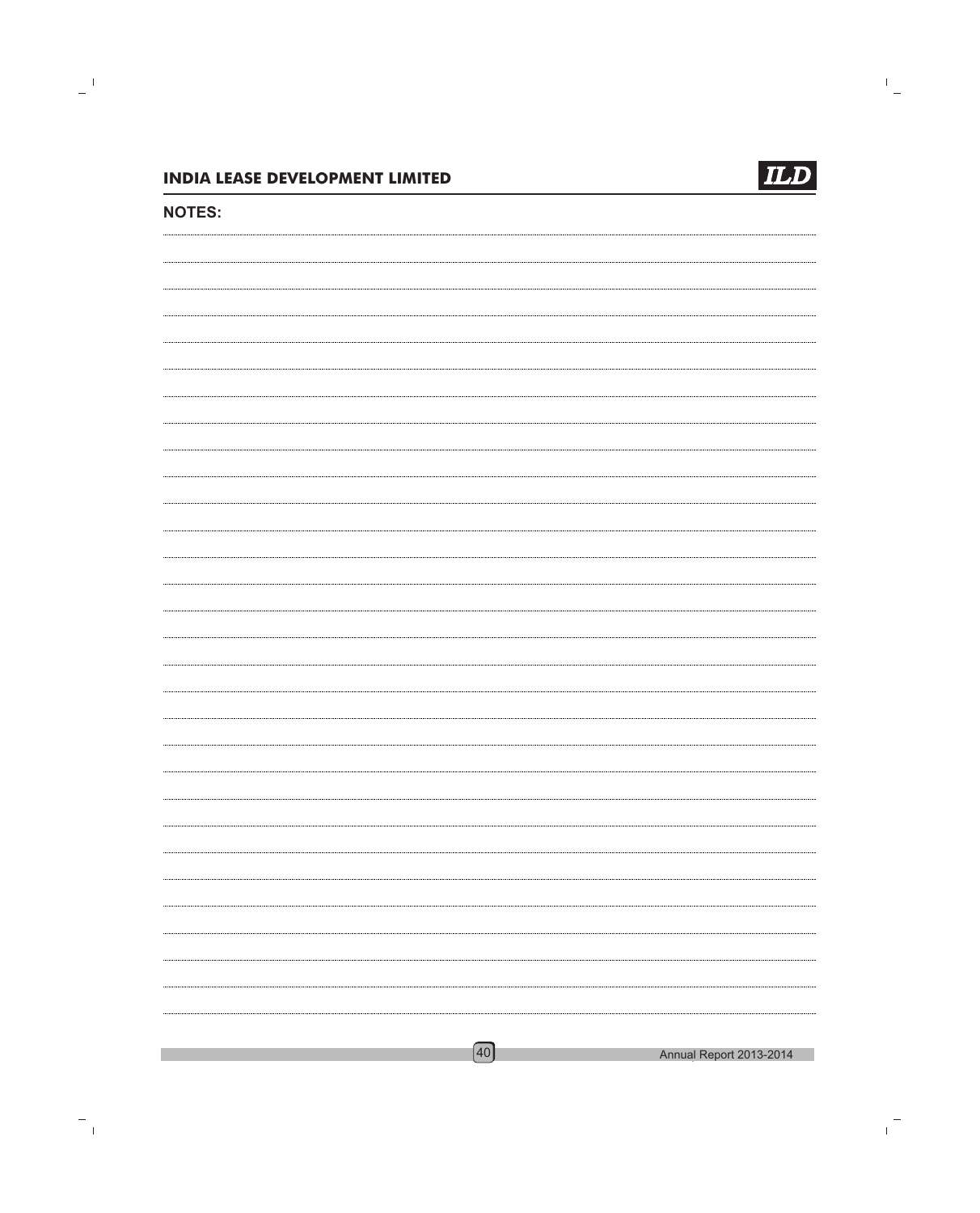NOTES: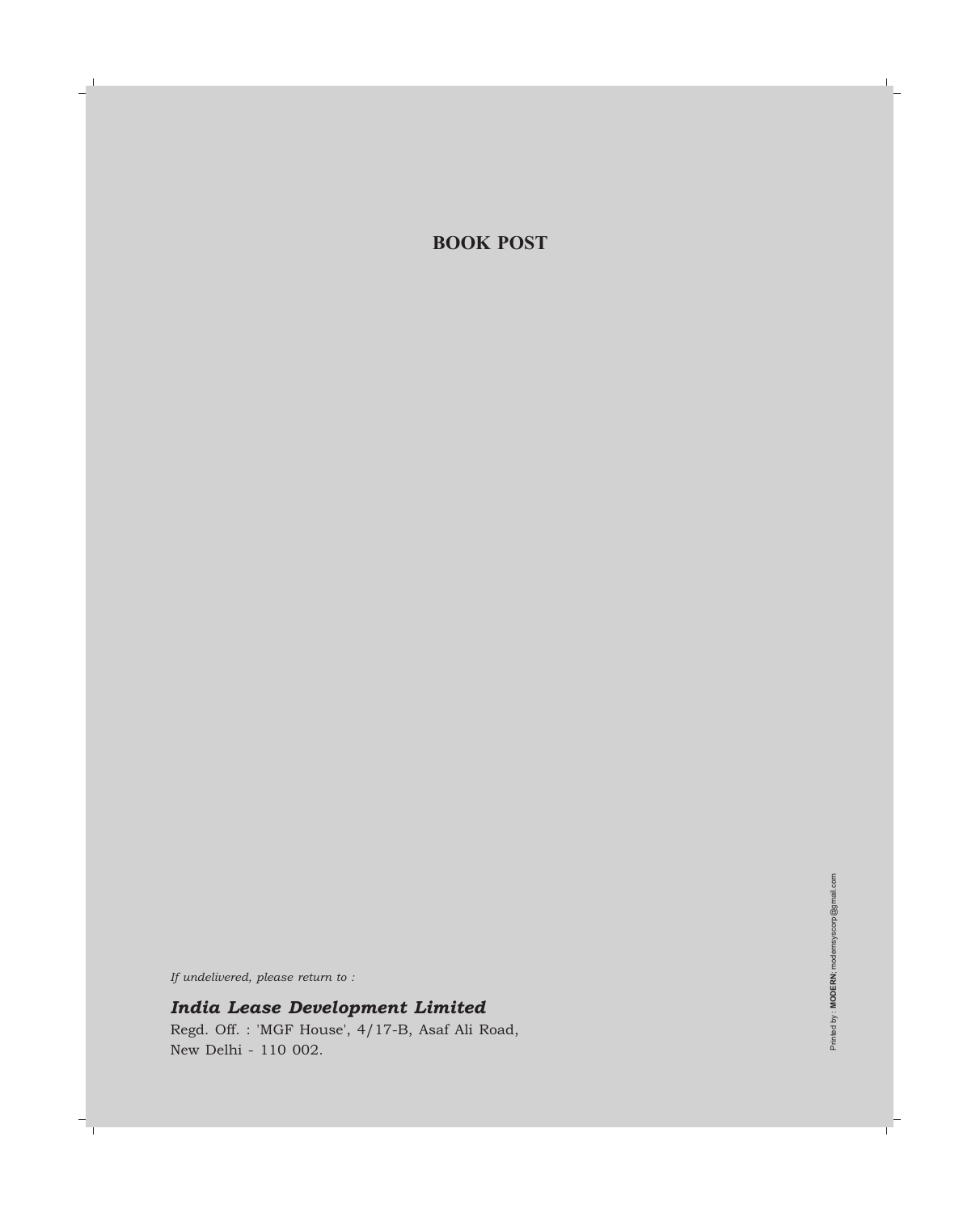**BOOK POST**

*If undelivered, please return to :*

***India Lease Development Limited***

Regd. Off. : 'MGF House', 4/17-B, Asaf Ali Road,
New Delhi - 110 002.

Printed by : **MODERN**: modernsyscorp@gmail.com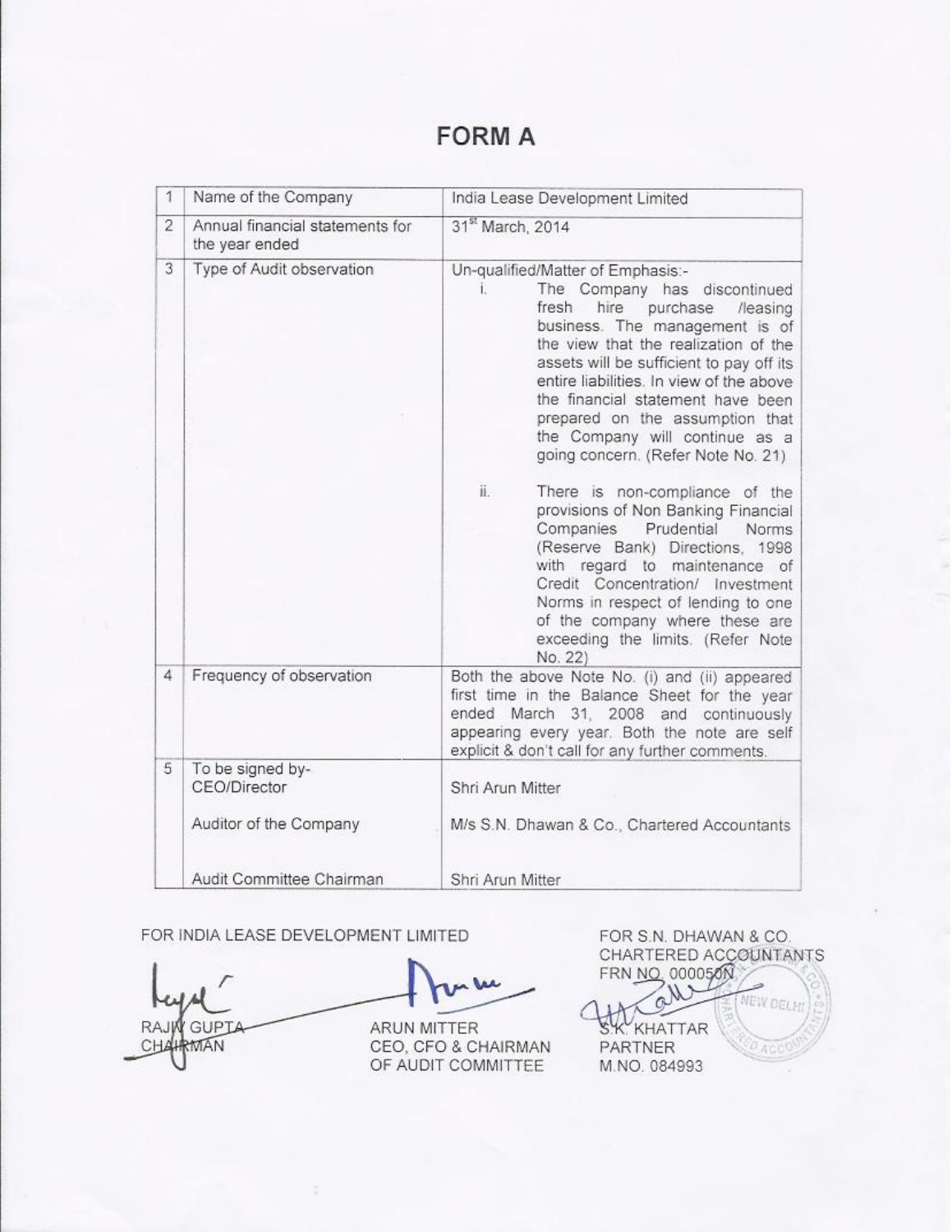# FORM A

| | | |
|---|---|---|
| 1 | Name of the Company | India Lease Development Limited |
| 2 | Annual financial statements for the year ended | 31st March, 2014 |
| 3 | Type of Audit observation | Un-qualified/Matter of Emphasis:-<br>i. The Company has discontinued fresh hire purchase /leasing business. The management is of the view that the realization of the assets will be sufficient to pay off its entire liabilities. In view of the above the financial statement have been prepared on the assumption that the Company will continue as a going concern. (Refer Note No. 21)<br><br>ii. There is non-compliance of the provisions of Non Banking Financial Companies Prudential Norms (Reserve Bank) Directions, 1998 with regard to maintenance of Credit Concentration/ Investment Norms in respect of lending to one of the company where these are exceeding the limits. (Refer Note No. 22) |
| 4 | Frequency of observation | Both the above Note No. (i) and (ii) appeared first time in the Balance Sheet for the year ended March 31, 2008 and continuously appearing every year. Both the note are self explicit & don't call for any further comments. |
| 5 | To be signed by-<br>CEO/Director<br><br>Auditor of the Company<br><br>Audit Committee Chairman | <br>Shri Arun Mitter<br><br>M/s S.N. Dhawan & Co., Chartered Accountants<br><br>Shri Arun Mitter |

FOR INDIA LEASE DEVELOPMENT LIMITED

RAJIV GUPTA
CHAIRMAN

ARUN MITTER
CEO, CFO & CHAIRMAN
OF AUDIT COMMITTEE

FOR S.N. DHAWAN & CO.
CHARTERED ACCOUNTANTS
FRN NO. 000050N

S.K. KHATTAR
PARTNER
M.NO. 084993